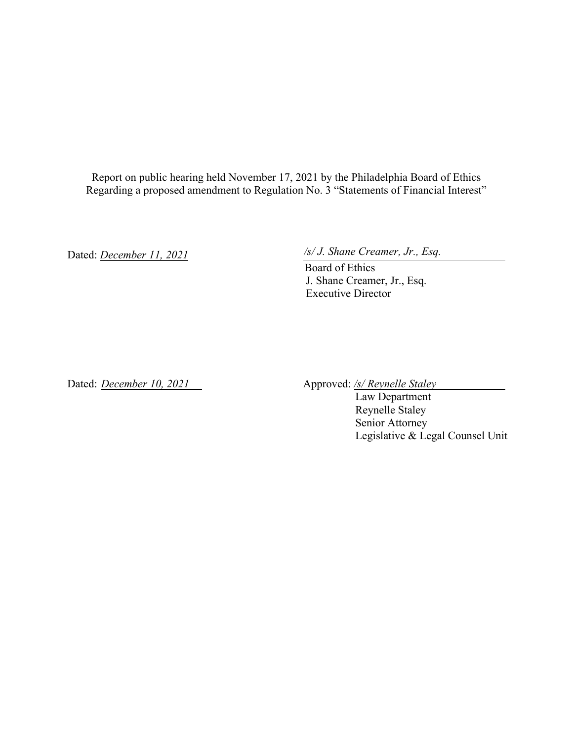Report on public hearing held November 17, 2021 by the Philadelphia Board of Ethics
Regarding a proposed amendment to Regulation No. 3 "Statements of Financial Interest"

Dated: *December 11, 2021*

*/s/ J. Shane Creamer, Jr., Esq.*
Board of Ethics
J. Shane Creamer, Jr., Esq.
Executive Director

Dated: *December 10, 2021*

Approved: */s/ Reynelle Staley*
Law Department
Reynelle Staley
Senior Attorney
Legislative & Legal Counsel Unit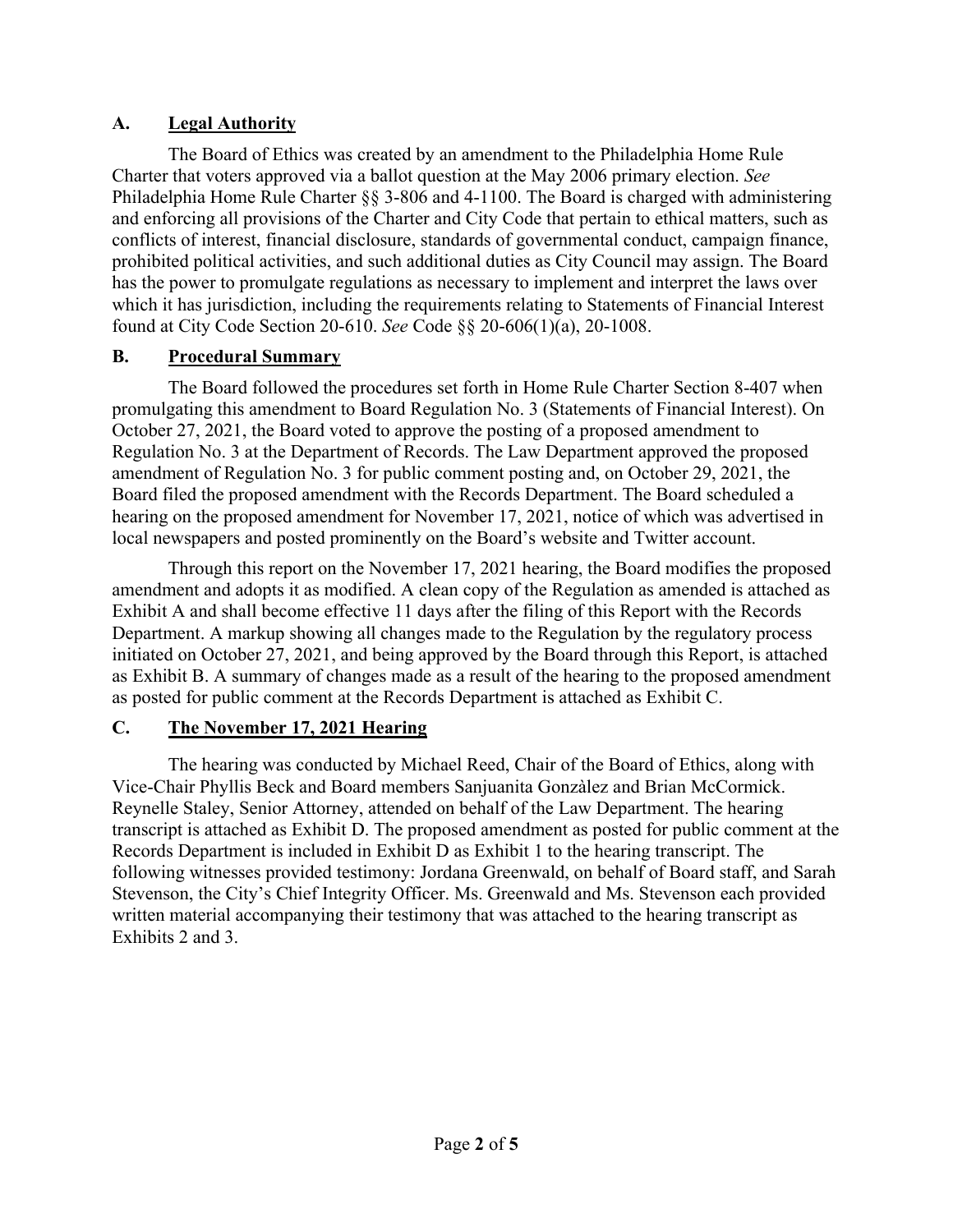## A. <u>Legal Authority</u>

The Board of Ethics was created by an amendment to the Philadelphia Home Rule Charter that voters approved via a ballot question at the May 2006 primary election. *See* Philadelphia Home Rule Charter §§ 3-806 and 4-1100. The Board is charged with administering and enforcing all provisions of the Charter and City Code that pertain to ethical matters, such as conflicts of interest, financial disclosure, standards of governmental conduct, campaign finance, prohibited political activities, and such additional duties as City Council may assign. The Board has the power to promulgate regulations as necessary to implement and interpret the laws over which it has jurisdiction, including the requirements relating to Statements of Financial Interest found at City Code Section 20-610. *See* Code §§ 20-606(1)(a), 20-1008.

## B. <u>Procedural Summary</u>

The Board followed the procedures set forth in Home Rule Charter Section 8-407 when promulgating this amendment to Board Regulation No. 3 (Statements of Financial Interest). On October 27, 2021, the Board voted to approve the posting of a proposed amendment to Regulation No. 3 at the Department of Records. The Law Department approved the proposed amendment of Regulation No. 3 for public comment posting and, on October 29, 2021, the Board filed the proposed amendment with the Records Department. The Board scheduled a hearing on the proposed amendment for November 17, 2021, notice of which was advertised in local newspapers and posted prominently on the Board's website and Twitter account.

Through this report on the November 17, 2021 hearing, the Board modifies the proposed amendment and adopts it as modified. A clean copy of the Regulation as amended is attached as Exhibit A and shall become effective 11 days after the filing of this Report with the Records Department. A markup showing all changes made to the Regulation by the regulatory process initiated on October 27, 2021, and being approved by the Board through this Report, is attached as Exhibit B. A summary of changes made as a result of the hearing to the proposed amendment as posted for public comment at the Records Department is attached as Exhibit C.

## C. <u>The November 17, 2021 Hearing</u>

The hearing was conducted by Michael Reed, Chair of the Board of Ethics, along with Vice-Chair Phyllis Beck and Board members Sanjuanita Gonzàlez and Brian McCormick. Reynelle Staley, Senior Attorney, attended on behalf of the Law Department. The hearing transcript is attached as Exhibit D. The proposed amendment as posted for public comment at the Records Department is included in Exhibit D as Exhibit 1 to the hearing transcript. The following witnesses provided testimony: Jordana Greenwald, on behalf of Board staff, and Sarah Stevenson, the City's Chief Integrity Officer. Ms. Greenwald and Ms. Stevenson each provided written material accompanying their testimony that was attached to the hearing transcript as Exhibits 2 and 3.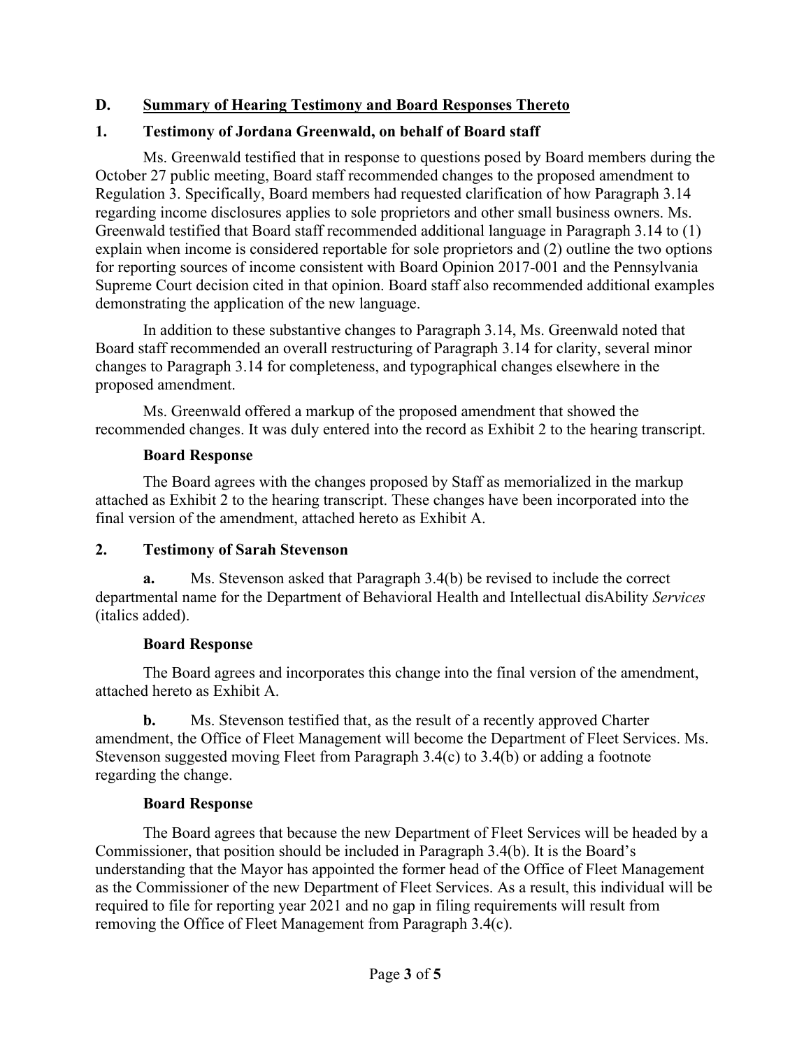## D. Summary of Hearing Testimony and Board Responses Thereto

### 1. Testimony of Jordana Greenwald, on behalf of Board staff

Ms. Greenwald testified that in response to questions posed by Board members during the October 27 public meeting, Board staff recommended changes to the proposed amendment to Regulation 3. Specifically, Board members had requested clarification of how Paragraph 3.14 regarding income disclosures applies to sole proprietors and other small business owners. Ms. Greenwald testified that Board staff recommended additional language in Paragraph 3.14 to (1) explain when income is considered reportable for sole proprietors and (2) outline the two options for reporting sources of income consistent with Board Opinion 2017-001 and the Pennsylvania Supreme Court decision cited in that opinion. Board staff also recommended additional examples demonstrating the application of the new language.

In addition to these substantive changes to Paragraph 3.14, Ms. Greenwald noted that Board staff recommended an overall restructuring of Paragraph 3.14 for clarity, several minor changes to Paragraph 3.14 for completeness, and typographical changes elsewhere in the proposed amendment.

Ms. Greenwald offered a markup of the proposed amendment that showed the recommended changes. It was duly entered into the record as Exhibit 2 to the hearing transcript.

**Board Response**

The Board agrees with the changes proposed by Staff as memorialized in the markup attached as Exhibit 2 to the hearing transcript. These changes have been incorporated into the final version of the amendment, attached hereto as Exhibit A.

### 2. Testimony of Sarah Stevenson

**a.** Ms. Stevenson asked that Paragraph 3.4(b) be revised to include the correct departmental name for the Department of Behavioral Health and Intellectual disAbility *Services* (italics added).

**Board Response**

The Board agrees and incorporates this change into the final version of the amendment, attached hereto as Exhibit A.

**b.** Ms. Stevenson testified that, as the result of a recently approved Charter amendment, the Office of Fleet Management will become the Department of Fleet Services. Ms. Stevenson suggested moving Fleet from Paragraph 3.4(c) to 3.4(b) or adding a footnote regarding the change.

**Board Response**

The Board agrees that because the new Department of Fleet Services will be headed by a Commissioner, that position should be included in Paragraph 3.4(b). It is the Board's understanding that the Mayor has appointed the former head of the Office of Fleet Management as the Commissioner of the new Department of Fleet Services. As a result, this individual will be required to file for reporting year 2021 and no gap in filing requirements will result from removing the Office of Fleet Management from Paragraph 3.4(c).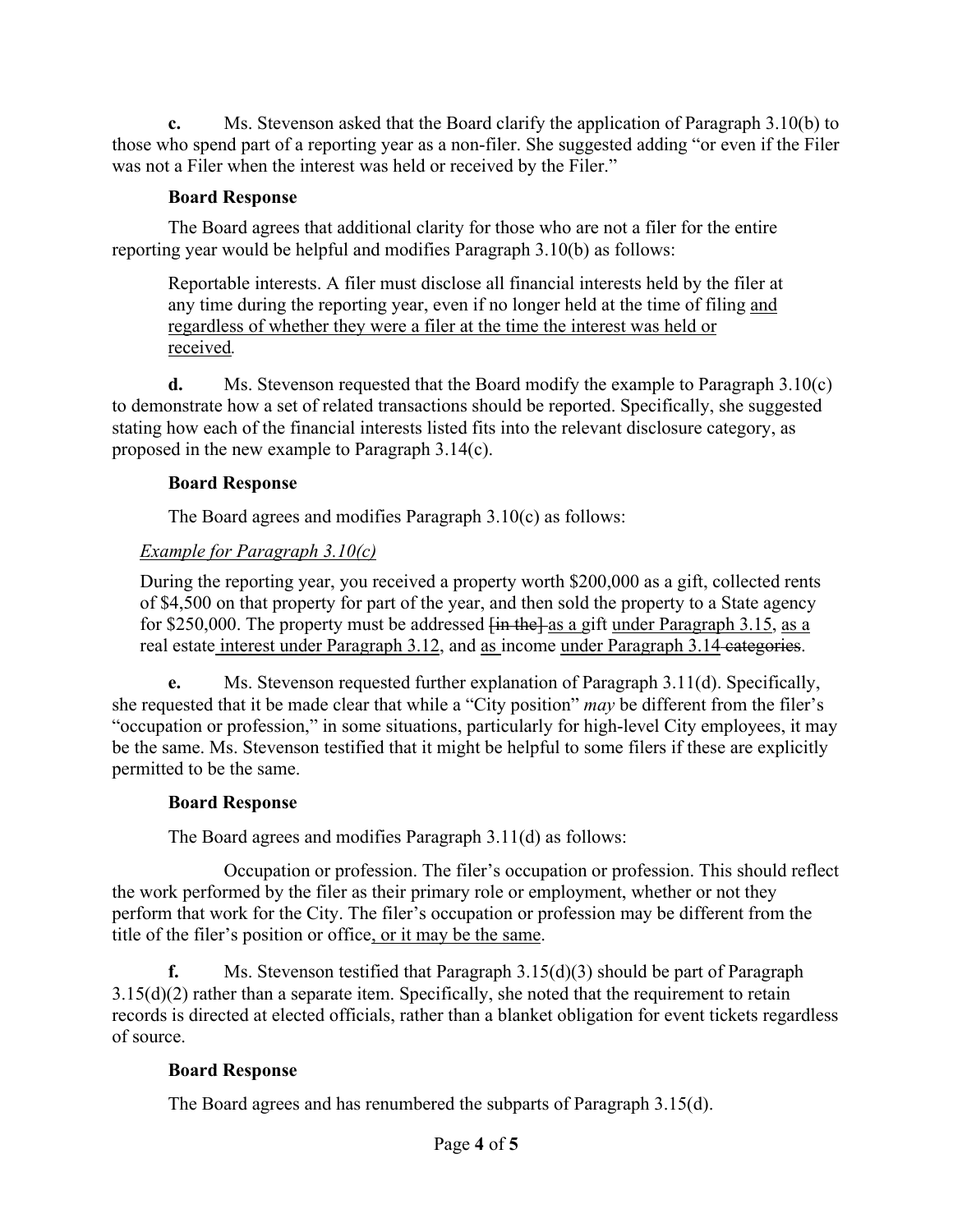**c.** Ms. Stevenson asked that the Board clarify the application of Paragraph 3.10(b) to those who spend part of a reporting year as a non-filer. She suggested adding "or even if the Filer was not a Filer when the interest was held or received by the Filer."

**Board Response**

The Board agrees that additional clarity for those who are not a filer for the entire reporting year would be helpful and modifies Paragraph 3.10(b) as follows:

> Reportable interests. A filer must disclose all financial interests held by the filer at any time during the reporting year, even if no longer held at the time of filing <u>and regardless of whether they were a filer at the time the interest was held or received</u>.

**d.** Ms. Stevenson requested that the Board modify the example to Paragraph 3.10(c) to demonstrate how a set of related transactions should be reported. Specifically, she suggested stating how each of the financial interests listed fits into the relevant disclosure category, as proposed in the new example to Paragraph 3.14(c).

**Board Response**

The Board agrees and modifies Paragraph 3.10(c) as follows:

> <u>*Example for Paragraph 3.10(c)*</u>
>
> During the reporting year, you received a property worth $200,000 as a gift, collected rents of $4,500 on that property for part of the year, and then sold the property to a State agency for $250,000. The property must be addressed ~~[in the]~~ <u>as a</u> gift <u>under Paragraph 3.15</u>, <u>as a</u> real estate <u>interest under Paragraph 3.12</u>, and <u>as</u> income <u>under Paragraph 3.14</u> ~~categories~~.

**e.** Ms. Stevenson requested further explanation of Paragraph 3.11(d). Specifically, she requested that it be made clear that while a "City position" *may* be different from the filer's "occupation or profession," in some situations, particularly for high-level City employees, it may be the same. Ms. Stevenson testified that it might be helpful to some filers if these are explicitly permitted to be the same.

**Board Response**

The Board agrees and modifies Paragraph 3.11(d) as follows:

> Occupation or profession. The filer's occupation or profession. This should reflect the work performed by the filer as their primary role or employment, whether or not they perform that work for the City. The filer's occupation or profession may be different from the title of the filer's position or office<u>, or it may be the same</u>.

**f.** Ms. Stevenson testified that Paragraph 3.15(d)(3) should be part of Paragraph 3.15(d)(2) rather than a separate item. Specifically, she noted that the requirement to retain records is directed at elected officials, rather than a blanket obligation for event tickets regardless of source.

**Board Response**

The Board agrees and has renumbered the subparts of Paragraph 3.15(d).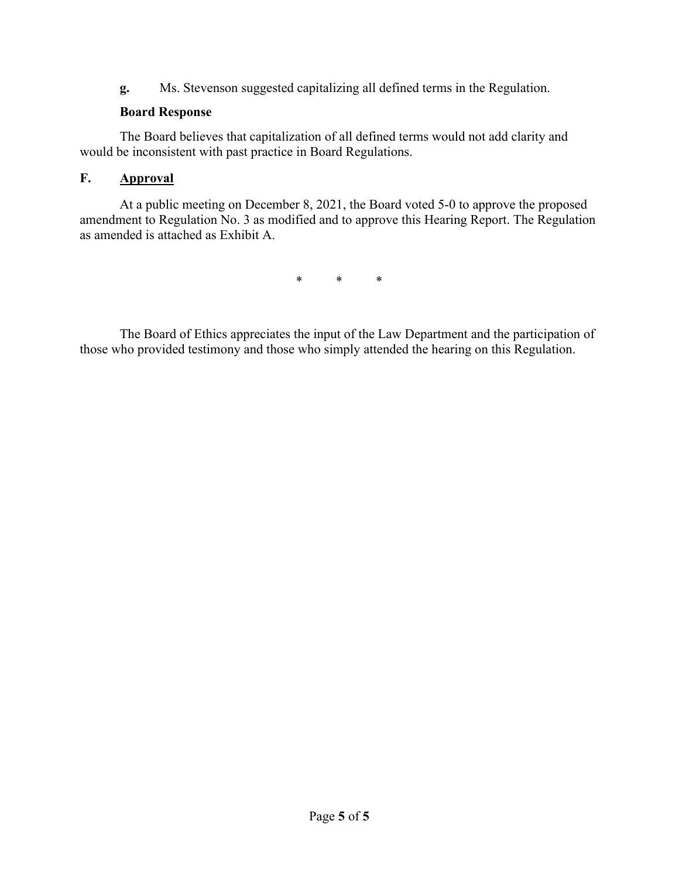**g.** Ms. Stevenson suggested capitalizing all defined terms in the Regulation.

**Board Response**

The Board believes that capitalization of all defined terms would not add clarity and would be inconsistent with past practice in Board Regulations.

## F. <u>Approval</u>

At a public meeting on December 8, 2021, the Board voted 5-0 to approve the proposed amendment to Regulation No. 3 as modified and to approve this Hearing Report. The Regulation as amended is attached as Exhibit A.

\* \* \*

The Board of Ethics appreciates the input of the Law Department and the participation of those who provided testimony and those who simply attended the hearing on this Regulation.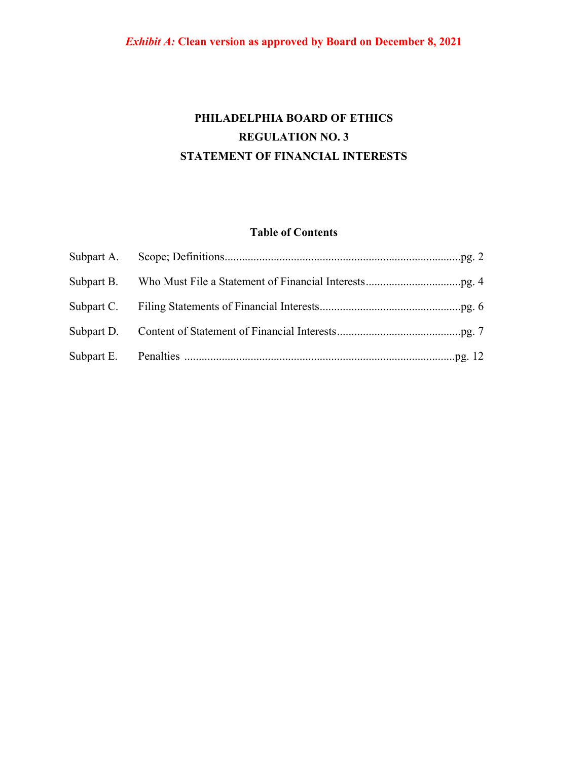***Exhibit A:* Clean version as approved by Board on December 8, 2021**

# PHILADELPHIA BOARD OF ETHICS
# REGULATION NO. 3
# STATEMENT OF FINANCIAL INTERESTS

## Table of Contents

| | | |
|---|---|---|
| Subpart A. | Scope; Definitions | pg. 2 |
| Subpart B. | Who Must File a Statement of Financial Interests | pg. 4 |
| Subpart C. | Filing Statements of Financial Interests | pg. 6 |
| Subpart D. | Content of Statement of Financial Interests | pg. 7 |
| Subpart E. | Penalties | pg. 12 |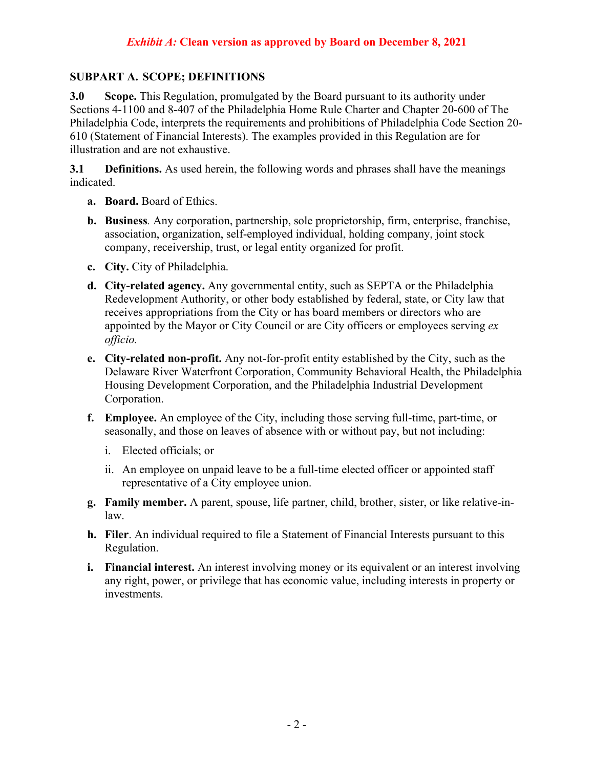***Exhibit A:* Clean version as approved by Board on December 8, 2021**

## SUBPART A. SCOPE; DEFINITIONS

**3.0 Scope.** This Regulation, promulgated by the Board pursuant to its authority under Sections 4-1100 and 8-407 of the Philadelphia Home Rule Charter and Chapter 20-600 of The Philadelphia Code, interprets the requirements and prohibitions of Philadelphia Code Section 20-610 (Statement of Financial Interests). The examples provided in this Regulation are for illustration and are not exhaustive.

**3.1 Definitions.** As used herein, the following words and phrases shall have the meanings indicated.

- **a. Board.** Board of Ethics.
- **b. Business***.* Any corporation, partnership, sole proprietorship, firm, enterprise, franchise, association, organization, self-employed individual, holding company, joint stock company, receivership, trust, or legal entity organized for profit.
- **c. City.** City of Philadelphia.
- **d. City-related agency.** Any governmental entity, such as SEPTA or the Philadelphia Redevelopment Authority, or other body established by federal, state, or City law that receives appropriations from the City or has board members or directors who are appointed by the Mayor or City Council or are City officers or employees serving *ex officio.*
- **e. City-related non-profit.** Any not-for-profit entity established by the City, such as the Delaware River Waterfront Corporation, Community Behavioral Health, the Philadelphia Housing Development Corporation, and the Philadelphia Industrial Development Corporation.
- **f. Employee.** An employee of the City, including those serving full-time, part-time, or seasonally, and those on leaves of absence with or without pay, but not including:
  - i. Elected officials; or
  - ii. An employee on unpaid leave to be a full-time elected officer or appointed staff representative of a City employee union.
- **g. Family member.** A parent, spouse, life partner, child, brother, sister, or like relative-in-law.
- **h. Filer**. An individual required to file a Statement of Financial Interests pursuant to this Regulation.
- **i. Financial interest.** An interest involving money or its equivalent or an interest involving any right, power, or privilege that has economic value, including interests in property or investments.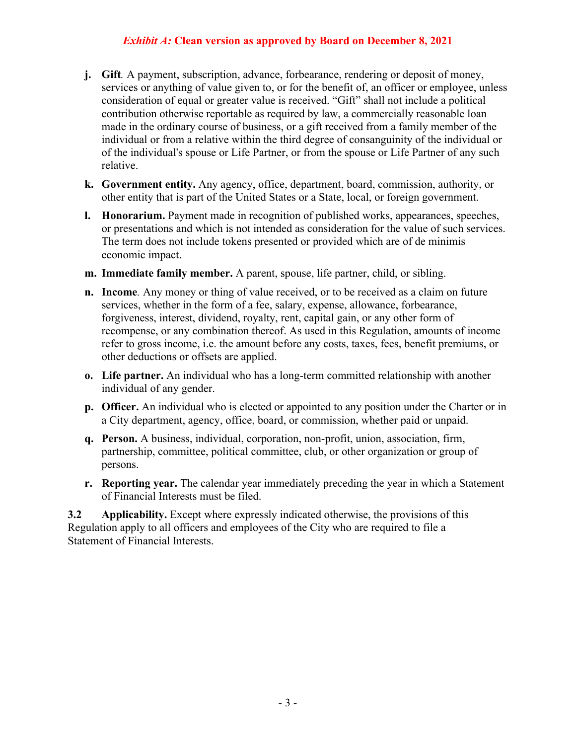*Exhibit A:* **Clean version as approved by Board on December 8, 2021**

- **j. Gift**. A payment, subscription, advance, forbearance, rendering or deposit of money, services or anything of value given to, or for the benefit of, an officer or employee, unless consideration of equal or greater value is received. "Gift" shall not include a political contribution otherwise reportable as required by law, a commercially reasonable loan made in the ordinary course of business, or a gift received from a family member of the individual or from a relative within the third degree of consanguinity of the individual or of the individual's spouse or Life Partner, or from the spouse or Life Partner of any such relative.
- **k. Government entity.** Any agency, office, department, board, commission, authority, or other entity that is part of the United States or a State, local, or foreign government.
- **l. Honorarium.** Payment made in recognition of published works, appearances, speeches, or presentations and which is not intended as consideration for the value of such services. The term does not include tokens presented or provided which are of de minimis economic impact.
- **m. Immediate family member.** A parent, spouse, life partner, child, or sibling.
- **n. Income**. Any money or thing of value received, or to be received as a claim on future services, whether in the form of a fee, salary, expense, allowance, forbearance, forgiveness, interest, dividend, royalty, rent, capital gain, or any other form of recompense, or any combination thereof. As used in this Regulation, amounts of income refer to gross income, i.e. the amount before any costs, taxes, fees, benefit premiums, or other deductions or offsets are applied.
- **o. Life partner.** An individual who has a long-term committed relationship with another individual of any gender.
- **p. Officer.** An individual who is elected or appointed to any position under the Charter or in a City department, agency, office, board, or commission, whether paid or unpaid.
- **q. Person.** A business, individual, corporation, non-profit, union, association, firm, partnership, committee, political committee, club, or other organization or group of persons.
- **r. Reporting year.** The calendar year immediately preceding the year in which a Statement of Financial Interests must be filed.

**3.2 Applicability.** Except where expressly indicated otherwise, the provisions of this Regulation apply to all officers and employees of the City who are required to file a Statement of Financial Interests.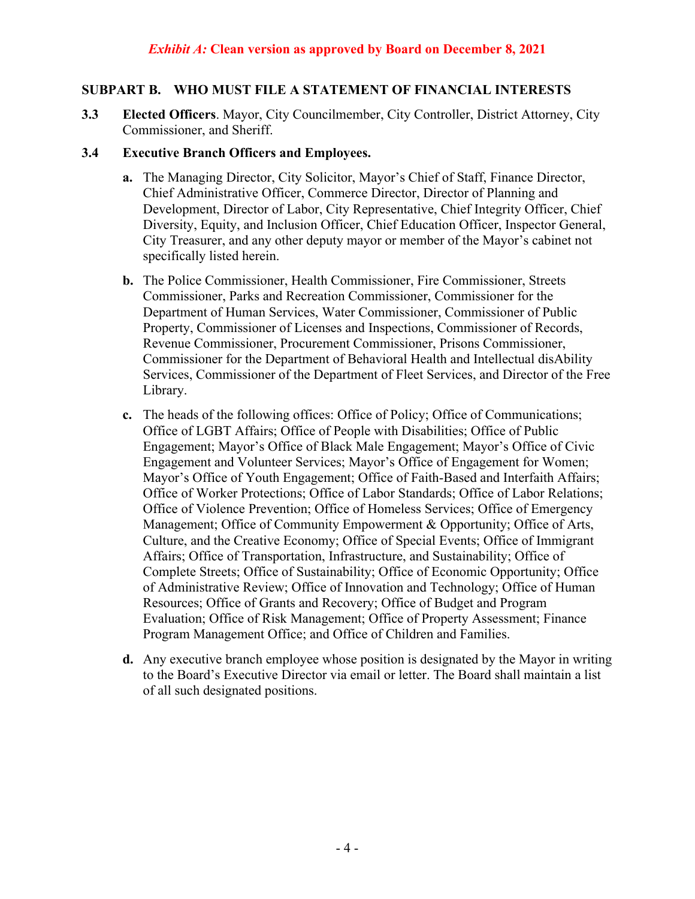*Exhibit A:* **Clean version as approved by Board on December 8, 2021**

## SUBPART B. WHO MUST FILE A STATEMENT OF FINANCIAL INTERESTS

**3.3 Elected Officers**. Mayor, City Councilmember, City Controller, District Attorney, City Commissioner, and Sheriff.

**3.4 Executive Branch Officers and Employees.**

**a.** The Managing Director, City Solicitor, Mayor's Chief of Staff, Finance Director, Chief Administrative Officer, Commerce Director, Director of Planning and Development, Director of Labor, City Representative, Chief Integrity Officer, Chief Diversity, Equity, and Inclusion Officer, Chief Education Officer, Inspector General, City Treasurer, and any other deputy mayor or member of the Mayor's cabinet not specifically listed herein.

**b.** The Police Commissioner, Health Commissioner, Fire Commissioner, Streets Commissioner, Parks and Recreation Commissioner, Commissioner for the Department of Human Services, Water Commissioner, Commissioner of Public Property, Commissioner of Licenses and Inspections, Commissioner of Records, Revenue Commissioner, Procurement Commissioner, Prisons Commissioner, Commissioner for the Department of Behavioral Health and Intellectual disAbility Services, Commissioner of the Department of Fleet Services, and Director of the Free Library.

**c.** The heads of the following offices: Office of Policy; Office of Communications; Office of LGBT Affairs; Office of People with Disabilities; Office of Public Engagement; Mayor's Office of Black Male Engagement; Mayor's Office of Civic Engagement and Volunteer Services; Mayor's Office of Engagement for Women; Mayor's Office of Youth Engagement; Office of Faith-Based and Interfaith Affairs; Office of Worker Protections; Office of Labor Standards; Office of Labor Relations; Office of Violence Prevention; Office of Homeless Services; Office of Emergency Management; Office of Community Empowerment & Opportunity; Office of Arts, Culture, and the Creative Economy; Office of Special Events; Office of Immigrant Affairs; Office of Transportation, Infrastructure, and Sustainability; Office of Complete Streets; Office of Sustainability; Office of Economic Opportunity; Office of Administrative Review; Office of Innovation and Technology; Office of Human Resources; Office of Grants and Recovery; Office of Budget and Program Evaluation; Office of Risk Management; Office of Property Assessment; Finance Program Management Office; and Office of Children and Families.

**d.** Any executive branch employee whose position is designated by the Mayor in writing to the Board's Executive Director via email or letter. The Board shall maintain a list of all such designated positions.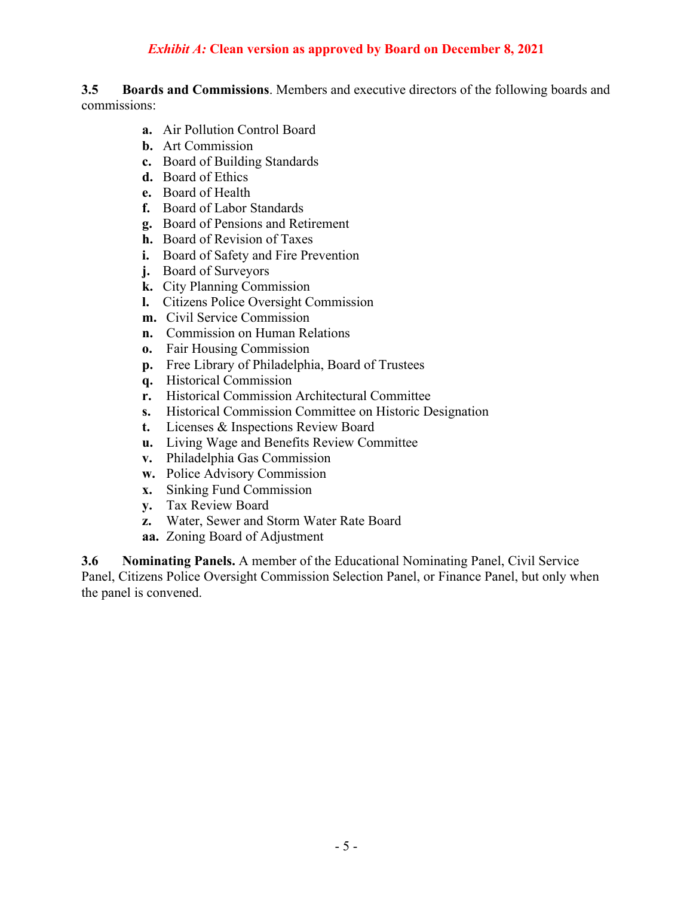*Exhibit A:* **Clean version as approved by Board on December 8, 2021**

**3.5 Boards and Commissions**. Members and executive directors of the following boards and commissions:

- **a.** Air Pollution Control Board
- **b.** Art Commission
- **c.** Board of Building Standards
- **d.** Board of Ethics
- **e.** Board of Health
- **f.** Board of Labor Standards
- **g.** Board of Pensions and Retirement
- **h.** Board of Revision of Taxes
- **i.** Board of Safety and Fire Prevention
- **j.** Board of Surveyors
- **k.** City Planning Commission
- **l.** Citizens Police Oversight Commission
- **m.** Civil Service Commission
- **n.** Commission on Human Relations
- **o.** Fair Housing Commission
- **p.** Free Library of Philadelphia, Board of Trustees
- **q.** Historical Commission
- **r.** Historical Commission Architectural Committee
- **s.** Historical Commission Committee on Historic Designation
- **t.** Licenses & Inspections Review Board
- **u.** Living Wage and Benefits Review Committee
- **v.** Philadelphia Gas Commission
- **w.** Police Advisory Commission
- **x.** Sinking Fund Commission
- **y.** Tax Review Board
- **z.** Water, Sewer and Storm Water Rate Board
- **aa.** Zoning Board of Adjustment

**3.6 Nominating Panels.** A member of the Educational Nominating Panel, Civil Service Panel, Citizens Police Oversight Commission Selection Panel, or Finance Panel, but only when the panel is convened.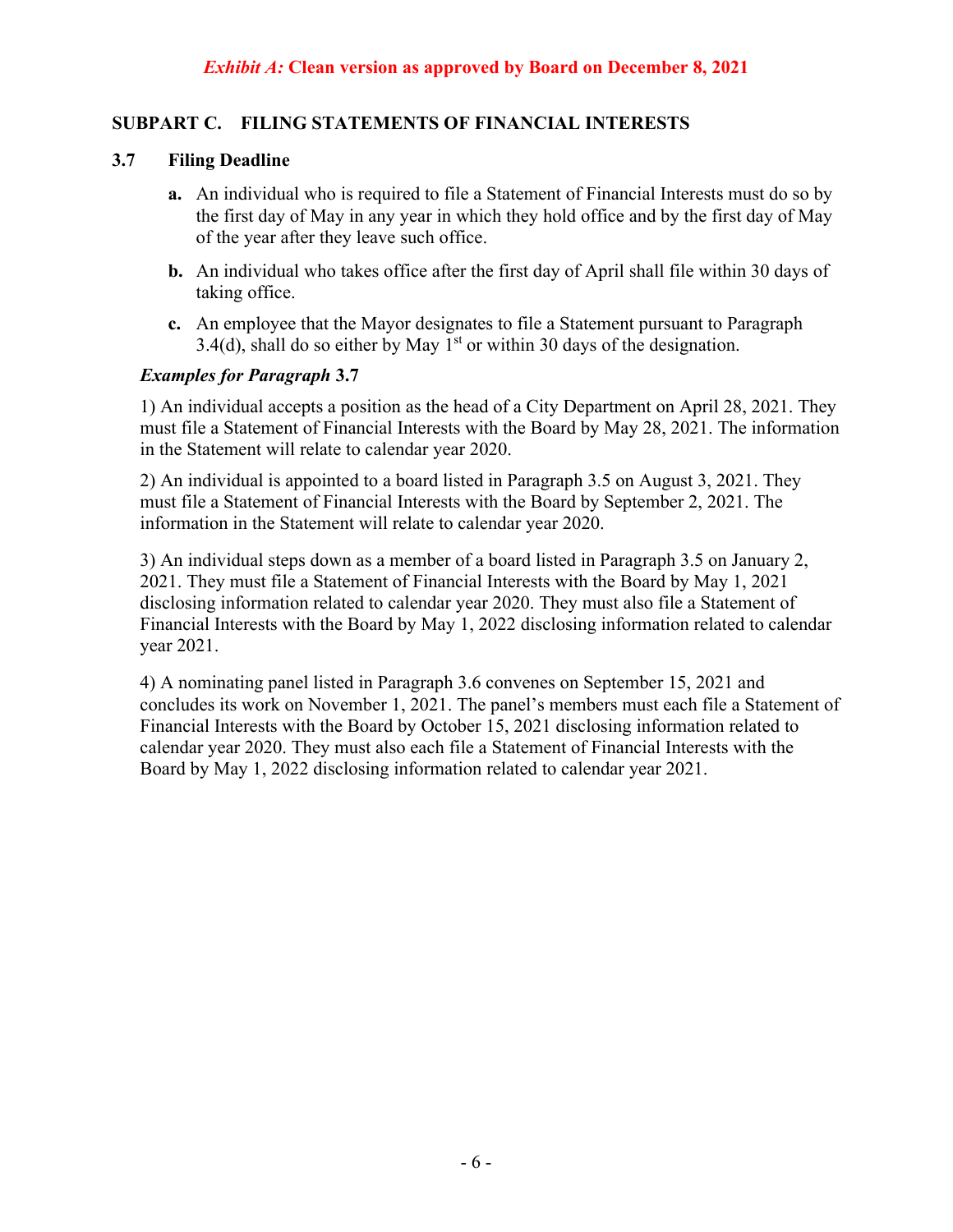***Exhibit A:* Clean version as approved by Board on December 8, 2021**

## SUBPART C. FILING STATEMENTS OF FINANCIAL INTERESTS

### 3.7 Filing Deadline

**a.** An individual who is required to file a Statement of Financial Interests must do so by the first day of May in any year in which they hold office and by the first day of May of the year after they leave such office.

**b.** An individual who takes office after the first day of April shall file within 30 days of taking office.

**c.** An employee that the Mayor designates to file a Statement pursuant to Paragraph 3.4(d), shall do so either by May 1st or within 30 days of the designation.

***Examples for Paragraph* 3.7**

1) An individual accepts a position as the head of a City Department on April 28, 2021. They must file a Statement of Financial Interests with the Board by May 28, 2021. The information in the Statement will relate to calendar year 2020.

2) An individual is appointed to a board listed in Paragraph 3.5 on August 3, 2021. They must file a Statement of Financial Interests with the Board by September 2, 2021. The information in the Statement will relate to calendar year 2020.

3) An individual steps down as a member of a board listed in Paragraph 3.5 on January 2, 2021. They must file a Statement of Financial Interests with the Board by May 1, 2021 disclosing information related to calendar year 2020. They must also file a Statement of Financial Interests with the Board by May 1, 2022 disclosing information related to calendar year 2021.

4) A nominating panel listed in Paragraph 3.6 convenes on September 15, 2021 and concludes its work on November 1, 2021. The panel's members must each file a Statement of Financial Interests with the Board by October 15, 2021 disclosing information related to calendar year 2020. They must also each file a Statement of Financial Interests with the Board by May 1, 2022 disclosing information related to calendar year 2021.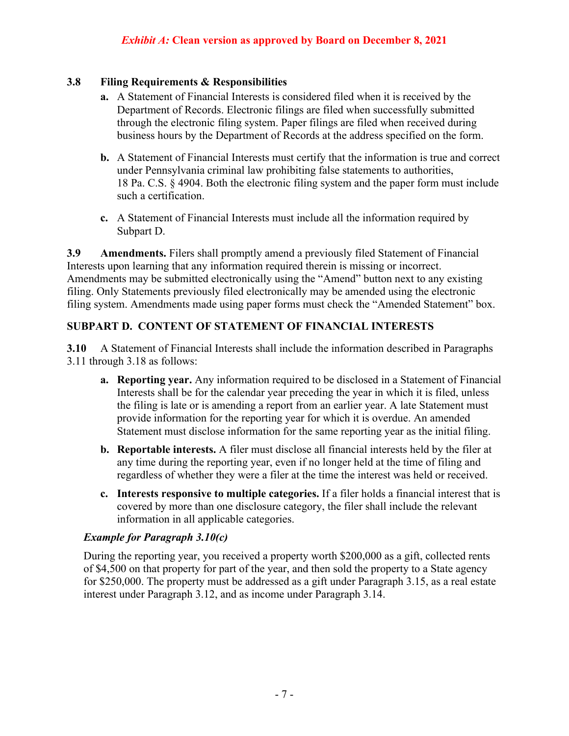*Exhibit A:* **Clean version as approved by Board on December 8, 2021**

**3.8 Filing Requirements & Responsibilities**

- **a.** A Statement of Financial Interests is considered filed when it is received by the Department of Records. Electronic filings are filed when successfully submitted through the electronic filing system. Paper filings are filed when received during business hours by the Department of Records at the address specified on the form.

- **b.** A Statement of Financial Interests must certify that the information is true and correct under Pennsylvania criminal law prohibiting false statements to authorities, 18 Pa. C.S. § 4904. Both the electronic filing system and the paper form must include such a certification.

- **c.** A Statement of Financial Interests must include all the information required by Subpart D.

**3.9 Amendments.** Filers shall promptly amend a previously filed Statement of Financial Interests upon learning that any information required therein is missing or incorrect. Amendments may be submitted electronically using the "Amend" button next to any existing filing. Only Statements previously filed electronically may be amended using the electronic filing system. Amendments made using paper forms must check the "Amended Statement" box.

## SUBPART D. CONTENT OF STATEMENT OF FINANCIAL INTERESTS

**3.10** A Statement of Financial Interests shall include the information described in Paragraphs 3.11 through 3.18 as follows:

- **a. Reporting year.** Any information required to be disclosed in a Statement of Financial Interests shall be for the calendar year preceding the year in which it is filed, unless the filing is late or is amending a report from an earlier year. A late Statement must provide information for the reporting year for which it is overdue. An amended Statement must disclose information for the same reporting year as the initial filing.

- **b. Reportable interests.** A filer must disclose all financial interests held by the filer at any time during the reporting year, even if no longer held at the time of filing and regardless of whether they were a filer at the time the interest was held or received.

- **c. Interests responsive to multiple categories.** If a filer holds a financial interest that is covered by more than one disclosure category, the filer shall include the relevant information in all applicable categories.

***Example for Paragraph 3.10(c)***

During the reporting year, you received a property worth $200,000 as a gift, collected rents of $4,500 on that property for part of the year, and then sold the property to a State agency for $250,000. The property must be addressed as a gift under Paragraph 3.15, as a real estate interest under Paragraph 3.12, and as income under Paragraph 3.14.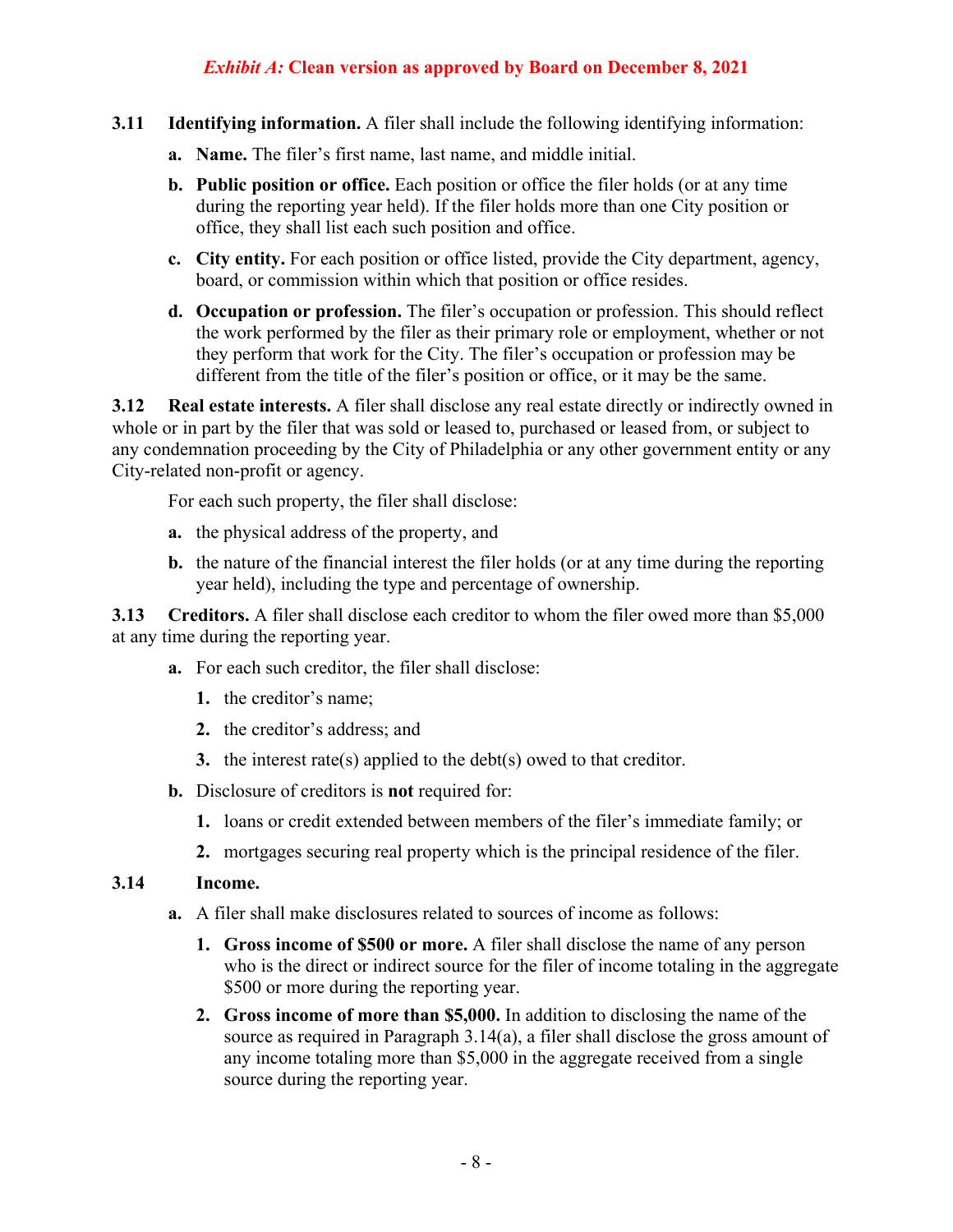***Exhibit A:*** **Clean version as approved by Board on December 8, 2021**

**3.11 Identifying information.** A filer shall include the following identifying information:

- **a. Name.** The filer's first name, last name, and middle initial.
- **b. Public position or office.** Each position or office the filer holds (or at any time during the reporting year held). If the filer holds more than one City position or office, they shall list each such position and office.
- **c. City entity.** For each position or office listed, provide the City department, agency, board, or commission within which that position or office resides.
- **d. Occupation or profession.** The filer's occupation or profession. This should reflect the work performed by the filer as their primary role or employment, whether or not they perform that work for the City. The filer's occupation or profession may be different from the title of the filer's position or office, or it may be the same.

**3.12 Real estate interests.** A filer shall disclose any real estate directly or indirectly owned in whole or in part by the filer that was sold or leased to, purchased or leased from, or subject to any condemnation proceeding by the City of Philadelphia or any other government entity or any City-related non-profit or agency.

For each such property, the filer shall disclose:

- **a.** the physical address of the property, and
- **b.** the nature of the financial interest the filer holds (or at any time during the reporting year held), including the type and percentage of ownership.

**3.13 Creditors.** A filer shall disclose each creditor to whom the filer owed more than $5,000 at any time during the reporting year.

- **a.** For each such creditor, the filer shall disclose:
  1. the creditor's name;
  2. the creditor's address; and
  3. the interest rate(s) applied to the debt(s) owed to that creditor.
- **b.** Disclosure of creditors is **not** required for:
  1. loans or credit extended between members of the filer's immediate family; or
  2. mortgages securing real property which is the principal residence of the filer.

**3.14 Income.**

- **a.** A filer shall make disclosures related to sources of income as follows:
  1. **Gross income of $500 or more.** A filer shall disclose the name of any person who is the direct or indirect source for the filer of income totaling in the aggregate $500 or more during the reporting year.
  2. **Gross income of more than $5,000.** In addition to disclosing the name of the source as required in Paragraph 3.14(a), a filer shall disclose the gross amount of any income totaling more than $5,000 in the aggregate received from a single source during the reporting year.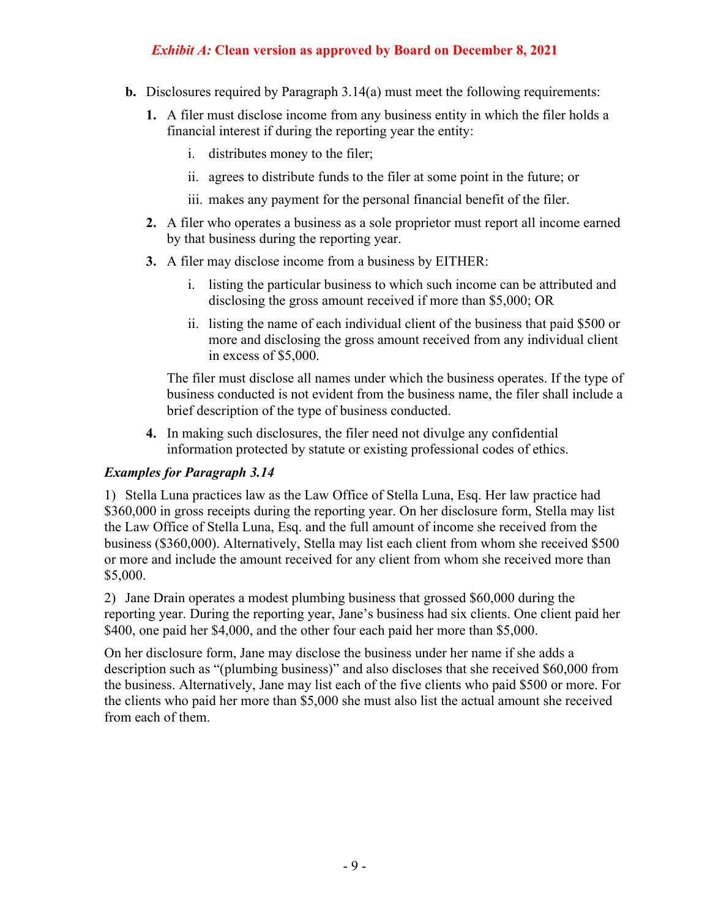*Exhibit A:* **Clean version as approved by Board on December 8, 2021**

**b.** Disclosures required by Paragraph 3.14(a) must meet the following requirements:

**1.** A filer must disclose income from any business entity in which the filer holds a financial interest if during the reporting year the entity:

i. distributes money to the filer;

ii. agrees to distribute funds to the filer at some point in the future; or

iii. makes any payment for the personal financial benefit of the filer.

**2.** A filer who operates a business as a sole proprietor must report all income earned by that business during the reporting year.

**3.** A filer may disclose income from a business by EITHER:

i. listing the particular business to which such income can be attributed and disclosing the gross amount received if more than $5,000; OR

ii. listing the name of each individual client of the business that paid $500 or more and disclosing the gross amount received from any individual client in excess of $5,000.

The filer must disclose all names under which the business operates. If the type of business conducted is not evident from the business name, the filer shall include a brief description of the type of business conducted.

**4.** In making such disclosures, the filer need not divulge any confidential information protected by statute or existing professional codes of ethics.

***Examples for Paragraph 3.14***

1) Stella Luna practices law as the Law Office of Stella Luna, Esq. Her law practice had $360,000 in gross receipts during the reporting year. On her disclosure form, Stella may list the Law Office of Stella Luna, Esq. and the full amount of income she received from the business ($360,000). Alternatively, Stella may list each client from whom she received $500 or more and include the amount received for any client from whom she received more than $5,000.

2) Jane Drain operates a modest plumbing business that grossed $60,000 during the reporting year. During the reporting year, Jane's business had six clients. One client paid her $400, one paid her $4,000, and the other four each paid her more than $5,000.

On her disclosure form, Jane may disclose the business under her name if she adds a description such as "(plumbing business)" and also discloses that she received $60,000 from the business. Alternatively, Jane may list each of the five clients who paid $500 or more. For the clients who paid her more than $5,000 she must also list the actual amount she received from each of them.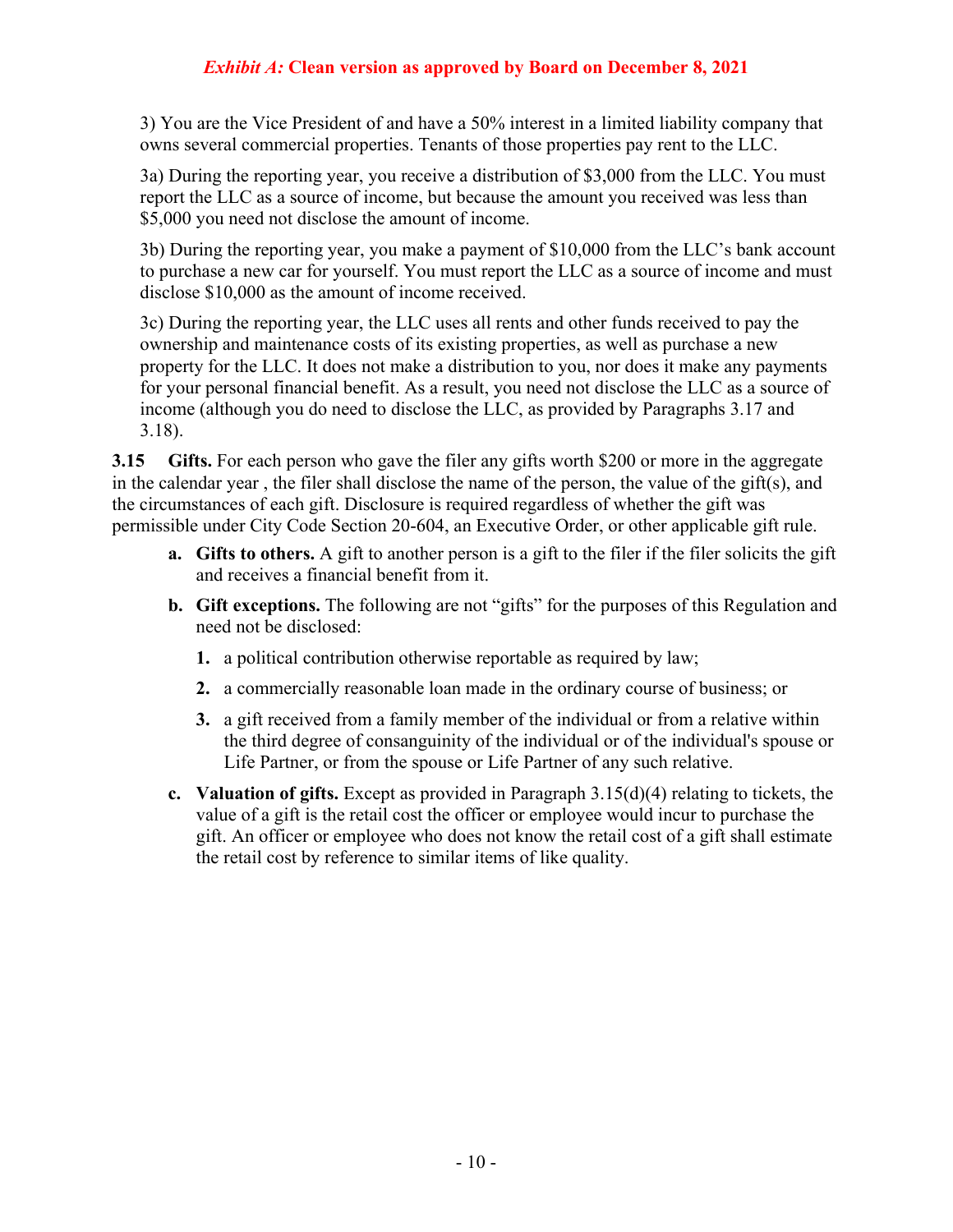3) You are the Vice President of and have a 50% interest in a limited liability company that owns several commercial properties. Tenants of those properties pay rent to the LLC.

3a) During the reporting year, you receive a distribution of $3,000 from the LLC. You must report the LLC as a source of income, but because the amount you received was less than $5,000 you need not disclose the amount of income.

3b) During the reporting year, you make a payment of $10,000 from the LLC's bank account to purchase a new car for yourself. You must report the LLC as a source of income and must disclose $10,000 as the amount of income received.

3c) During the reporting year, the LLC uses all rents and other funds received to pay the ownership and maintenance costs of its existing properties, as well as purchase a new property for the LLC. It does not make a distribution to you, nor does it make any payments for your personal financial benefit. As a result, you need not disclose the LLC as a source of income (although you do need to disclose the LLC, as provided by Paragraphs 3.17 and 3.18).

**3.15 Gifts.** For each person who gave the filer any gifts worth $200 or more in the aggregate in the calendar year , the filer shall disclose the name of the person, the value of the gift(s), and the circumstances of each gift. Disclosure is required regardless of whether the gift was permissible under City Code Section 20-604, an Executive Order, or other applicable gift rule.

- **a. Gifts to others.** A gift to another person is a gift to the filer if the filer solicits the gift and receives a financial benefit from it.
- **b. Gift exceptions.** The following are not "gifts" for the purposes of this Regulation and need not be disclosed:
  - **1.** a political contribution otherwise reportable as required by law;
  - **2.** a commercially reasonable loan made in the ordinary course of business; or
  - **3.** a gift received from a family member of the individual or from a relative within the third degree of consanguinity of the individual or of the individual's spouse or Life Partner, or from the spouse or Life Partner of any such relative.
- **c. Valuation of gifts.** Except as provided in Paragraph 3.15(d)(4) relating to tickets, the value of a gift is the retail cost the officer or employee would incur to purchase the gift. An officer or employee who does not know the retail cost of a gift shall estimate the retail cost by reference to similar items of like quality.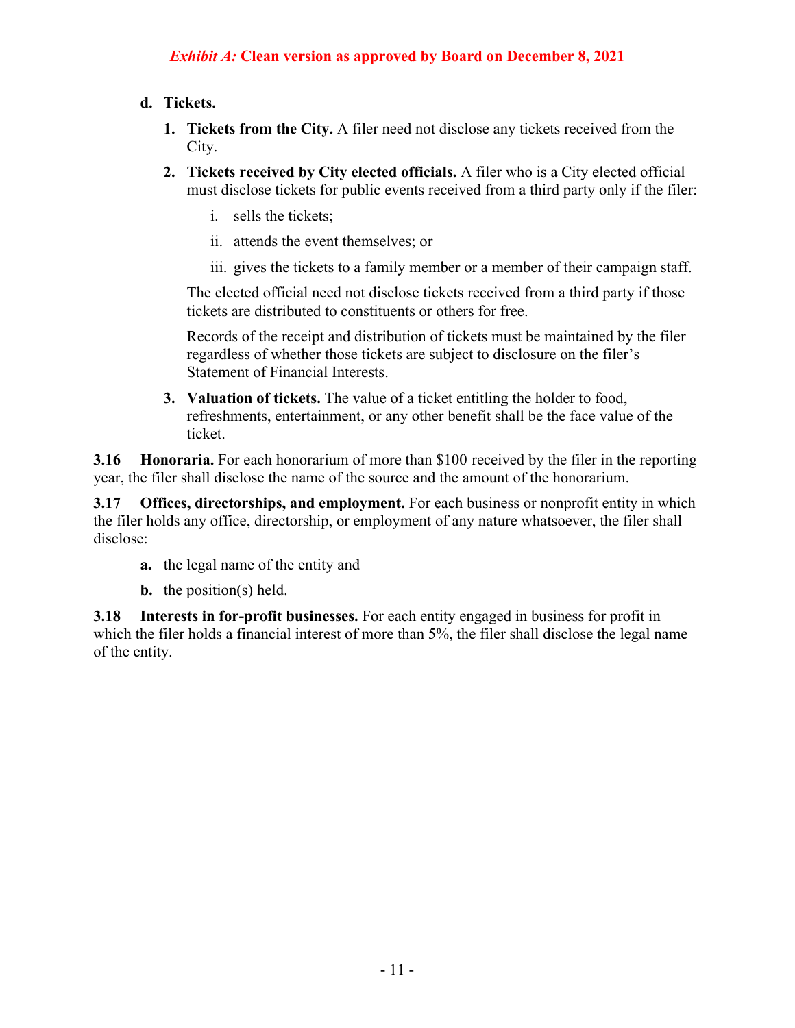*Exhibit A:* **Clean version as approved by Board on December 8, 2021**

**d. Tickets.**

1. **Tickets from the City.** A filer need not disclose any tickets received from the City.

2. **Tickets received by City elected officials.** A filer who is a City elected official must disclose tickets for public events received from a third party only if the filer:

   i. sells the tickets;

   ii. attends the event themselves; or

   iii. gives the tickets to a family member or a member of their campaign staff.

   The elected official need not disclose tickets received from a third party if those tickets are distributed to constituents or others for free.

   Records of the receipt and distribution of tickets must be maintained by the filer regardless of whether those tickets are subject to disclosure on the filer's Statement of Financial Interests.

3. **Valuation of tickets.** The value of a ticket entitling the holder to food, refreshments, entertainment, or any other benefit shall be the face value of the ticket.

**3.16 Honoraria.** For each honorarium of more than $100 received by the filer in the reporting year, the filer shall disclose the name of the source and the amount of the honorarium.

**3.17 Offices, directorships, and employment.** For each business or nonprofit entity in which the filer holds any office, directorship, or employment of any nature whatsoever, the filer shall disclose:

**a.** the legal name of the entity and

**b.** the position(s) held.

**3.18 Interests in for-profit businesses.** For each entity engaged in business for profit in which the filer holds a financial interest of more than 5%, the filer shall disclose the legal name of the entity.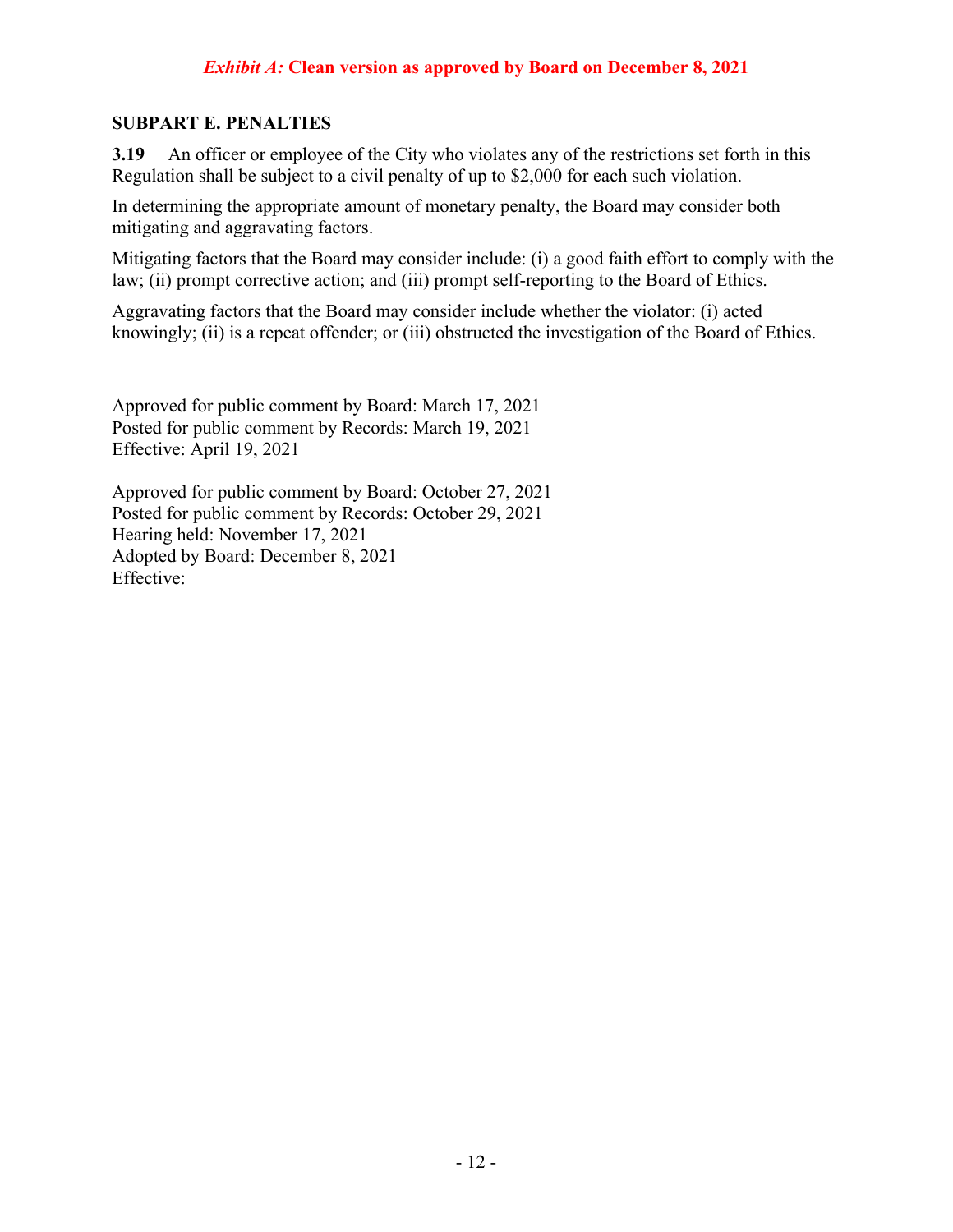***Exhibit A:* Clean version as approved by Board on December 8, 2021**

## SUBPART E. PENALTIES

**3.19** An officer or employee of the City who violates any of the restrictions set forth in this Regulation shall be subject to a civil penalty of up to $2,000 for each such violation.

In determining the appropriate amount of monetary penalty, the Board may consider both mitigating and aggravating factors.

Mitigating factors that the Board may consider include: (i) a good faith effort to comply with the law; (ii) prompt corrective action; and (iii) prompt self-reporting to the Board of Ethics.

Aggravating factors that the Board may consider include whether the violator: (i) acted knowingly; (ii) is a repeat offender; or (iii) obstructed the investigation of the Board of Ethics.

Approved for public comment by Board: March 17, 2021
Posted for public comment by Records: March 19, 2021
Effective: April 19, 2021

Approved for public comment by Board: October 27, 2021
Posted for public comment by Records: October 29, 2021
Hearing held: November 17, 2021
Adopted by Board: December 8, 2021
Effective: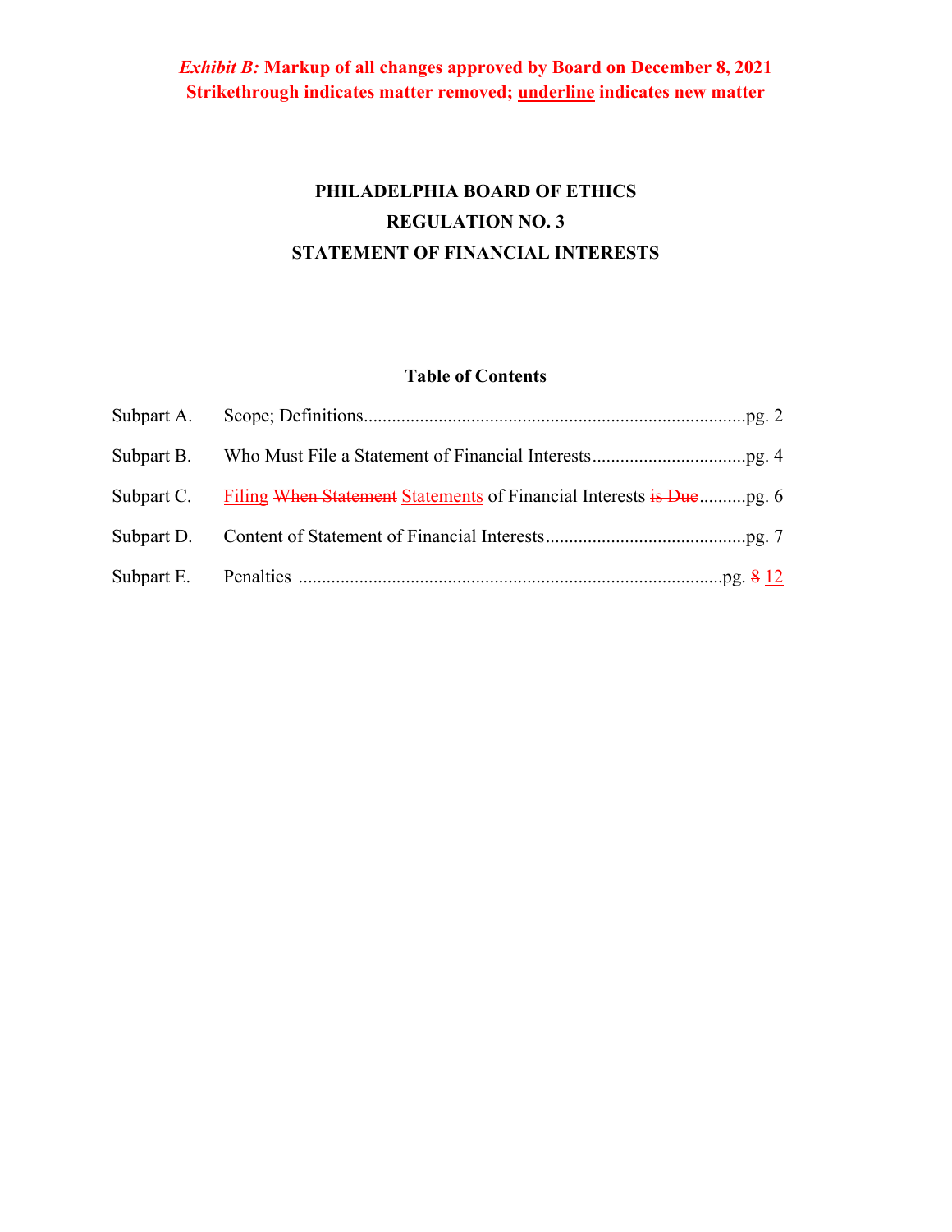***Exhibit B:* Markup of all changes approved by Board on December 8, 2021**
**~~Strikethrough~~ indicates matter removed; <u>underline</u> indicates new matter**

**PHILADELPHIA BOARD OF ETHICS**
**REGULATION NO. 3**
**STATEMENT OF FINANCIAL INTERESTS**

**Table of Contents**

| | | |
|---|---|---|
| Subpart A. | Scope; Definitions | pg. 2 |
| Subpart B. | Who Must File a Statement of Financial Interests | pg. 4 |
| Subpart C. | <u>Filing</u> ~~When Statement~~ <u>Statements</u> of Financial Interests ~~is Due~~ | pg. 6 |
| Subpart D. | Content of Statement of Financial Interests | pg. 7 |
| Subpart E. | Penalties | pg. ~~8~~ <u>12</u> |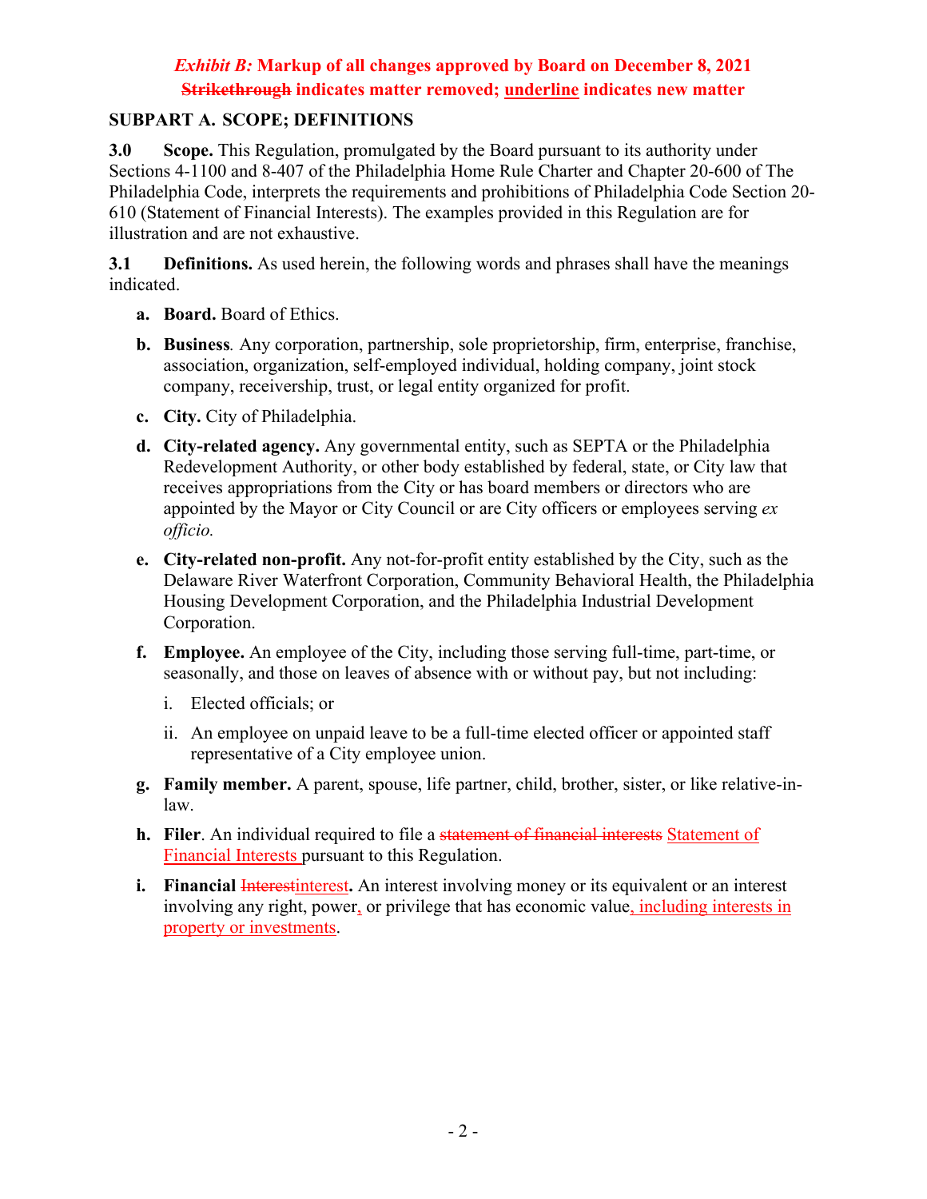*Exhibit B:* **Markup of all changes approved by Board on December 8, 2021**
**~~Strikethrough~~ indicates matter removed; <u>underline</u> indicates new matter**

## SUBPART A. SCOPE; DEFINITIONS

**3.0 Scope.** This Regulation, promulgated by the Board pursuant to its authority under Sections 4-1100 and 8-407 of the Philadelphia Home Rule Charter and Chapter 20-600 of The Philadelphia Code, interprets the requirements and prohibitions of Philadelphia Code Section 20-610 (Statement of Financial Interests). The examples provided in this Regulation are for illustration and are not exhaustive.

**3.1 Definitions.** As used herein, the following words and phrases shall have the meanings indicated.

- **a. Board.** Board of Ethics.
- **b. Business***.* Any corporation, partnership, sole proprietorship, firm, enterprise, franchise, association, organization, self-employed individual, holding company, joint stock company, receivership, trust, or legal entity organized for profit.
- **c. City.** City of Philadelphia.
- **d. City-related agency.** Any governmental entity, such as SEPTA or the Philadelphia Redevelopment Authority, or other body established by federal, state, or City law that receives appropriations from the City or has board members or directors who are appointed by the Mayor or City Council or are City officers or employees serving *ex officio.*
- **e. City-related non-profit.** Any not-for-profit entity established by the City, such as the Delaware River Waterfront Corporation, Community Behavioral Health, the Philadelphia Housing Development Corporation, and the Philadelphia Industrial Development Corporation.
- **f. Employee.** An employee of the City, including those serving full-time, part-time, or seasonally, and those on leaves of absence with or without pay, but not including:
  - i. Elected officials; or
  - ii. An employee on unpaid leave to be a full-time elected officer or appointed staff representative of a City employee union.
- **g. Family member.** A parent, spouse, life partner, child, brother, sister, or like relative-in-law.
- **h. Filer**. An individual required to file a ~~statement of financial interests~~ <u>Statement of Financial Interests</u> pursuant to this Regulation.
- **i. Financial** ~~Interest~~<u>interest</u>**.** An interest involving money or its equivalent or an interest involving any right, power<u>,</u> or privilege that has economic value<u>, including interests in property or investments</u>.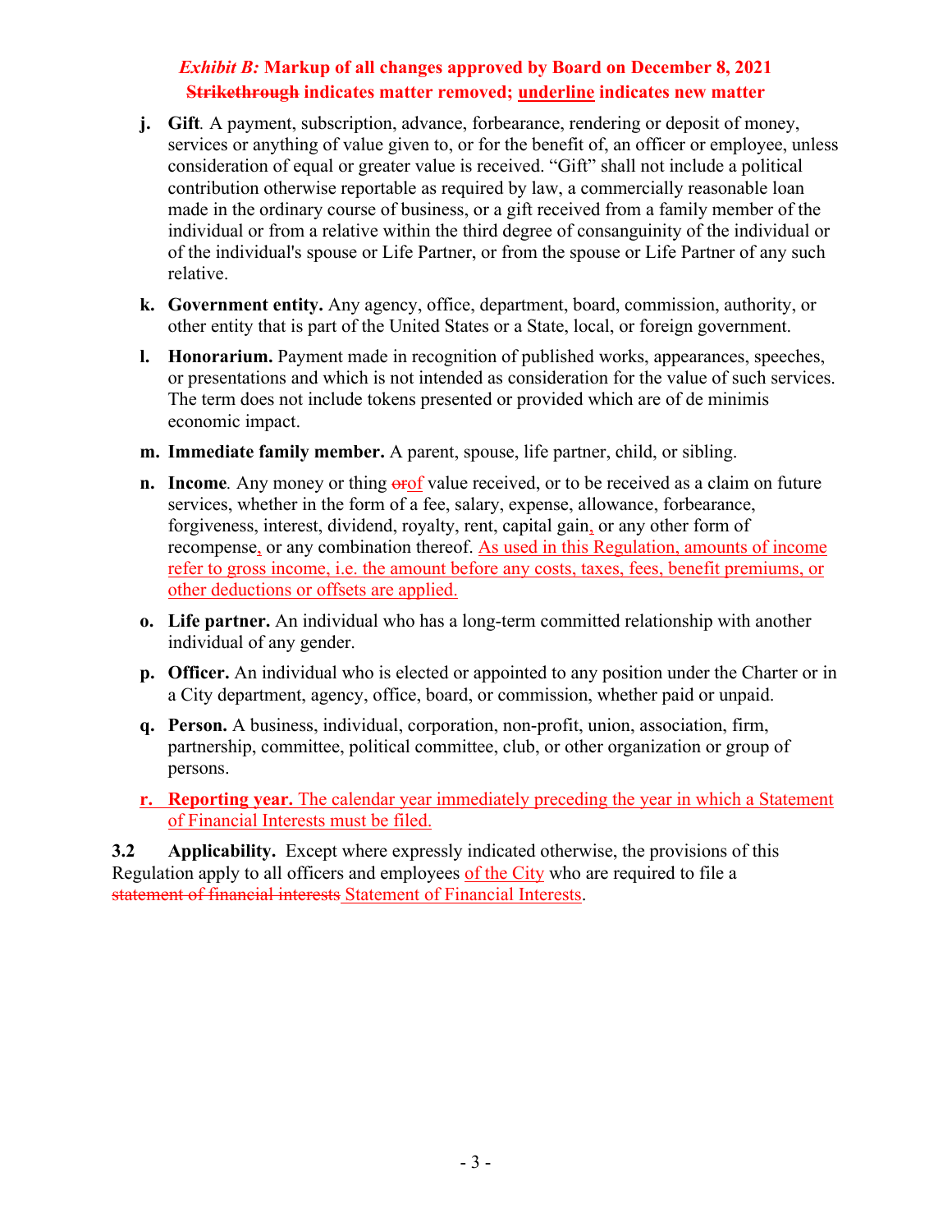*Exhibit B:* **Markup of all changes approved by Board on December 8, 2021**
**~~Strikethrough~~ indicates matter removed; <u>underline</u> indicates new matter**

**j. Gift**. A payment, subscription, advance, forbearance, rendering or deposit of money, services or anything of value given to, or for the benefit of, an officer or employee, unless consideration of equal or greater value is received. "Gift" shall not include a political contribution otherwise reportable as required by law, a commercially reasonable loan made in the ordinary course of business, or a gift received from a family member of the individual or from a relative within the third degree of consanguinity of the individual or of the individual's spouse or Life Partner, or from the spouse or Life Partner of any such relative.

**k. Government entity.** Any agency, office, department, board, commission, authority, or other entity that is part of the United States or a State, local, or foreign government.

**l. Honorarium.** Payment made in recognition of published works, appearances, speeches, or presentations and which is not intended as consideration for the value of such services. The term does not include tokens presented or provided which are of de minimis economic impact.

**m. Immediate family member.** A parent, spouse, life partner, child, or sibling.

**n. Income**. Any money or thing ~~or~~<u>of</u> value received, or to be received as a claim on future services, whether in the form of a fee, salary, expense, allowance, forbearance, forgiveness, interest, dividend, royalty, rent, capital gain<u>,</u> or any other form of recompense<u>,</u> or any combination thereof. <u>As used in this Regulation, amounts of income refer to gross income, i.e. the amount before any costs, taxes, fees, benefit premiums, or other deductions or offsets are applied.</u>

**o. Life partner.** An individual who has a long-term committed relationship with another individual of any gender.

**p. Officer.** An individual who is elected or appointed to any position under the Charter or in a City department, agency, office, board, or commission, whether paid or unpaid.

**q. Person.** A business, individual, corporation, non-profit, union, association, firm, partnership, committee, political committee, club, or other organization or group of persons.

<u>**r. Reporting year.** The calendar year immediately preceding the year in which a Statement of Financial Interests must be filed.</u>

**3.2 Applicability.** Except where expressly indicated otherwise, the provisions of this Regulation apply to all officers and employees <u>of the City</u> who are required to file a ~~statement of financial interests~~ <u>Statement of Financial Interests</u>.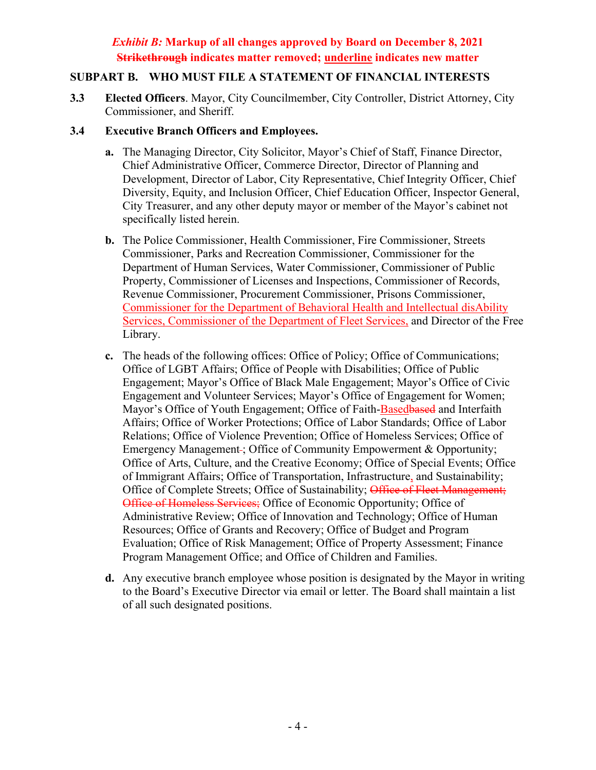***Exhibit B:*** **Markup of all changes approved by Board on December 8, 2021**
**~~Strikethrough~~ indicates matter removed; <u>underline</u> indicates new matter**

## SUBPART B. WHO MUST FILE A STATEMENT OF FINANCIAL INTERESTS

**3.3 Elected Officers**. Mayor, City Councilmember, City Controller, District Attorney, City Commissioner, and Sheriff.

**3.4 Executive Branch Officers and Employees.**

**a.** The Managing Director, City Solicitor, Mayor's Chief of Staff, Finance Director, Chief Administrative Officer, Commerce Director, Director of Planning and Development, Director of Labor, City Representative, Chief Integrity Officer, Chief Diversity, Equity, and Inclusion Officer, Chief Education Officer, Inspector General, City Treasurer, and any other deputy mayor or member of the Mayor's cabinet not specifically listed herein.

**b.** The Police Commissioner, Health Commissioner, Fire Commissioner, Streets Commissioner, Parks and Recreation Commissioner, Commissioner for the Department of Human Services, Water Commissioner, Commissioner of Public Property, Commissioner of Licenses and Inspections, Commissioner of Records, Revenue Commissioner, Procurement Commissioner, Prisons Commissioner, <u>Commissioner for the Department of Behavioral Health and Intellectual disAbility Services, Commissioner of the Department of Fleet Services,</u> and Director of the Free Library.

**c.** The heads of the following offices: Office of Policy; Office of Communications; Office of LGBT Affairs; Office of People with Disabilities; Office of Public Engagement; Mayor's Office of Black Male Engagement; Mayor's Office of Civic Engagement and Volunteer Services; Mayor's Office of Engagement for Women; Mayor's Office of Youth Engagement; Office of Faith-<u>Based</u>~~based~~ and Interfaith Affairs; Office of Worker Protections; Office of Labor Standards; Office of Labor Relations; Office of Violence Prevention; Office of Homeless Services; Office of Emergency Management; Office of Community Empowerment & Opportunity; Office of Arts, Culture, and the Creative Economy; Office of Special Events; Office of Immigrant Affairs; Office of Transportation, Infrastructure<u>,</u> and Sustainability; Office of Complete Streets; Office of Sustainability; ~~Office of Fleet Management; Office of Homeless Services;~~ Office of Economic Opportunity; Office of Administrative Review; Office of Innovation and Technology; Office of Human Resources; Office of Grants and Recovery; Office of Budget and Program Evaluation; Office of Risk Management; Office of Property Assessment; Finance Program Management Office; and Office of Children and Families.

**d.** Any executive branch employee whose position is designated by the Mayor in writing to the Board's Executive Director via email or letter. The Board shall maintain a list of all such designated positions.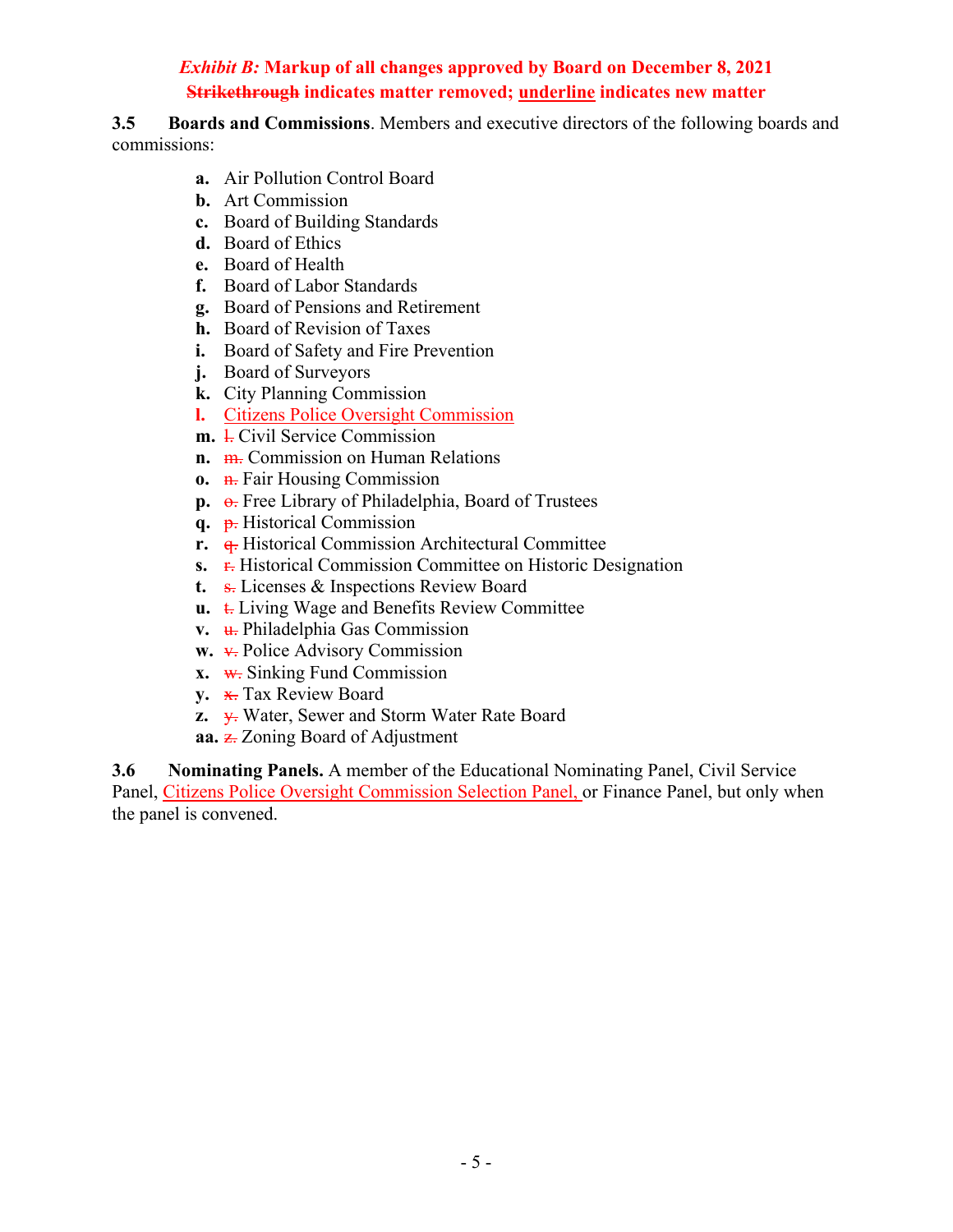*Exhibit B:* **Markup of all changes approved by Board on December 8, 2021**
**~~Strikethrough~~ indicates matter removed; <u>underline</u> indicates new matter**

**3.5 Boards and Commissions**. Members and executive directors of the following boards and commissions:

- **a.** Air Pollution Control Board
- **b.** Art Commission
- **c.** Board of Building Standards
- **d.** Board of Ethics
- **e.** Board of Health
- **f.** Board of Labor Standards
- **g.** Board of Pensions and Retirement
- **h.** Board of Revision of Taxes
- **i.** Board of Safety and Fire Prevention
- **j.** Board of Surveyors
- **k.** City Planning Commission
- **l.** <u>Citizens Police Oversight Commission</u>
- **m.** ~~l.~~ Civil Service Commission
- **n.** ~~m.~~ Commission on Human Relations
- **o.** ~~n.~~ Fair Housing Commission
- **p.** ~~o.~~ Free Library of Philadelphia, Board of Trustees
- **q.** ~~p.~~ Historical Commission
- **r.** ~~q.~~ Historical Commission Architectural Committee
- **s.** ~~r.~~ Historical Commission Committee on Historic Designation
- **t.** ~~s.~~ Licenses & Inspections Review Board
- **u.** ~~t.~~ Living Wage and Benefits Review Committee
- **v.** ~~u.~~ Philadelphia Gas Commission
- **w.** ~~v.~~ Police Advisory Commission
- **x.** ~~w.~~ Sinking Fund Commission
- **y.** ~~x.~~ Tax Review Board
- **z.** ~~y.~~ Water, Sewer and Storm Water Rate Board
- **aa.** ~~z.~~ Zoning Board of Adjustment

**3.6 Nominating Panels.** A member of the Educational Nominating Panel, Civil Service Panel, <u>Citizens Police Oversight Commission Selection Panel,</u> or Finance Panel, but only when the panel is convened.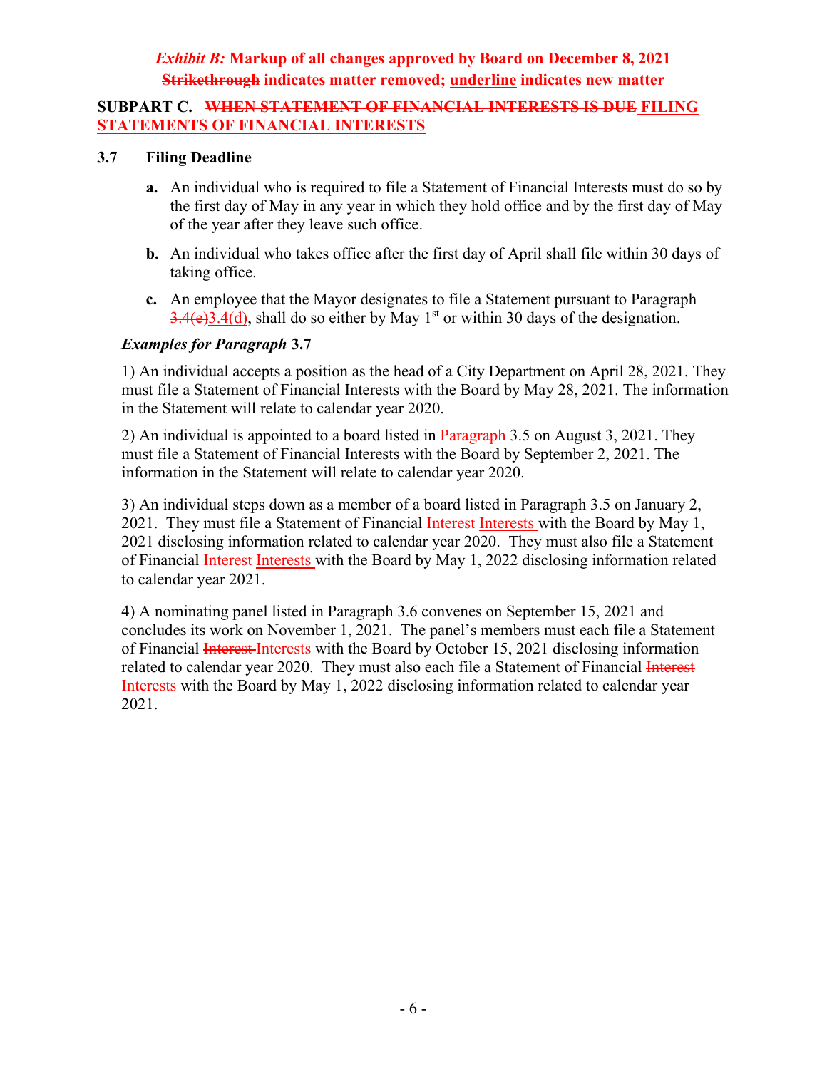*Exhibit B:* **Markup of all changes approved by Board on December 8, 2021**

**~~Strikethrough~~ indicates matter removed; <u>underline</u> indicates new matter**

## SUBPART C. ~~WHEN STATEMENT OF FINANCIAL INTERESTS IS DUE~~ <u>FILING STATEMENTS OF FINANCIAL INTERESTS</u>

### 3.7 Filing Deadline

**a.** An individual who is required to file a Statement of Financial Interests must do so by the first day of May in any year in which they hold office and by the first day of May of the year after they leave such office.

**b.** An individual who takes office after the first day of April shall file within 30 days of taking office.

**c.** An employee that the Mayor designates to file a Statement pursuant to Paragraph ~~3.4(e)~~<u>3.4(d)</u>, shall do so either by May 1st or within 30 days of the designation.

***Examples for Paragraph* 3.7**

1) An individual accepts a position as the head of a City Department on April 28, 2021. They must file a Statement of Financial Interests with the Board by May 28, 2021. The information in the Statement will relate to calendar year 2020.

2) An individual is appointed to a board listed in <u>Paragraph</u> 3.5 on August 3, 2021. They must file a Statement of Financial Interests with the Board by September 2, 2021. The information in the Statement will relate to calendar year 2020.

3) An individual steps down as a member of a board listed in Paragraph 3.5 on January 2, 2021. They must file a Statement of Financial ~~Interest~~ <u>Interests</u> with the Board by May 1, 2021 disclosing information related to calendar year 2020. They must also file a Statement of Financial ~~Interest~~ <u>Interests</u> with the Board by May 1, 2022 disclosing information related to calendar year 2021.

4) A nominating panel listed in Paragraph 3.6 convenes on September 15, 2021 and concludes its work on November 1, 2021. The panel's members must each file a Statement of Financial ~~Interest~~ <u>Interests</u> with the Board by October 15, 2021 disclosing information related to calendar year 2020. They must also each file a Statement of Financial ~~Interest~~ <u>Interests</u> with the Board by May 1, 2022 disclosing information related to calendar year 2021.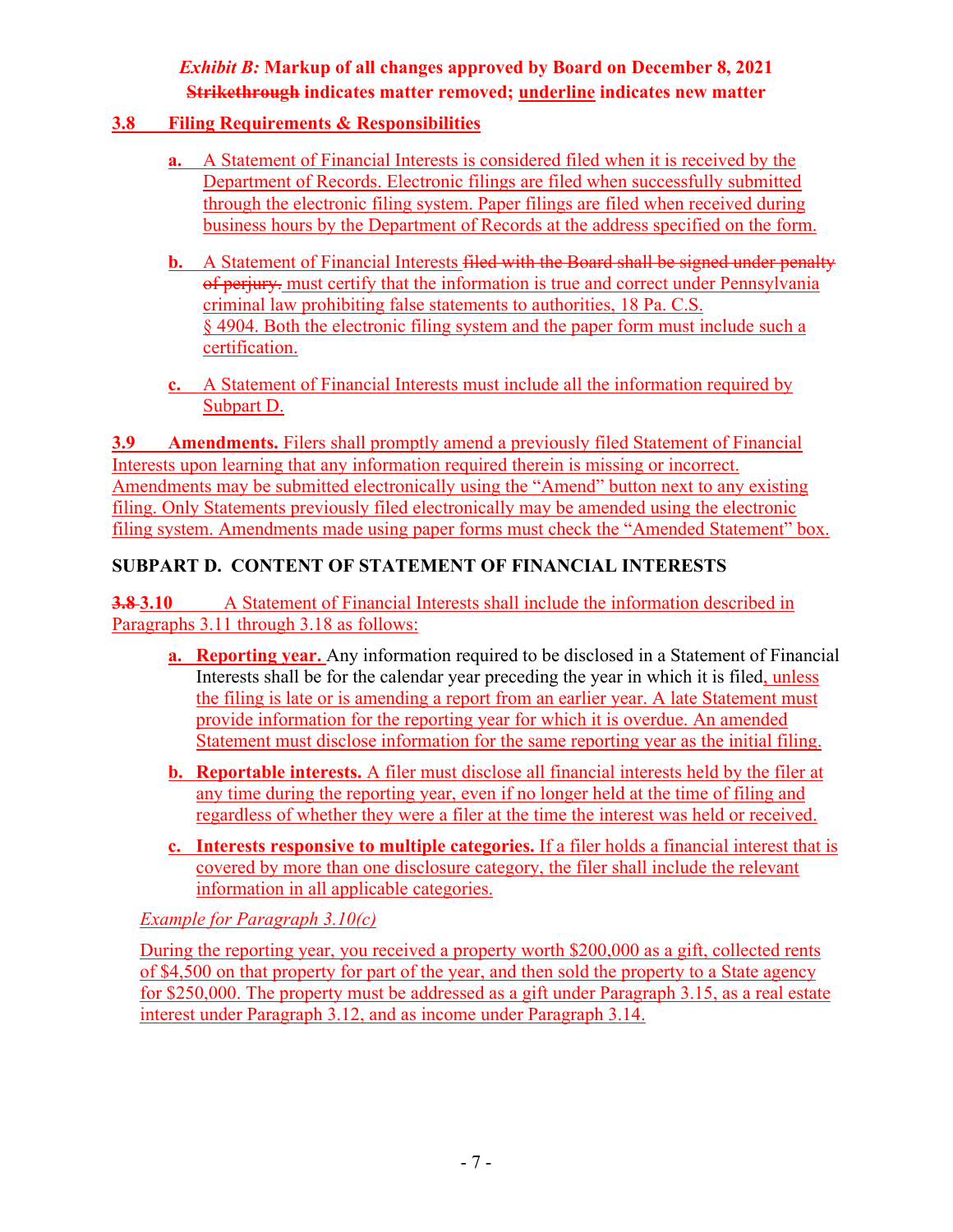*Exhibit B:* **Markup of all changes approved by Board on December 8, 2021**
**~~Strikethrough~~ indicates matter removed; <u>underline</u> indicates new matter**

**<u>3.8 Filing Requirements & Responsibilities</u>**

- **<u>a.</u>** <u>A Statement of Financial Interests is considered filed when it is received by the Department of Records. Electronic filings are filed when successfully submitted through the electronic filing system. Paper filings are filed when received during business hours by the Department of Records at the address specified on the form.</u>

- **<u>b.</u>** <u>A Statement of Financial Interests</u> ~~filed with the Board shall be signed under penalty of perjury.~~ <u>must certify that the information is true and correct under Pennsylvania criminal law prohibiting false statements to authorities, 18 Pa. C.S. § 4904. Both the electronic filing system and the paper form must include such a certification.</u>

- **<u>c.</u>** <u>A Statement of Financial Interests must include all the information required by Subpart D.</u>

**<u>3.9 Amendments.</u>** <u>Filers shall promptly amend a previously filed Statement of Financial Interests upon learning that any information required therein is missing or incorrect. Amendments may be submitted electronically using the "Amend" button next to any existing filing. Only Statements previously filed electronically may be amended using the electronic filing system. Amendments made using paper forms must check the "Amended Statement" box.</u>

**SUBPART D. CONTENT OF STATEMENT OF FINANCIAL INTERESTS**

**~~3.8~~ <u>3.10</u>** <u>A Statement of Financial Interests shall include the information described in Paragraphs 3.11 through 3.18 as follows:</u>

- **<u>a. Reporting year.</u>** Any information required to be disclosed in a Statement of Financial Interests shall be for the calendar year preceding the year in which it is filed<u>, unless the filing is late or is amending a report from an earlier year. A late Statement must provide information for the reporting year for which it is overdue. An amended Statement must disclose information for the same reporting year as the initial filing.</u>

- **<u>b. Reportable interests.</u>** <u>A filer must disclose all financial interests held by the filer at any time during the reporting year, even if no longer held at the time of filing and regardless of whether they were a filer at the time the interest was held or received.</u>

- **<u>c. Interests responsive to multiple categories.</u>** <u>If a filer holds a financial interest that is covered by more than one disclosure category, the filer shall include the relevant information in all applicable categories.</u>

<u>*Example for Paragraph 3.10(c)*</u>

<u>During the reporting year, you received a property worth $200,000 as a gift, collected rents of $4,500 on that property for part of the year, and then sold the property to a State agency for $250,000. The property must be addressed as a gift under Paragraph 3.15, as a real estate interest under Paragraph 3.12, and as income under Paragraph 3.14.</u>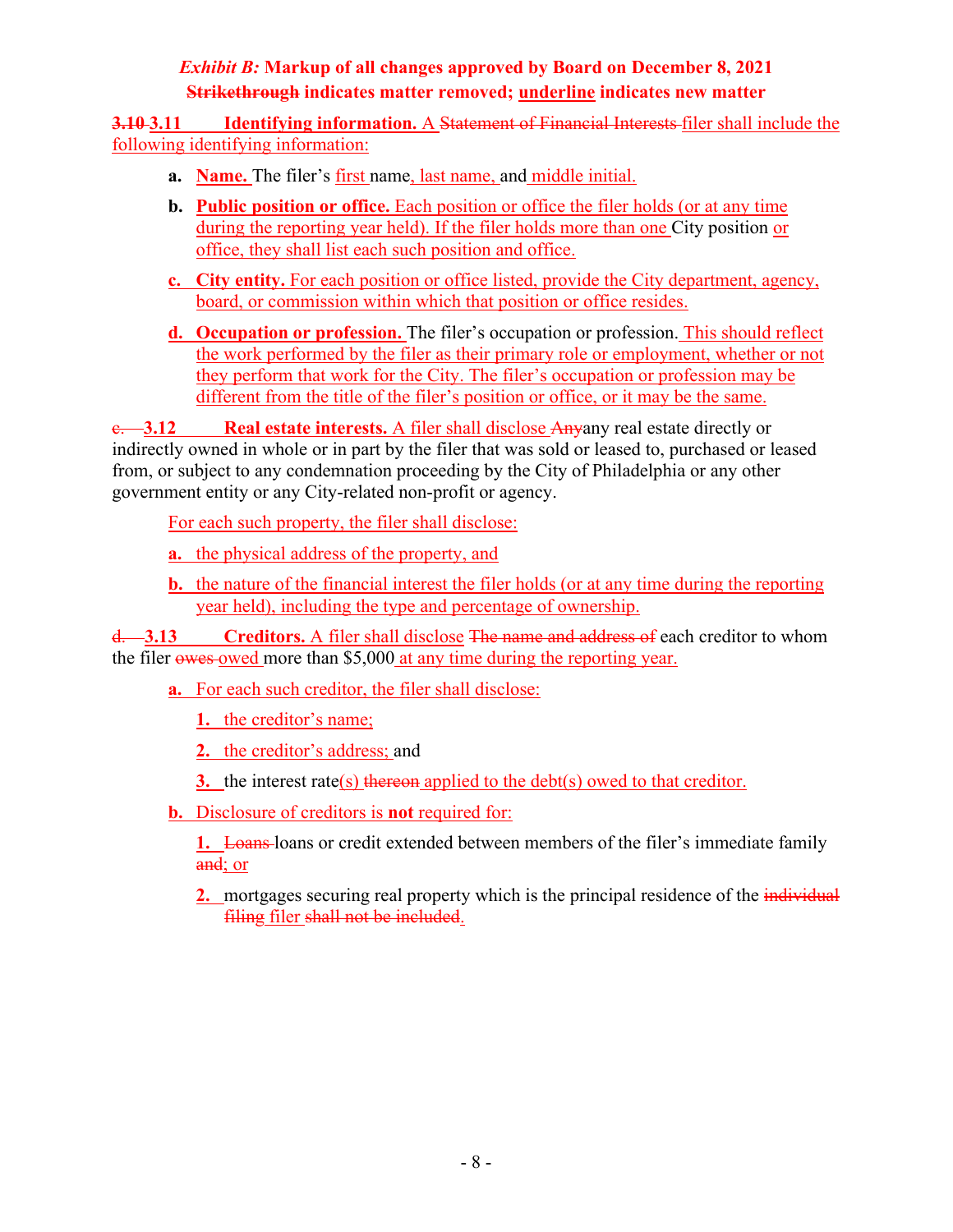*Exhibit B:* **Markup of all changes approved by Board on December 8, 2021**
**~~Strikethrough~~ indicates matter removed; <u>underline</u> indicates new matter**

**~~3.10~~ <u>3.11</u> <u>Identifying information.</u>** A ~~Statement of Financial Interests~~ <u>filer shall include the following identifying information:</u>

- **a.** <u>**Name.**</u> The filer's <u>first</u> name<u>, last name,</u> and <u>middle initial.</u>
- **b.** <u>**Public position or office.** Each position or office the filer holds (or at any time during the reporting year held). If the filer holds more than one</u> City position <u>or office, they shall list each such position and office.</u>
- <u>**c.** **City entity.** For each position or office listed, provide the City department, agency, board, or commission within which that position or office resides.</u>
- <u>**d.** **Occupation or profession.**</u> The filer's occupation or profession. <u>This should reflect the work performed by the filer as their primary role or employment, whether or not they perform that work for the City. The filer's occupation or profession may be different from the title of the filer's position or office, or it may be the same.</u>

~~e.~~ **<u>3.12</u> Real estate interests.** <u>A filer shall disclose</u> ~~Any~~any real estate directly or indirectly owned in whole or in part by the filer that was sold or leased to, purchased or leased from, or subject to any condemnation proceeding by the City of Philadelphia or any other government entity or any City-related non-profit or agency.

<u>For each such property, the filer shall disclose:</u>

- <u>**a.** the physical address of the property, and</u>
- <u>**b.** the nature of the financial interest the filer holds (or at any time during the reporting year held), including the type and percentage of ownership.</u>

~~d.~~ **<u>3.13</u> Creditors.** <u>A filer shall disclose</u> ~~The name and address of~~ each creditor to whom the filer ~~owes~~ <u>owed</u> more than $5,000 <u>at any time during the reporting year.</u>

- <u>**a.** For each such creditor, the filer shall disclose:</u>
  - <u>**1.** the creditor's name;</u>
  - <u>**2.** the creditor's address;</u> and
  - <u>**3.**</u> the interest rate<u>(s)</u> ~~thereon~~ <u>applied to the debt(s) owed to that creditor.</u>
- <u>**b.** Disclosure of creditors is **not** required for:</u>
  - <u>**1.**</u> ~~Loans~~ loans or credit extended between members of the filer's immediate family ~~and~~<u>; or</u>
  - <u>**2.**</u> mortgages securing real property which is the principal residence of the ~~individual filing~~ <u>filer</u> ~~shall not be included~~<u>.</u>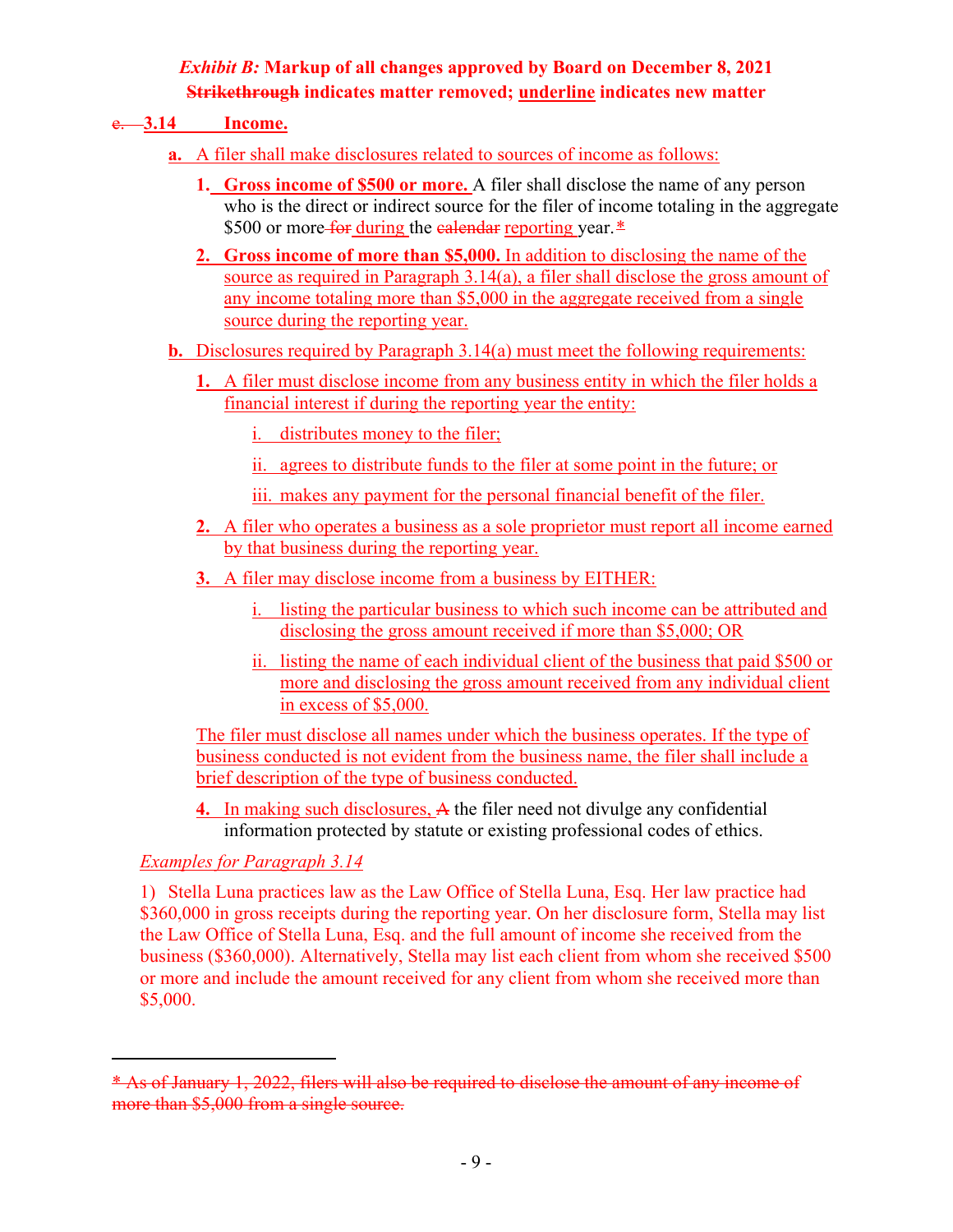*Exhibit B:* **Markup of all changes approved by Board on December 8, 2021**
**~~Strikethrough~~ indicates matter removed; <u>underline</u> indicates new matter**

~~e.~~ **3.14 Income.**

**a.** <u>A filer shall make disclosures related to sources of income as follows:</u>

**1.** <u>**Gross income of $500 or more.**</u> A filer shall disclose the name of any person who is the direct or indirect source for the filer of income totaling in the aggregate $500 or more ~~for~~ <u>during</u> the ~~calendar~~ <u>reporting</u> year. ~~*~~

**2.** <u>**Gross income of more than $5,000.** In addition to disclosing the name of the source as required in Paragraph 3.14(a), a filer shall disclose the gross amount of any income totaling more than $5,000 in the aggregate received from a single source during the reporting year.</u>

**b.** <u>Disclosures required by Paragraph 3.14(a) must meet the following requirements:</u>

**1.** <u>A filer must disclose income from any business entity in which the filer holds a financial interest if during the reporting year the entity:</u>

i. <u>distributes money to the filer;</u>

ii. <u>agrees to distribute funds to the filer at some point in the future; or</u>

iii. <u>makes any payment for the personal financial benefit of the filer.</u>

**2.** <u>A filer who operates a business as a sole proprietor must report all income earned by that business during the reporting year.</u>

**3.** <u>A filer may disclose income from a business by EITHER:</u>

i. <u>listing the particular business to which such income can be attributed and disclosing the gross amount received if more than $5,000; OR</u>

ii. <u>listing the name of each individual client of the business that paid $500 or more and disclosing the gross amount received from any individual client in excess of $5,000.</u>

<u>The filer must disclose all names under which the business operates. If the type of business conducted is not evident from the business name, the filer shall include a brief description of the type of business conducted.</u>

**4.** <u>In making such disclosures,</u> ~~A~~ the filer need not divulge any confidential information protected by statute or existing professional codes of ethics.

<u>*Examples for Paragraph 3.14*</u>

1) Stella Luna practices law as the Law Office of Stella Luna, Esq. Her law practice had $360,000 in gross receipts during the reporting year. On her disclosure form, Stella may list the Law Office of Stella Luna, Esq. and the full amount of income she received from the business ($360,000). Alternatively, Stella may list each client from whom she received $500 or more and include the amount received for any client from whom she received more than $5,000.

---

~~* As of January 1, 2022, filers will also be required to disclose the amount of any income of more than $5,000 from a single source.~~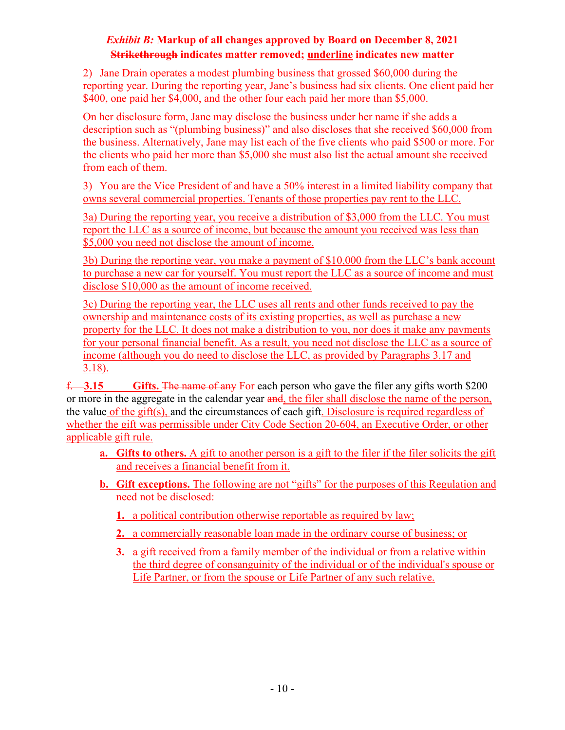*Exhibit B:* **Markup of all changes approved by Board on December 8, 2021**
**~~Strikethrough~~ indicates matter removed; <u>underline</u> indicates new matter**

2) Jane Drain operates a modest plumbing business that grossed $60,000 during the reporting year. During the reporting year, Jane's business had six clients. One client paid her $400, one paid her $4,000, and the other four each paid her more than $5,000.

On her disclosure form, Jane may disclose the business under her name if she adds a description such as "(plumbing business)" and also discloses that she received $60,000 from the business. Alternatively, Jane may list each of the five clients who paid $500 or more. For the clients who paid her more than $5,000 she must also list the actual amount she received from each of them.

<u>3) You are the Vice President of and have a 50% interest in a limited liability company that owns several commercial properties. Tenants of those properties pay rent to the LLC.</u>

<u>3a) During the reporting year, you receive a distribution of $3,000 from the LLC. You must report the LLC as a source of income, but because the amount you received was less than $5,000 you need not disclose the amount of income.</u>

<u>3b) During the reporting year, you make a payment of $10,000 from the LLC's bank account to purchase a new car for yourself. You must report the LLC as a source of income and must disclose $10,000 as the amount of income received.</u>

<u>3c) During the reporting year, the LLC uses all rents and other funds received to pay the ownership and maintenance costs of its existing properties, as well as purchase a new property for the LLC. It does not make a distribution to you, nor does it make any payments for your personal financial benefit. As a result, you need not disclose the LLC as a source of income (although you do need to disclose the LLC, as provided by Paragraphs 3.17 and 3.18).</u>

~~f.~~ **<u>3.15</u>** **Gifts.** ~~The name of any~~ <u>For</u> each person who gave the filer any gifts worth $200 or more in the aggregate in the calendar year ~~and~~<u>, the filer shall disclose the name of the person,</u> the value <u>of the gift(s),</u> and the circumstances of each gift<u>. Disclosure is required regardless of whether the gift was permissible under City Code Section 20-604, an Executive Order, or other applicable gift rule.</u>

- **<u>a. Gifts to others.</u>** <u>A gift to another person is a gift to the filer if the filer solicits the gift and receives a financial benefit from it.</u>
- **<u>b. Gift exceptions.</u>** <u>The following are not "gifts" for the purposes of this Regulation and need not be disclosed:</u>
  - **<u>1.</u>** <u>a political contribution otherwise reportable as required by law;</u>
  - **<u>2.</u>** <u>a commercially reasonable loan made in the ordinary course of business; or</u>
  - **<u>3.</u>** <u>a gift received from a family member of the individual or from a relative within the third degree of consanguinity of the individual or of the individual's spouse or Life Partner, or from the spouse or Life Partner of any such relative.</u>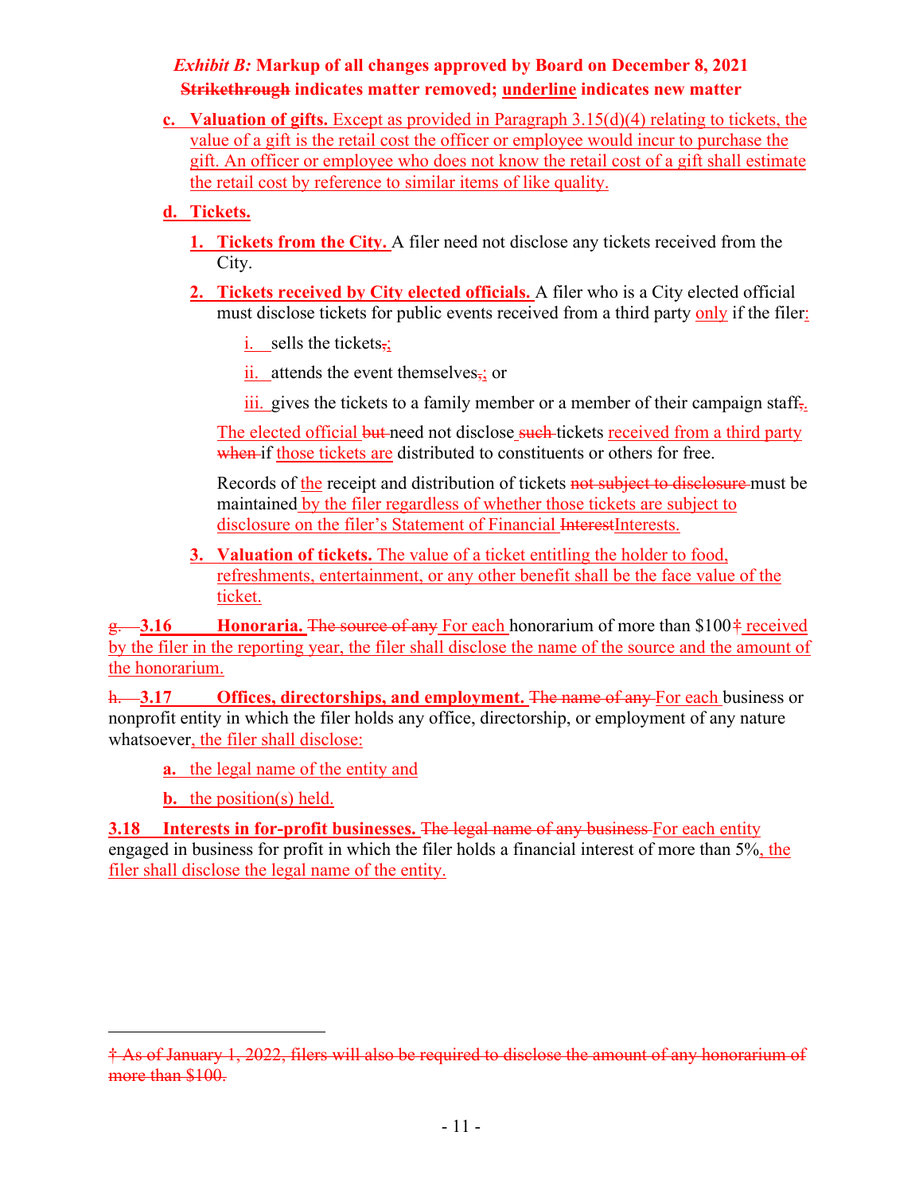*Exhibit B:* **Markup of all changes approved by Board on December 8, 2021**
**~~Strikethrough~~ indicates matter removed; <u>underline</u> indicates new matter**

**c. Valuation of gifts.** Except as provided in Paragraph 3.15(d)(4) relating to tickets, the value of a gift is the retail cost the officer or employee would incur to purchase the gift. An officer or employee who does not know the retail cost of a gift shall estimate the retail cost by reference to similar items of like quality.

**d. Tickets.**

1. **Tickets from the City.** A filer need not disclose any tickets received from the City.
2. **Tickets received by City elected officials.** A filer who is a City elected official must disclose tickets for public events received from a third party only if the filer:

   i. sells the tickets~~,~~;

   ii. attends the event themselves~~,~~; or

   iii. gives the tickets to a family member or a member of their campaign staff~~,~~.

   The elected official ~~but~~ need not disclose ~~such~~ tickets received from a third party ~~when~~ if those tickets are distributed to constituents or others for free.

   Records of the receipt and distribution of tickets ~~not subject to disclosure~~ must be maintained by the filer regardless of whether those tickets are subject to disclosure on the filer's Statement of Financial ~~Interest~~Interests.

3. **Valuation of tickets.** The value of a ticket entitling the holder to food, refreshments, entertainment, or any other benefit shall be the face value of the ticket.

~~g.~~ **3.16 Honoraria.** ~~The source of any~~ For each honorarium of more than $100~~‡~~ received by the filer in the reporting year, the filer shall disclose the name of the source and the amount of the honorarium.

~~h.~~ **3.17 Offices, directorships, and employment.** ~~The name of any~~ For each business or nonprofit entity in which the filer holds any office, directorship, or employment of any nature whatsoever, the filer shall disclose:

**a.** the legal name of the entity and

**b.** the position(s) held.

**3.18 Interests in for-profit businesses.** ~~The legal name of any business~~ For each entity engaged in business for profit in which the filer holds a financial interest of more than 5%, the filer shall disclose the legal name of the entity.

~~‡ As of January 1, 2022, filers will also be required to disclose the amount of any honorarium of more than $100.~~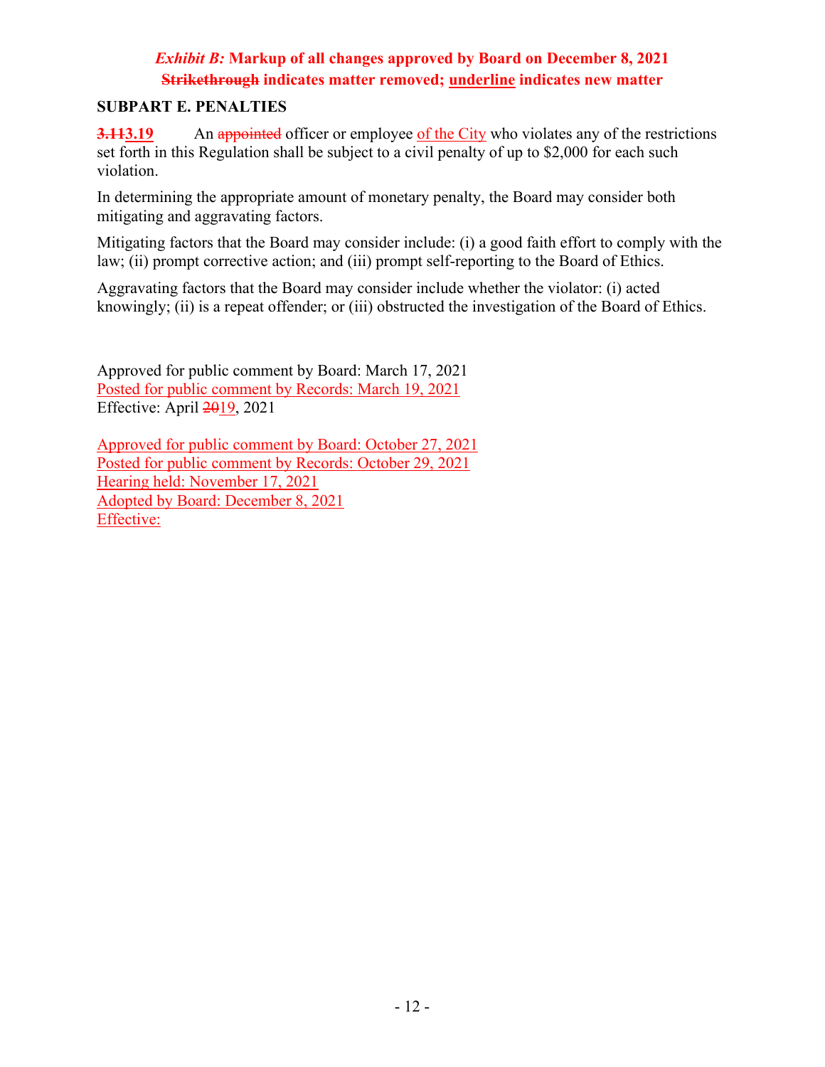***Exhibit B:* Markup of all changes approved by Board on December 8, 2021**
**~~Strikethrough~~ indicates matter removed; <u>underline</u> indicates new matter**

**SUBPART E. PENALTIES**

**~~3.11~~<u>3.19</u>** An ~~appointed~~ officer or employee <u>of the City</u> who violates any of the restrictions set forth in this Regulation shall be subject to a civil penalty of up to $2,000 for each such violation.

In determining the appropriate amount of monetary penalty, the Board may consider both mitigating and aggravating factors.

Mitigating factors that the Board may consider include: (i) a good faith effort to comply with the law; (ii) prompt corrective action; and (iii) prompt self-reporting to the Board of Ethics.

Aggravating factors that the Board may consider include whether the violator: (i) acted knowingly; (ii) is a repeat offender; or (iii) obstructed the investigation of the Board of Ethics.

Approved for public comment by Board: March 17, 2021
<u>Posted for public comment by Records: March 19, 2021</u>
Effective: April ~~20~~<u>19</u>, 2021

<u>Approved for public comment by Board: October 27, 2021</u>
<u>Posted for public comment by Records: October 29, 2021</u>
<u>Hearing held: November 17, 2021</u>
<u>Adopted by Board: December 8, 2021</u>
<u>Effective:</u>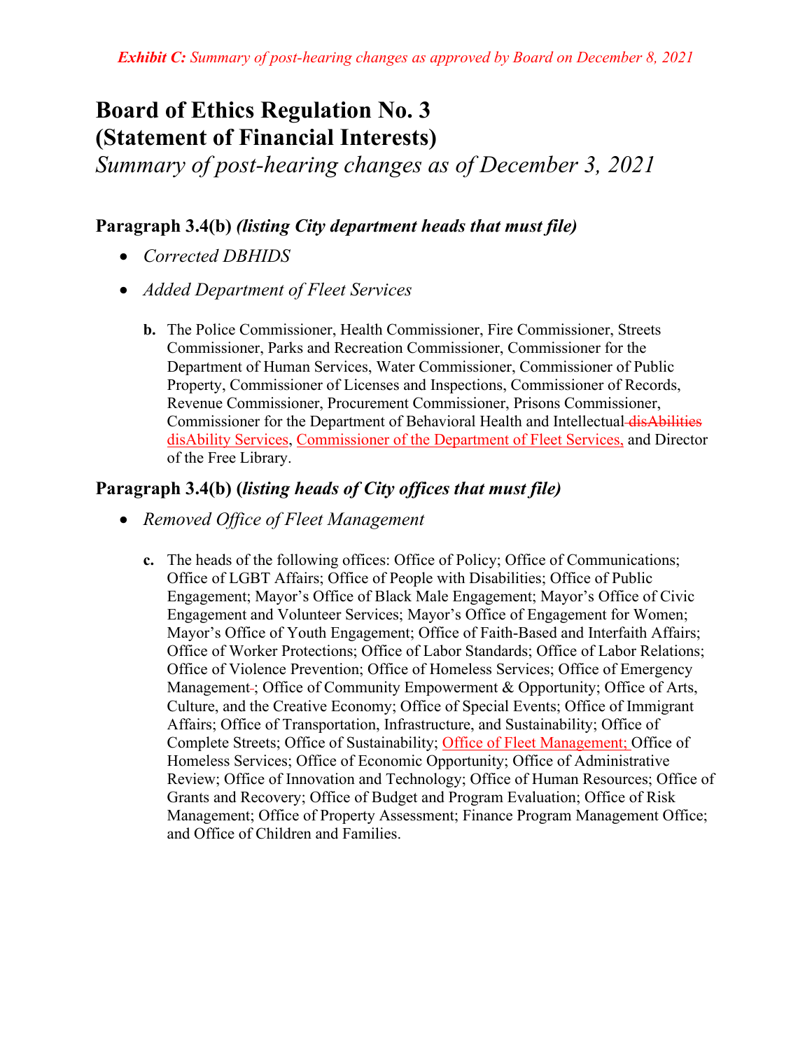*Exhibit C: Summary of post-hearing changes as approved by Board on December 8, 2021*

# Board of Ethics Regulation No. 3 (Statement of Financial Interests)

*Summary of post-hearing changes as of December 3, 2021*

### Paragraph 3.4(b) *(listing City department heads that must file)*

- *Corrected DBHIDS*
- *Added Department of Fleet Services*

  **b.** The Police Commissioner, Health Commissioner, Fire Commissioner, Streets Commissioner, Parks and Recreation Commissioner, Commissioner for the Department of Human Services, Water Commissioner, Commissioner of Public Property, Commissioner of Licenses and Inspections, Commissioner of Records, Revenue Commissioner, Procurement Commissioner, Prisons Commissioner, Commissioner for the Department of Behavioral Health and Intellectual ~~disAbilities~~ disAbility Services, Commissioner of the Department of Fleet Services, and Director of the Free Library.

### Paragraph 3.4(b) *(listing heads of City offices that must file)*

- *Removed Office of Fleet Management*

  **c.** The heads of the following offices: Office of Policy; Office of Communications; Office of LGBT Affairs; Office of People with Disabilities; Office of Public Engagement; Mayor's Office of Black Male Engagement; Mayor's Office of Civic Engagement and Volunteer Services; Mayor's Office of Engagement for Women; Mayor's Office of Youth Engagement; Office of Faith-Based and Interfaith Affairs; Office of Worker Protections; Office of Labor Standards; Office of Labor Relations; Office of Violence Prevention; Office of Homeless Services; Office of Emergency Management~~-~~; Office of Community Empowerment & Opportunity; Office of Arts, Culture, and the Creative Economy; Office of Special Events; Office of Immigrant Affairs; Office of Transportation, Infrastructure, and Sustainability; Office of Complete Streets; Office of Sustainability; Office of Fleet Management; Office of Homeless Services; Office of Economic Opportunity; Office of Administrative Review; Office of Innovation and Technology; Office of Human Resources; Office of Grants and Recovery; Office of Budget and Program Evaluation; Office of Risk Management; Office of Property Assessment; Finance Program Management Office; and Office of Children and Families.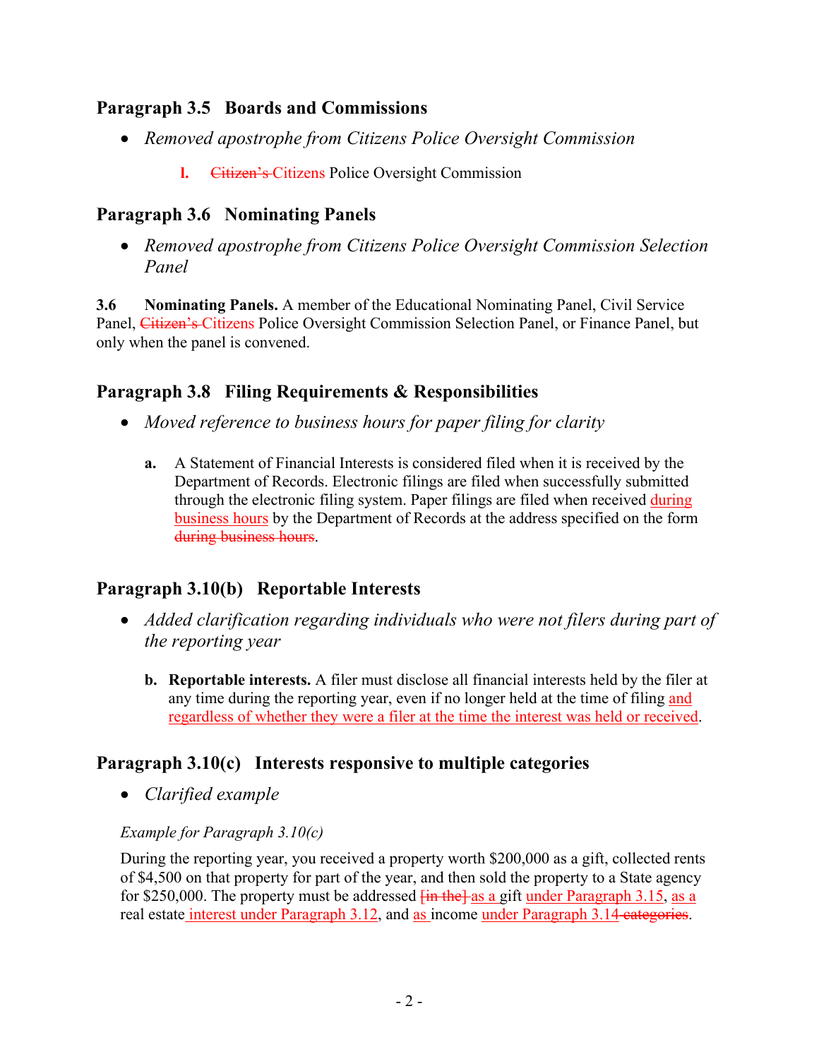## Paragraph 3.5 Boards and Commissions

- *Removed apostrophe from Citizens Police Oversight Commission*

  **l.** ~~Citizen's~~ Citizens Police Oversight Commission

## Paragraph 3.6 Nominating Panels

- *Removed apostrophe from Citizens Police Oversight Commission Selection Panel*

**3.6 Nominating Panels.** A member of the Educational Nominating Panel, Civil Service Panel, ~~Citizen's~~ Citizens Police Oversight Commission Selection Panel, or Finance Panel, but only when the panel is convened.

## Paragraph 3.8 Filing Requirements & Responsibilities

- *Moved reference to business hours for paper filing for clarity*

  **a.** A Statement of Financial Interests is considered filed when it is received by the Department of Records. Electronic filings are filed when successfully submitted through the electronic filing system. Paper filings are filed when received <u>during business hours</u> by the Department of Records at the address specified on the form ~~during business hours~~.

## Paragraph 3.10(b) Reportable Interests

- *Added clarification regarding individuals who were not filers during part of the reporting year*

  **b. Reportable interests.** A filer must disclose all financial interests held by the filer at any time during the reporting year, even if no longer held at the time of filing <u>and regardless of whether they were a filer at the time the interest was held or received</u>.

## Paragraph 3.10(c) Interests responsive to multiple categories

- *Clarified example*

*Example for Paragraph 3.10(c)*

During the reporting year, you received a property worth $200,000 as a gift, collected rents of $4,500 on that property for part of the year, and then sold the property to a State agency for $250,000. The property must be addressed ~~[in the]~~ <u>as a</u> gift <u>under Paragraph 3.15</u>, <u>as a</u> real estate <u>interest under Paragraph 3.12</u>, and <u>as</u> income <u>under Paragraph 3.14</u> ~~categories~~.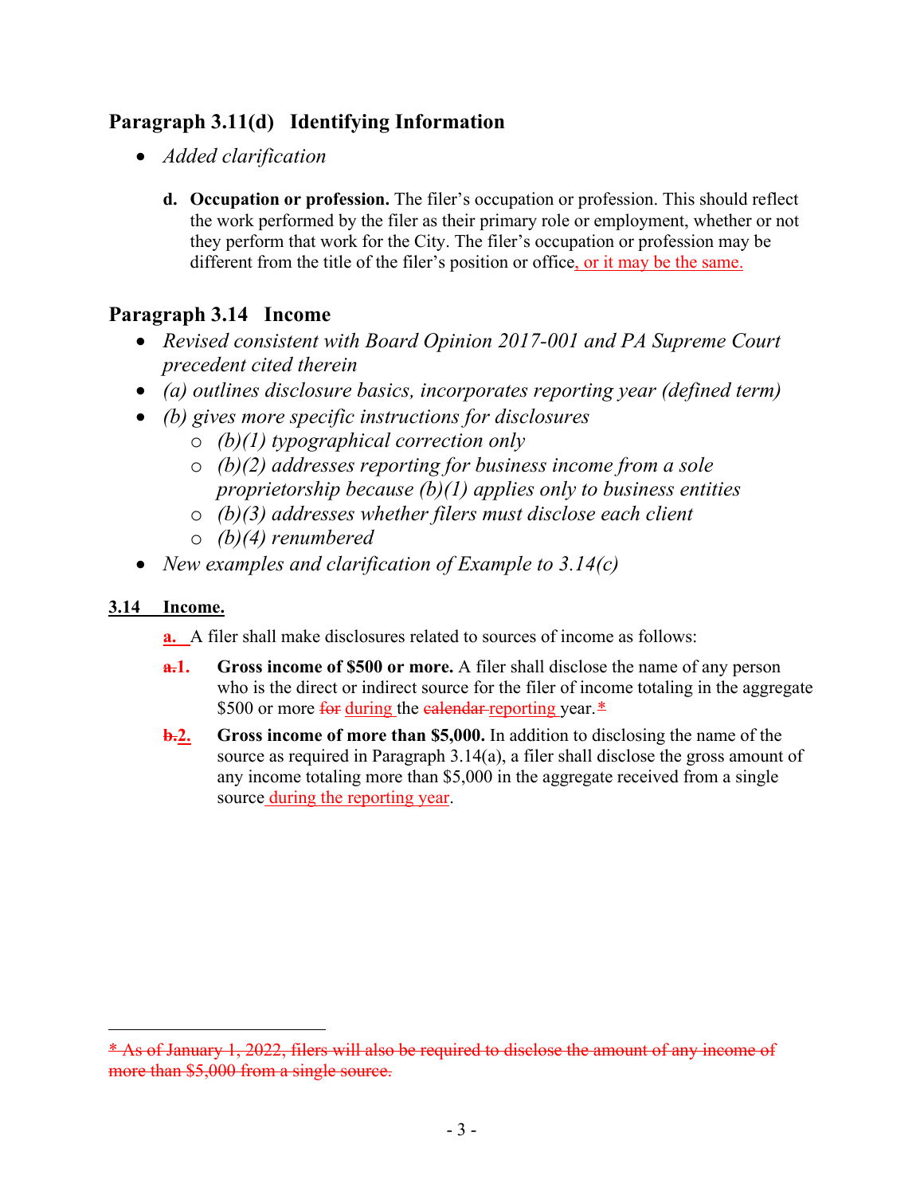## Paragraph 3.11(d) Identifying Information

- *Added clarification*

   **d. Occupation or profession.** The filer's occupation or profession. This should reflect the work performed by the filer as their primary role or employment, whether or not they perform that work for the City. The filer's occupation or profession may be different from the title of the filer's position or office, or it may be the same.

## Paragraph 3.14 Income

- *Revised consistent with Board Opinion 2017-001 and PA Supreme Court precedent cited therein*
- *(a) outlines disclosure basics, incorporates reporting year (defined term)*
- *(b) gives more specific instructions for disclosures*
  - *(b)(1) typographical correction only*
  - *(b)(2) addresses reporting for business income from a sole proprietorship because (b)(1) applies only to business entities*
  - *(b)(3) addresses whether filers must disclose each client*
  - *(b)(4) renumbered*
- *New examples and clarification of Example to 3.14(c)*

**3.14 Income.**

a. A filer shall make disclosures related to sources of income as follows:

~~a.~~**1.** **Gross income of $500 or more.** A filer shall disclose the name of any person who is the direct or indirect source for the filer of income totaling in the aggregate $500 or more ~~for~~ during the ~~calendar~~ reporting year.~~*~~

~~b.~~**2.** **Gross income of more than $5,000.** In addition to disclosing the name of the source as required in Paragraph 3.14(a), a filer shall disclose the gross amount of any income totaling more than $5,000 in the aggregate received from a single source during the reporting year.

~~* As of January 1, 2022, filers will also be required to disclose the amount of any income of more than $5,000 from a single source.~~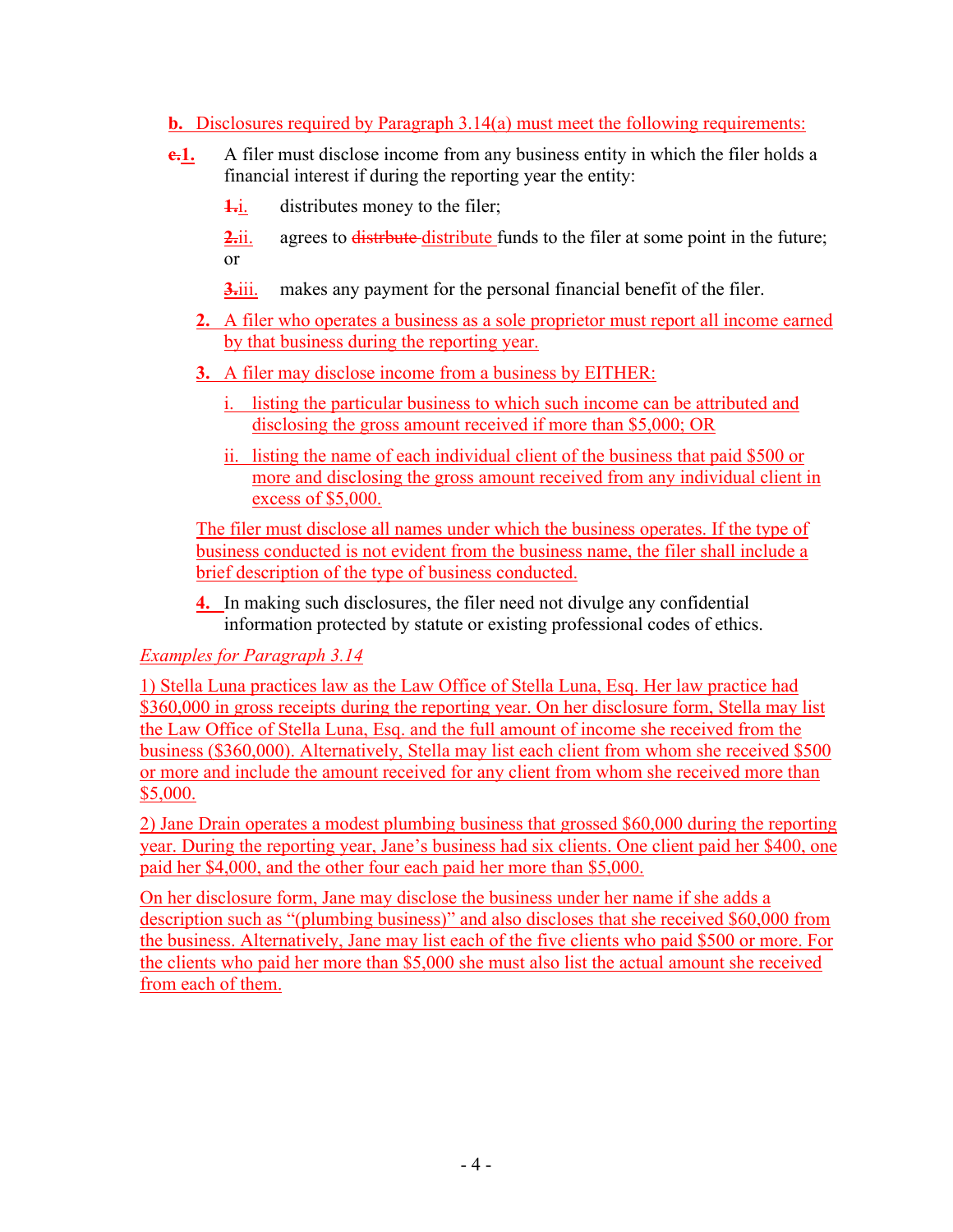**b.** Disclosures required by Paragraph 3.14(a) must meet the following requirements:

~~c.~~**1.** A filer must disclose income from any business entity in which the filer holds a financial interest if during the reporting year the entity:

- ~~1.~~i. distributes money to the filer;
- ~~2.~~ii. agrees to ~~distrbute~~ distribute funds to the filer at some point in the future; or
- ~~3.~~iii. makes any payment for the personal financial benefit of the filer.

**2.** A filer who operates a business as a sole proprietor must report all income earned by that business during the reporting year.

**3.** A filer may disclose income from a business by EITHER:

- i. listing the particular business to which such income can be attributed and disclosing the gross amount received if more than $5,000; OR
- ii. listing the name of each individual client of the business that paid $500 or more and disclosing the gross amount received from any individual client in excess of $5,000.

The filer must disclose all names under which the business operates. If the type of business conducted is not evident from the business name, the filer shall include a brief description of the type of business conducted.

**4.** In making such disclosures, the filer need not divulge any confidential information protected by statute or existing professional codes of ethics.

*Examples for Paragraph 3.14*

1) Stella Luna practices law as the Law Office of Stella Luna, Esq. Her law practice had $360,000 in gross receipts during the reporting year. On her disclosure form, Stella may list the Law Office of Stella Luna, Esq. and the full amount of income she received from the business ($360,000). Alternatively, Stella may list each client from whom she received $500 or more and include the amount received for any client from whom she received more than $5,000.

2) Jane Drain operates a modest plumbing business that grossed $60,000 during the reporting year. During the reporting year, Jane's business had six clients. One client paid her $400, one paid her $4,000, and the other four each paid her more than $5,000.

On her disclosure form, Jane may disclose the business under her name if she adds a description such as "(plumbing business)" and also discloses that she received $60,000 from the business. Alternatively, Jane may list each of the five clients who paid $500 or more. For the clients who paid her more than $5,000 she must also list the actual amount she received from each of them.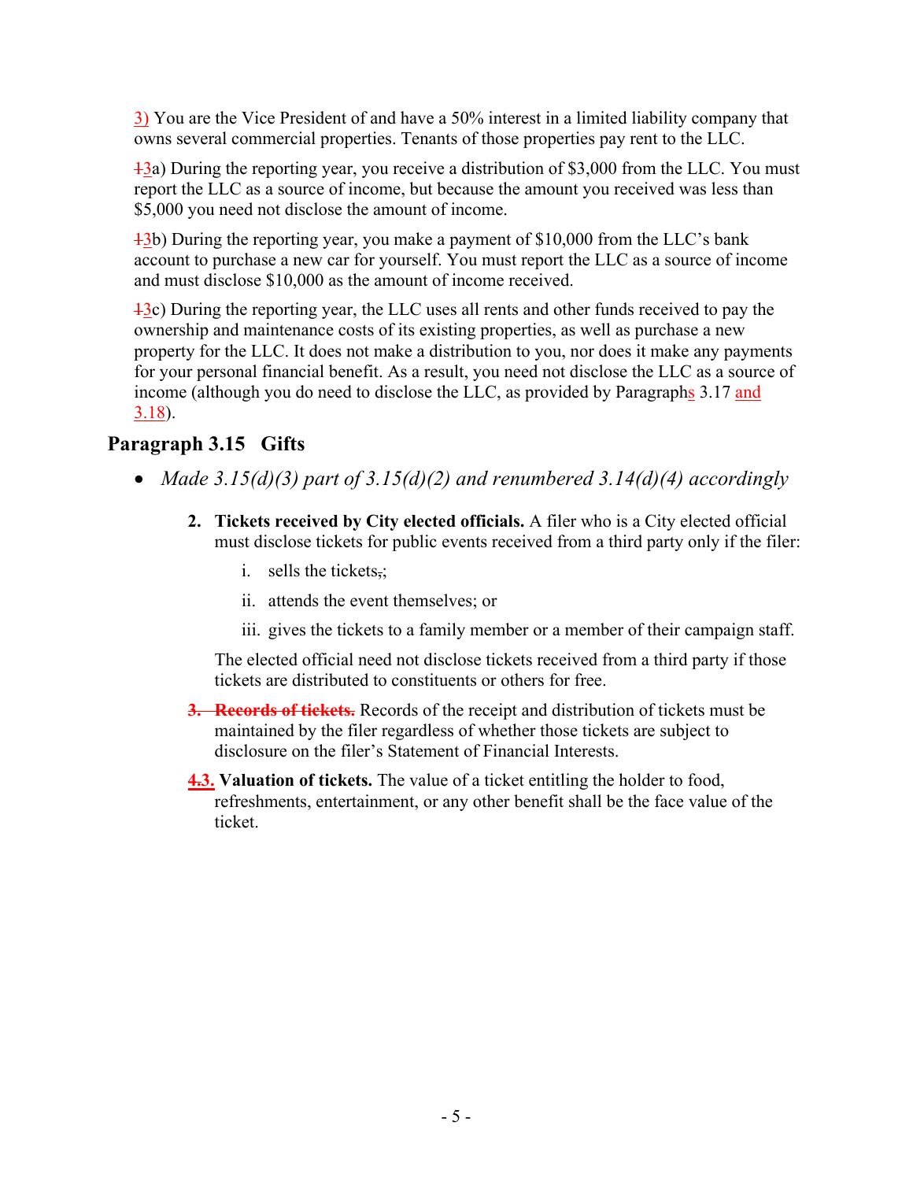3) You are the Vice President of and have a 50% interest in a limited liability company that owns several commercial properties. Tenants of those properties pay rent to the LLC.

~~1~~3a) During the reporting year, you receive a distribution of $3,000 from the LLC. You must report the LLC as a source of income, but because the amount you received was less than $5,000 you need not disclose the amount of income.

~~1~~3b) During the reporting year, you make a payment of $10,000 from the LLC's bank account to purchase a new car for yourself. You must report the LLC as a source of income and must disclose $10,000 as the amount of income received.

~~1~~3c) During the reporting year, the LLC uses all rents and other funds received to pay the ownership and maintenance costs of its existing properties, as well as purchase a new property for the LLC. It does not make a distribution to you, nor does it make any payments for your personal financial benefit. As a result, you need not disclose the LLC as a source of income (although you do need to disclose the LLC, as provided by Paragraphs 3.17 and 3.18).

## Paragraph 3.15 Gifts

- *Made 3.15(d)(3) part of 3.15(d)(2) and renumbered 3.14(d)(4) accordingly*

2. **Tickets received by City elected officials.** A filer who is a City elected official must disclose tickets for public events received from a third party only if the filer:

   i. sells the tickets~~,~~;

   ii. attends the event themselves; or

   iii. gives the tickets to a family member or a member of their campaign staff.

   The elected official need not disclose tickets received from a third party if those tickets are distributed to constituents or others for free.

~~3. **Records of tickets.**~~ Records of the receipt and distribution of tickets must be maintained by the filer regardless of whether those tickets are subject to disclosure on the filer's Statement of Financial Interests.

~~4.~~3. **Valuation of tickets.** The value of a ticket entitling the holder to food, refreshments, entertainment, or any other benefit shall be the face value of the ticket.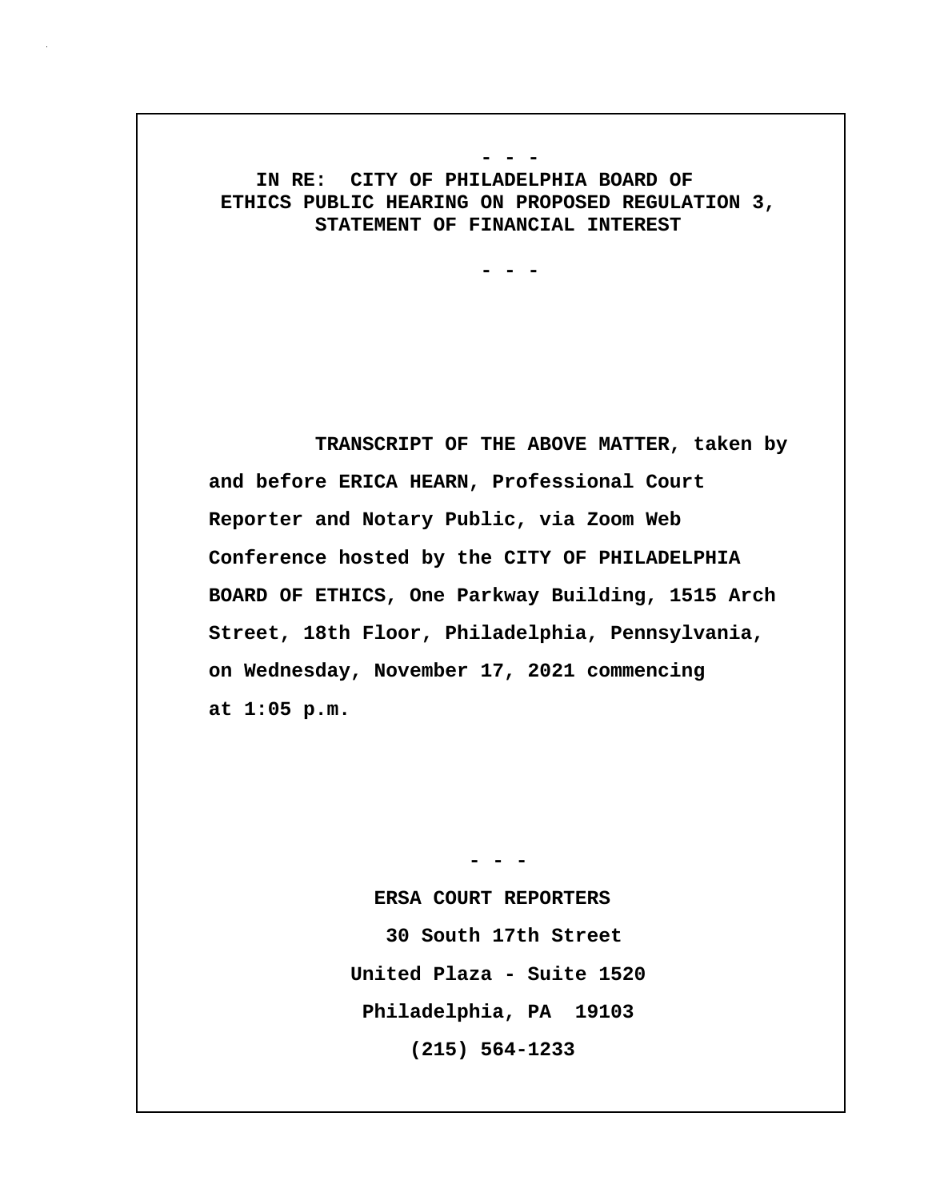- - -

**IN RE: CITY OF PHILADELPHIA BOARD OF ETHICS PUBLIC HEARING ON PROPOSED REGULATION 3, STATEMENT OF FINANCIAL INTEREST**

- - -

**TRANSCRIPT OF THE ABOVE MATTER, taken by and before ERICA HEARN, Professional Court Reporter and Notary Public, via Zoom Web Conference hosted by the CITY OF PHILADELPHIA BOARD OF ETHICS, One Parkway Building, 1515 Arch Street, 18th Floor, Philadelphia, Pennsylvania, on Wednesday, November 17, 2021 commencing at 1:05 p.m.**

- - -

**ERSA COURT REPORTERS**

**30 South 17th Street**

**United Plaza - Suite 1520**

**Philadelphia, PA 19103**

**(215) 564-1233**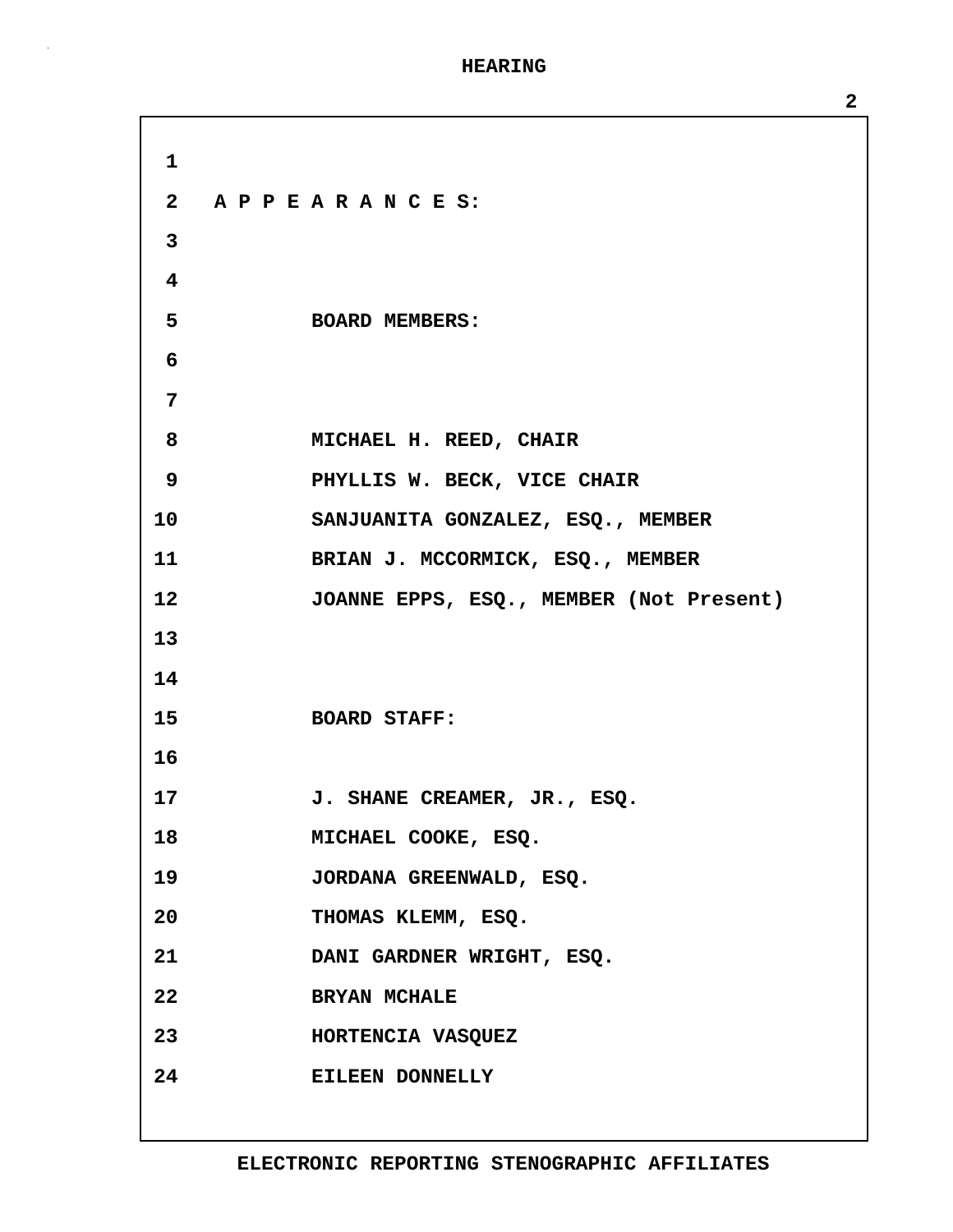A P P E A R A N C E S:

BOARD MEMBERS:

MICHAEL H. REED, CHAIR
PHYLLIS W. BECK, VICE CHAIR
SANJUANITA GONZALEZ, ESQ., MEMBER
BRIAN J. MCCORMICK, ESQ., MEMBER
JOANNE EPPS, ESQ., MEMBER (Not Present)

BOARD STAFF:

J. SHANE CREAMER, JR., ESQ.
MICHAEL COOKE, ESQ.
JORDANA GREENWALD, ESQ.
THOMAS KLEMM, ESQ.
DANI GARDNER WRIGHT, ESQ.
BRYAN MCHALE
HORTENCIA VASQUEZ
EILEEN DONNELLY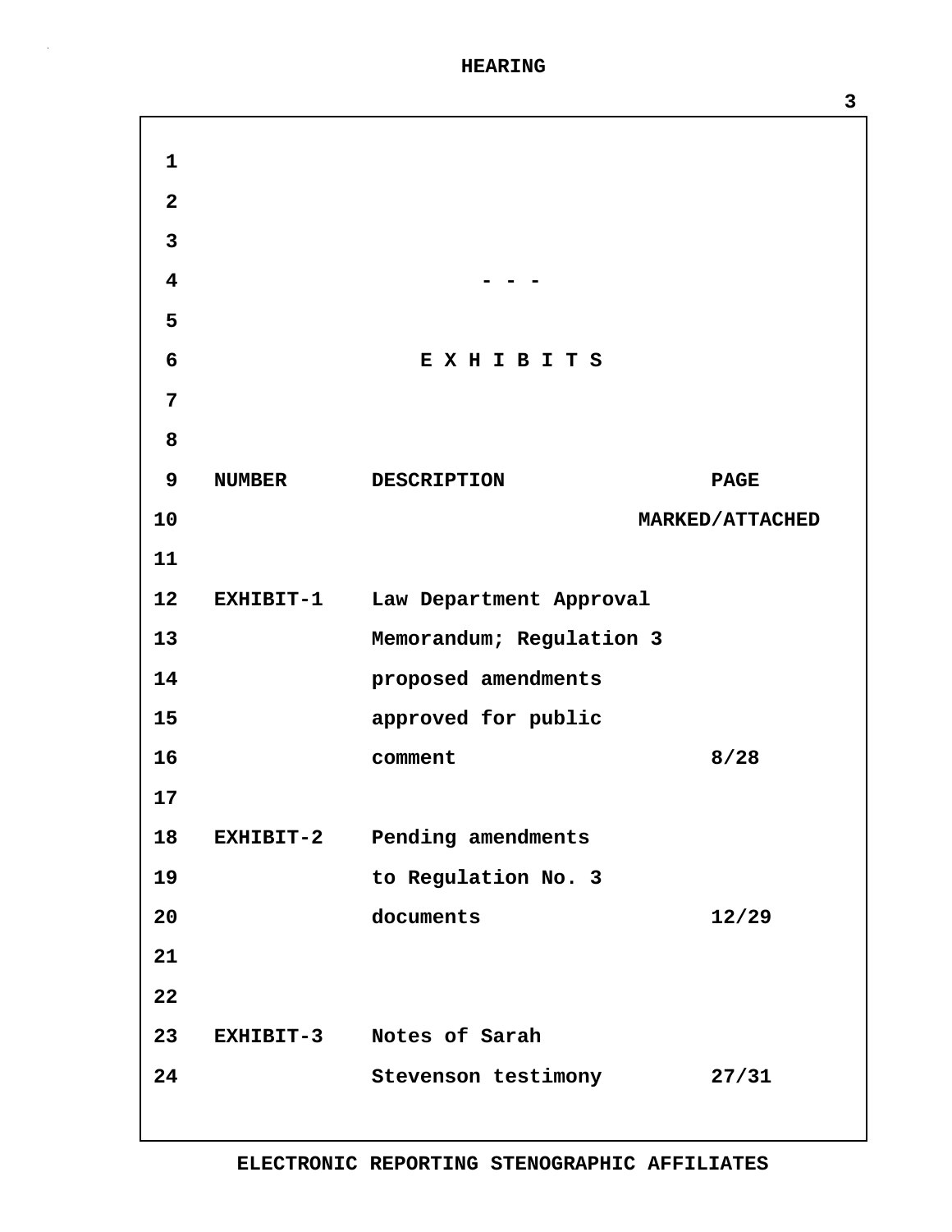- - -

## E X H I B I T S

| NUMBER | DESCRIPTION | PAGE MARKED/ATTACHED |
|---|---|---|
| EXHIBIT-1 | Law Department Approval Memorandum; Regulation 3 proposed amendments approved for public comment | 8/28 |
| EXHIBIT-2 | Pending amendments to Regulation No. 3 documents | 12/29 |
| EXHIBIT-3 | Notes of Sarah Stevenson testimony | 27/31 |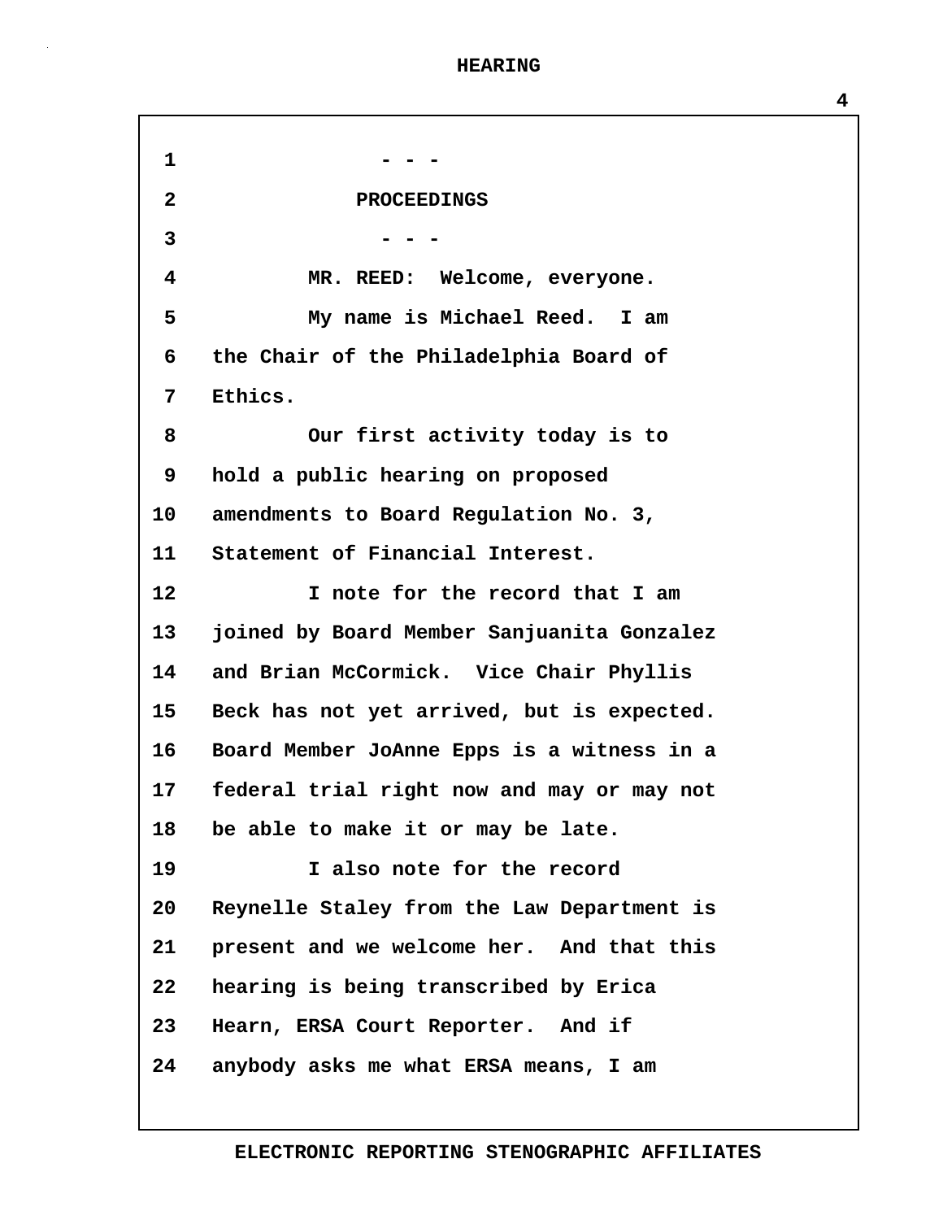- - -

PROCEEDINGS

- - -

MR. REED: Welcome, everyone.

My name is Michael Reed. I am the Chair of the Philadelphia Board of Ethics.

Our first activity today is to hold a public hearing on proposed amendments to Board Regulation No. 3, Statement of Financial Interest.

I note for the record that I am joined by Board Member Sanjuanita Gonzalez and Brian McCormick. Vice Chair Phyllis Beck has not yet arrived, but is expected. Board Member JoAnne Epps is a witness in a federal trial right now and may or may not be able to make it or may be late.

I also note for the record Reynelle Staley from the Law Department is present and we welcome her. And that this hearing is being transcribed by Erica Hearn, ERSA Court Reporter. And if anybody asks me what ERSA means, I am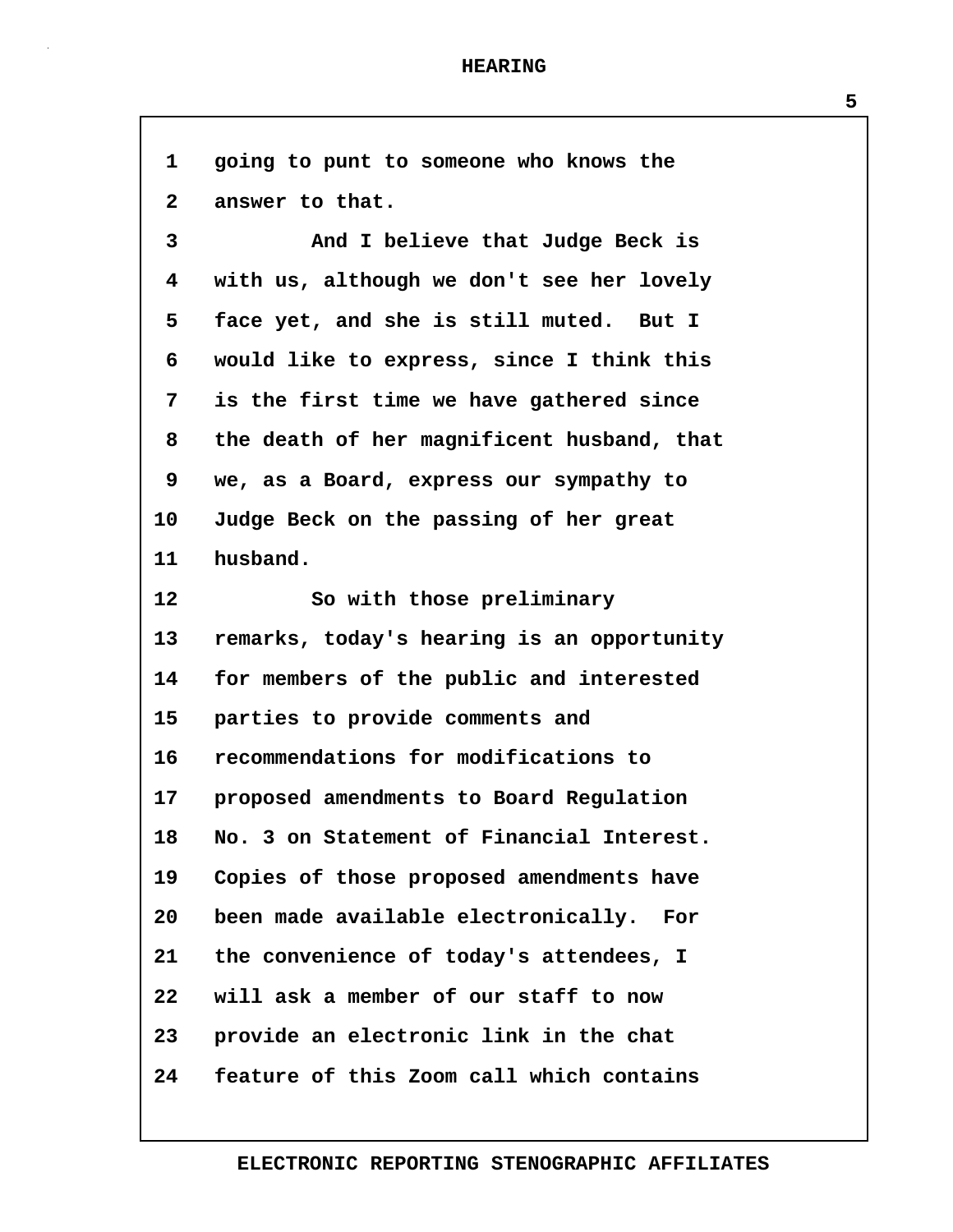1 going to punt to someone who knows the
2 answer to that.
3 And I believe that Judge Beck is
4 with us, although we don't see her lovely
5 face yet, and she is still muted. But I
6 would like to express, since I think this
7 is the first time we have gathered since
8 the death of her magnificent husband, that
9 we, as a Board, express our sympathy to
10 Judge Beck on the passing of her great
11 husband.
12 So with those preliminary
13 remarks, today's hearing is an opportunity
14 for members of the public and interested
15 parties to provide comments and
16 recommendations for modifications to
17 proposed amendments to Board Regulation
18 No. 3 on Statement of Financial Interest.
19 Copies of those proposed amendments have
20 been made available electronically. For
21 the convenience of today's attendees, I
22 will ask a member of our staff to now
23 provide an electronic link in the chat
24 feature of this Zoom call which contains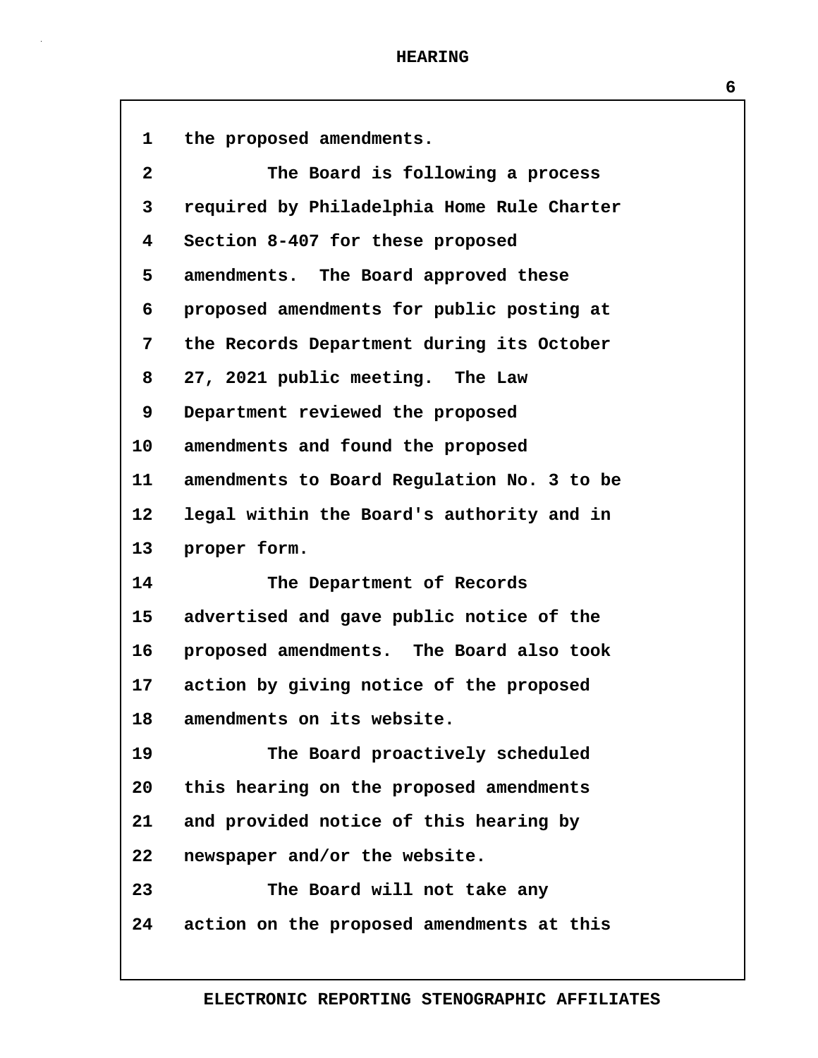1 the proposed amendments.

2 The Board is following a process

3 required by Philadelphia Home Rule Charter

4 Section 8-407 for these proposed

5 amendments. The Board approved these

6 proposed amendments for public posting at

7 the Records Department during its October

8 27, 2021 public meeting. The Law

9 Department reviewed the proposed

10 amendments and found the proposed

11 amendments to Board Regulation No. 3 to be

12 legal within the Board's authority and in

13 proper form.

14 The Department of Records

15 advertised and gave public notice of the

16 proposed amendments. The Board also took

17 action by giving notice of the proposed

18 amendments on its website.

19 The Board proactively scheduled

20 this hearing on the proposed amendments

21 and provided notice of this hearing by

22 newspaper and/or the website.

23 The Board will not take any

24 action on the proposed amendments at this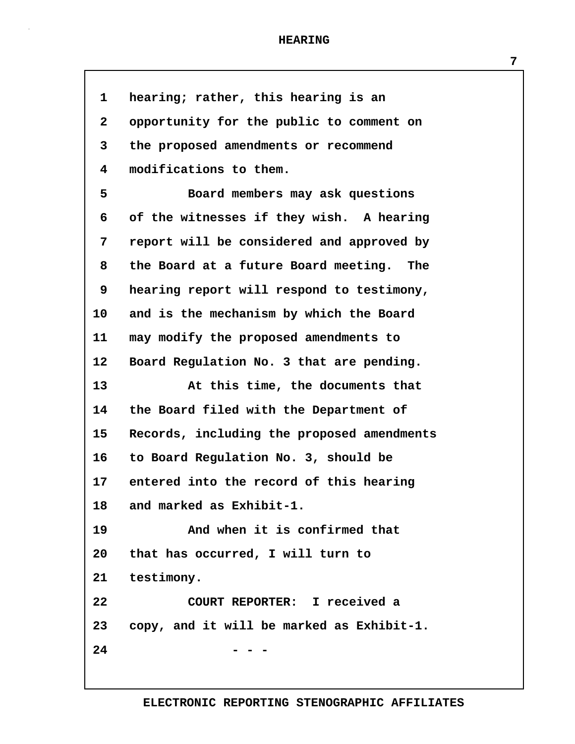hearing; rather, this hearing is an opportunity for the public to comment on the proposed amendments or recommend modifications to them.

Board members may ask questions of the witnesses if they wish. A hearing report will be considered and approved by the Board at a future Board meeting. The hearing report will respond to testimony, and is the mechanism by which the Board may modify the proposed amendments to Board Regulation No. 3 that are pending.

At this time, the documents that the Board filed with the Department of Records, including the proposed amendments to Board Regulation No. 3, should be entered into the record of this hearing and marked as Exhibit-1.

And when it is confirmed that that has occurred, I will turn to testimony.

COURT REPORTER: I received a copy, and it will be marked as Exhibit-1.

\- - -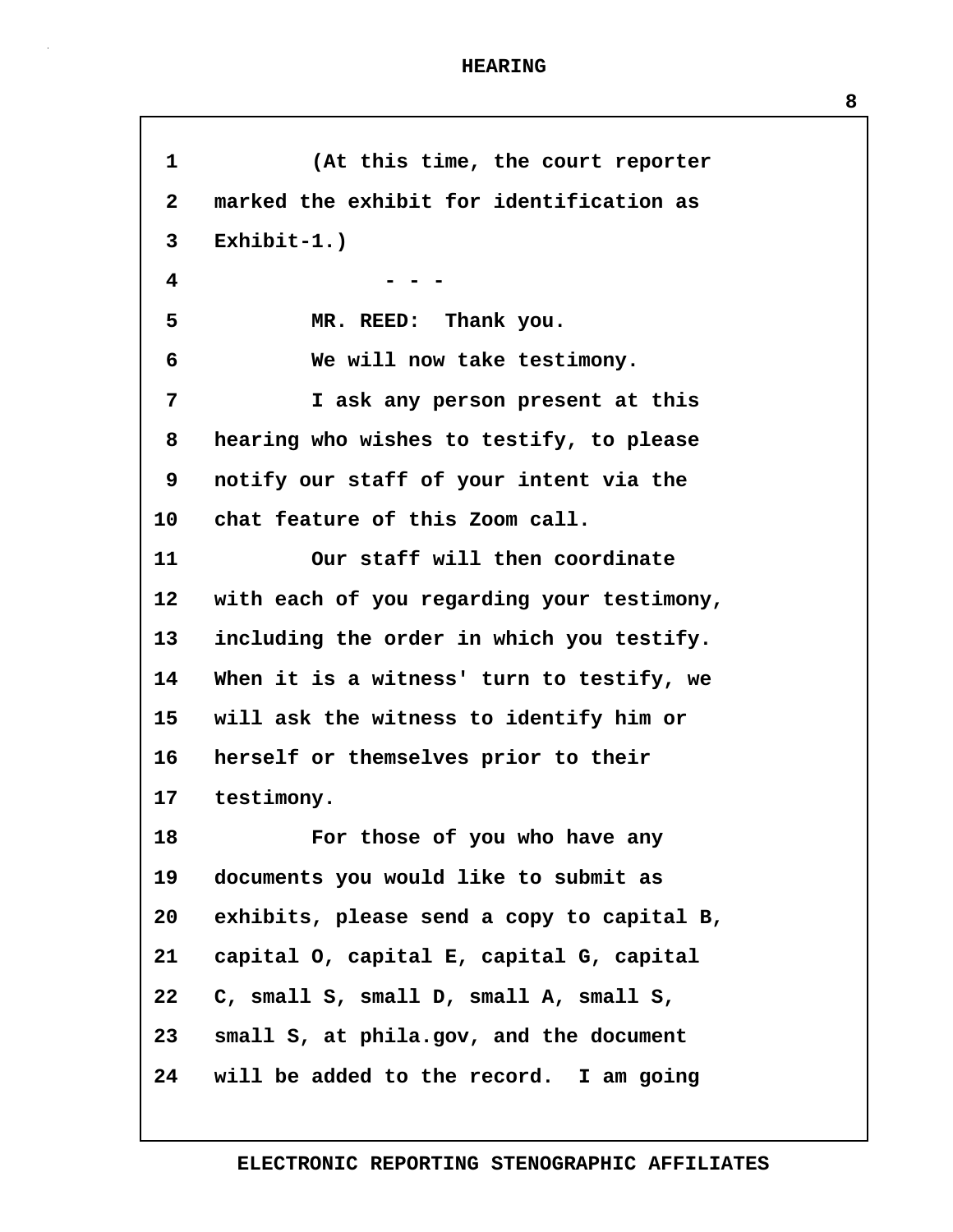(At this time, the court reporter marked the exhibit for identification as Exhibit-1.)

- - -

MR. REED: Thank you.

We will now take testimony.

I ask any person present at this hearing who wishes to testify, to please notify our staff of your intent via the chat feature of this Zoom call.

Our staff will then coordinate with each of you regarding your testimony, including the order in which you testify. When it is a witness' turn to testify, we will ask the witness to identify him or herself or themselves prior to their testimony.

For those of you who have any documents you would like to submit as exhibits, please send a copy to capital B, capital O, capital E, capital G, capital C, small S, small D, small A, small S, small S, at phila.gov, and the document will be added to the record. I am going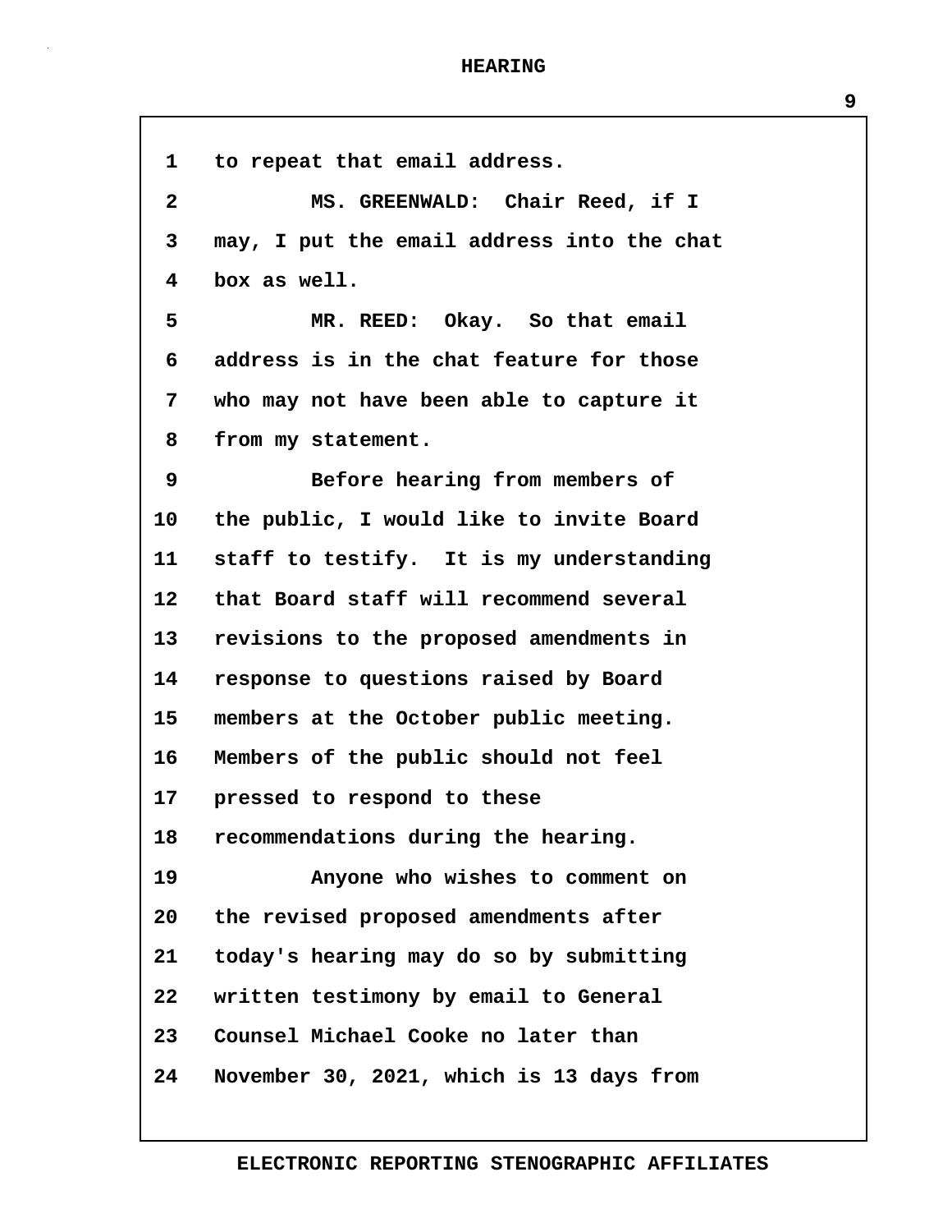to repeat that email address.

MS. GREENWALD: Chair Reed, if I may, I put the email address into the chat box as well.

MR. REED: Okay. So that email address is in the chat feature for those who may not have been able to capture it from my statement.

Before hearing from members of the public, I would like to invite Board staff to testify. It is my understanding that Board staff will recommend several revisions to the proposed amendments in response to questions raised by Board members at the October public meeting. Members of the public should not feel pressed to respond to these recommendations during the hearing.

Anyone who wishes to comment on the revised proposed amendments after today's hearing may do so by submitting written testimony by email to General Counsel Michael Cooke no later than November 30, 2021, which is 13 days from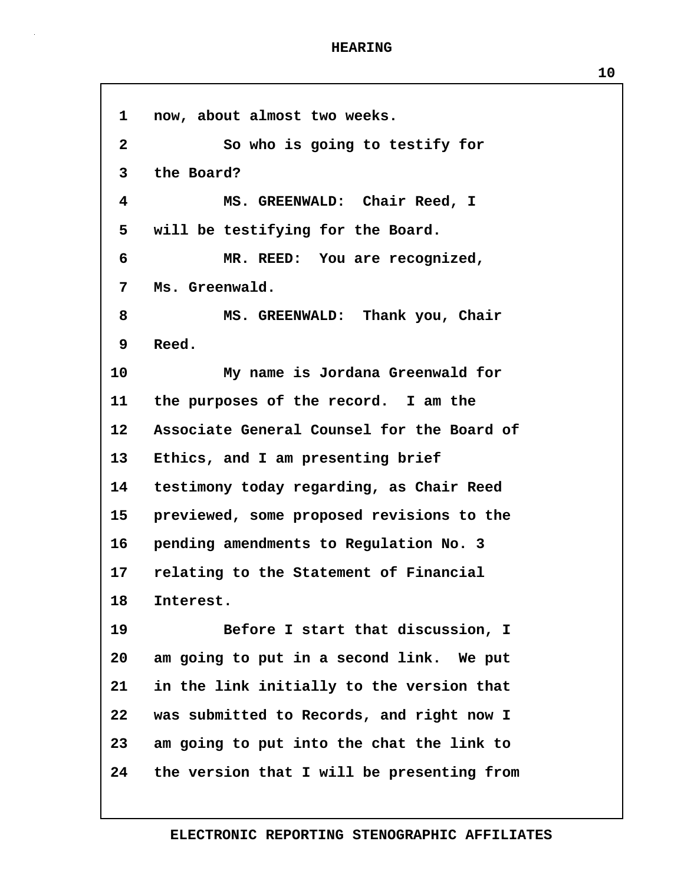1 now, about almost two weeks.

2 So who is going to testify for

3 the Board?

4 MS. GREENWALD: Chair Reed, I

5 will be testifying for the Board.

6 MR. REED: You are recognized,

7 Ms. Greenwald.

8 MS. GREENWALD: Thank you, Chair

9 Reed.

10 My name is Jordana Greenwald for

11 the purposes of the record. I am the

12 Associate General Counsel for the Board of

13 Ethics, and I am presenting brief

14 testimony today regarding, as Chair Reed

15 previewed, some proposed revisions to the

16 pending amendments to Regulation No. 3

17 relating to the Statement of Financial

18 Interest.

19 Before I start that discussion, I

20 am going to put in a second link. We put

21 in the link initially to the version that

22 was submitted to Records, and right now I

23 am going to put into the chat the link to

24 the version that I will be presenting from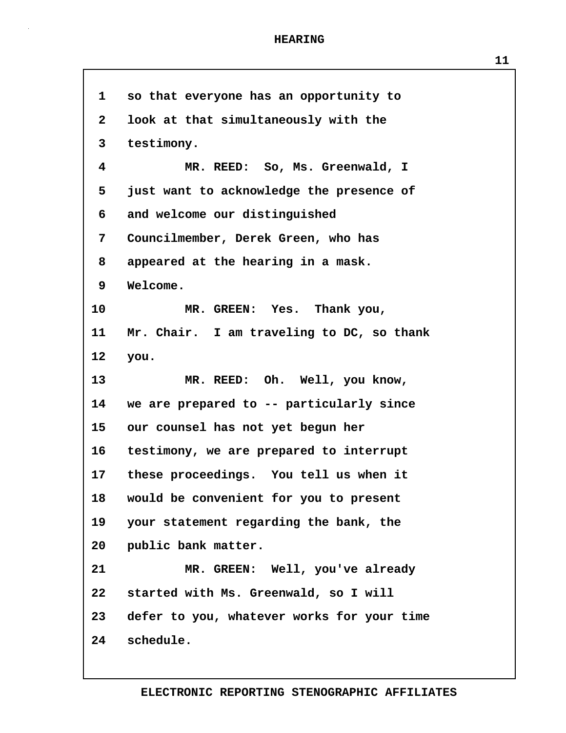so that everyone has an opportunity to look at that simultaneously with the testimony.

MR. REED: So, Ms. Greenwald, I just want to acknowledge the presence of and welcome our distinguished Councilmember, Derek Green, who has appeared at the hearing in a mask. Welcome.

MR. GREEN: Yes. Thank you, Mr. Chair. I am traveling to DC, so thank you.

MR. REED: Oh. Well, you know, we are prepared to -- particularly since our counsel has not yet begun her testimony, we are prepared to interrupt these proceedings. You tell us when it would be convenient for you to present your statement regarding the bank, the public bank matter.

MR. GREEN: Well, you've already started with Ms. Greenwald, so I will defer to you, whatever works for your time schedule.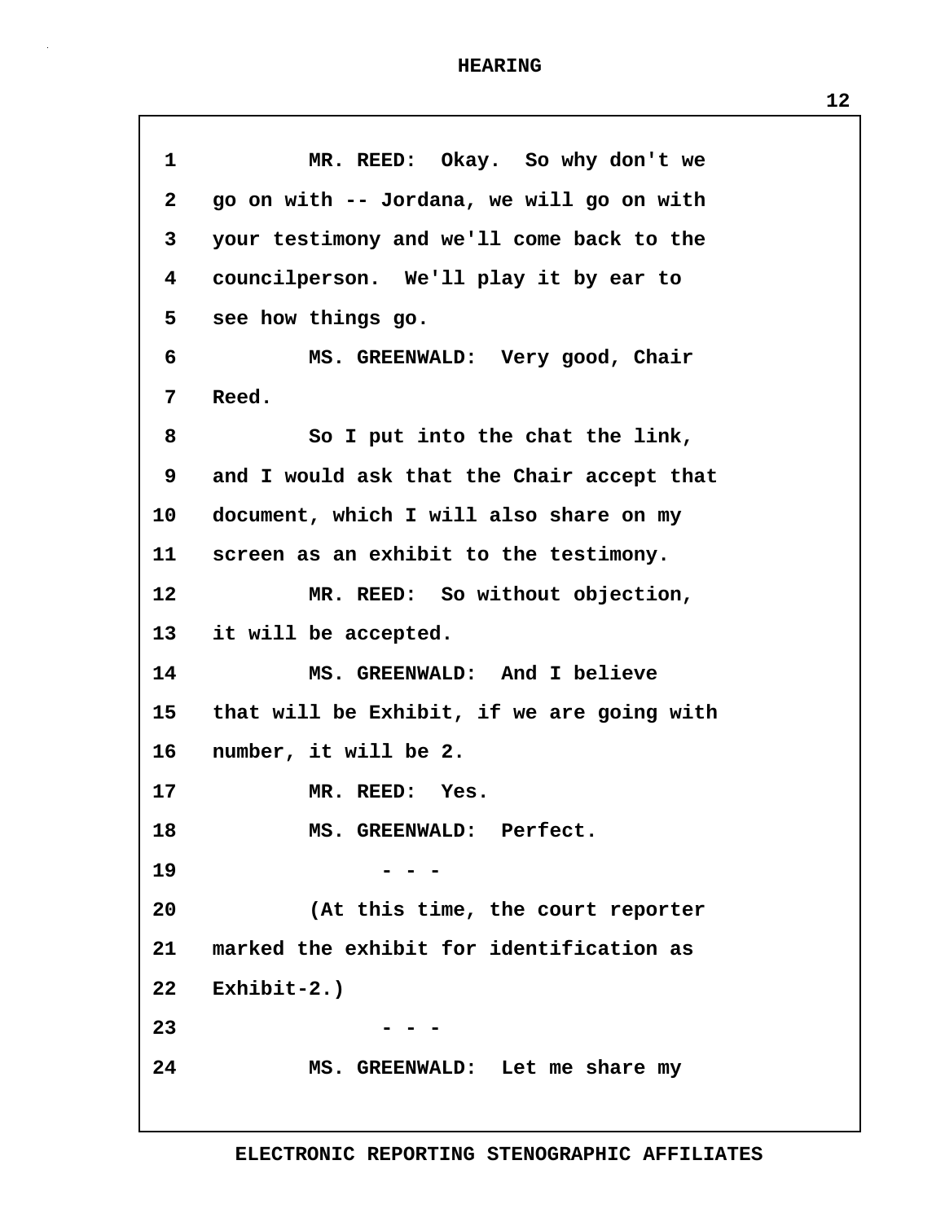MR. REED: Okay. So why don't we go on with -- Jordana, we will go on with your testimony and we'll come back to the councilperson. We'll play it by ear to see how things go.

MS. GREENWALD: Very good, Chair Reed.

So I put into the chat the link, and I would ask that the Chair accept that document, which I will also share on my screen as an exhibit to the testimony.

MR. REED: So without objection, it will be accepted.

MS. GREENWALD: And I believe that will be Exhibit, if we are going with number, it will be 2.

MR. REED: Yes.

MS. GREENWALD: Perfect.

\- - -

(At this time, the court reporter marked the exhibit for identification as Exhibit-2.)

\- - -

MS. GREENWALD: Let me share my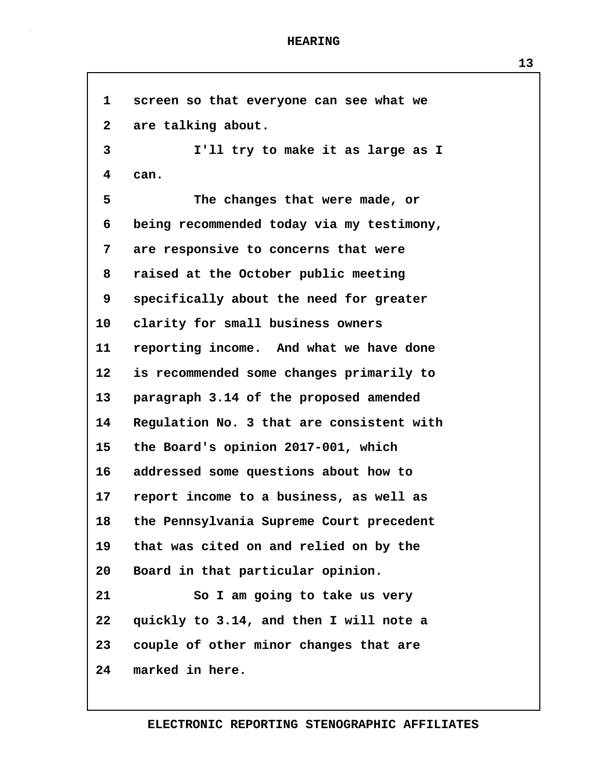screen so that everyone can see what we are talking about.

I'll try to make it as large as I can.

The changes that were made, or being recommended today via my testimony, are responsive to concerns that were raised at the October public meeting specifically about the need for greater clarity for small business owners reporting income. And what we have done is recommended some changes primarily to paragraph 3.14 of the proposed amended Regulation No. 3 that are consistent with the Board's opinion 2017-001, which addressed some questions about how to report income to a business, as well as the Pennsylvania Supreme Court precedent that was cited on and relied on by the Board in that particular opinion.

So I am going to take us very quickly to 3.14, and then I will note a couple of other minor changes that are marked in here.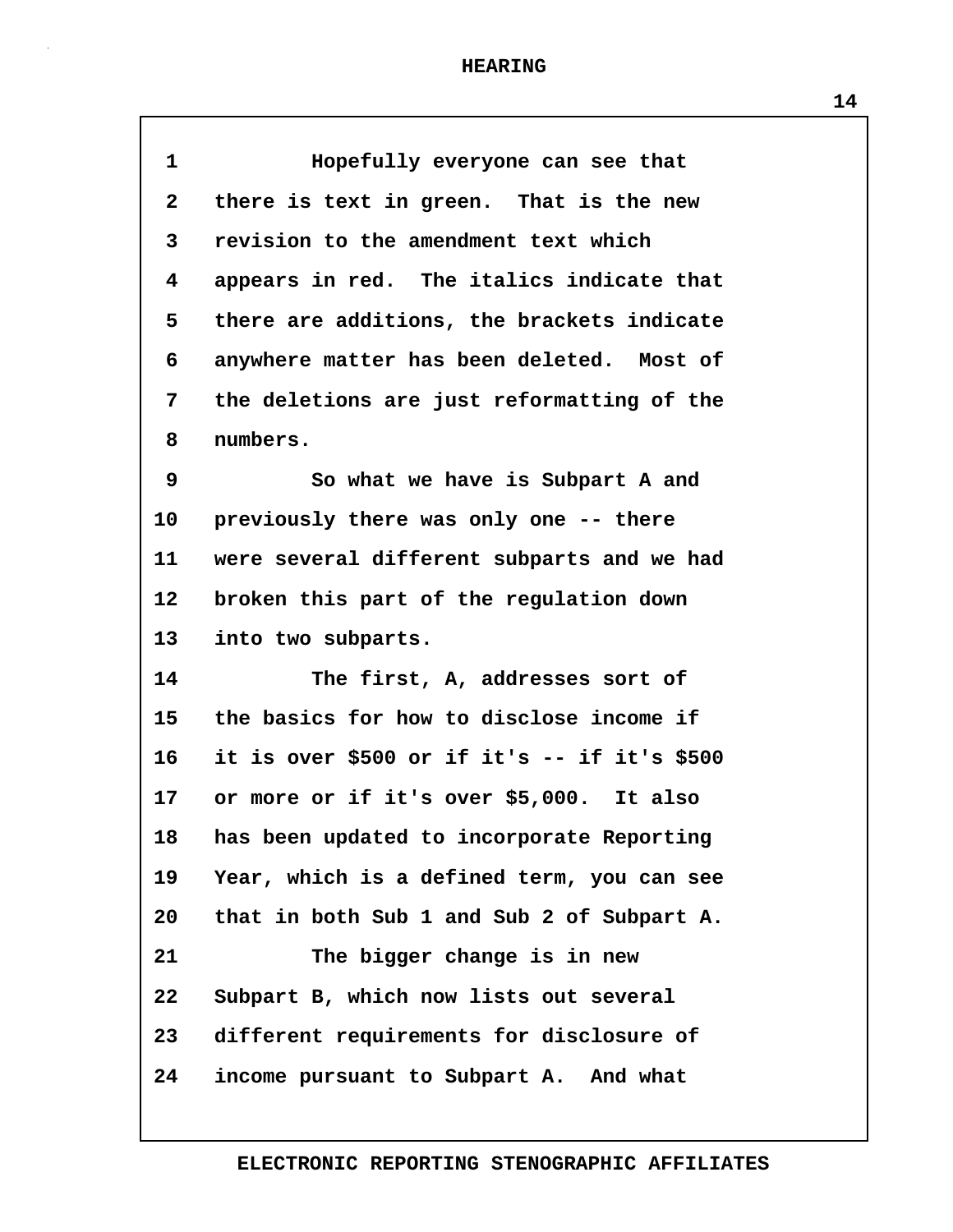Hopefully everyone can see that there is text in green. That is the new revision to the amendment text which appears in red. The italics indicate that there are additions, the brackets indicate anywhere matter has been deleted. Most of the deletions are just reformatting of the numbers.

So what we have is Subpart A and previously there was only one -- there were several different subparts and we had broken this part of the regulation down into two subparts.

The first, A, addresses sort of the basics for how to disclose income if it is over $500 or if it's -- if it's $500 or more or if it's over $5,000. It also has been updated to incorporate Reporting Year, which is a defined term, you can see that in both Sub 1 and Sub 2 of Subpart A.

The bigger change is in new Subpart B, which now lists out several different requirements for disclosure of income pursuant to Subpart A. And what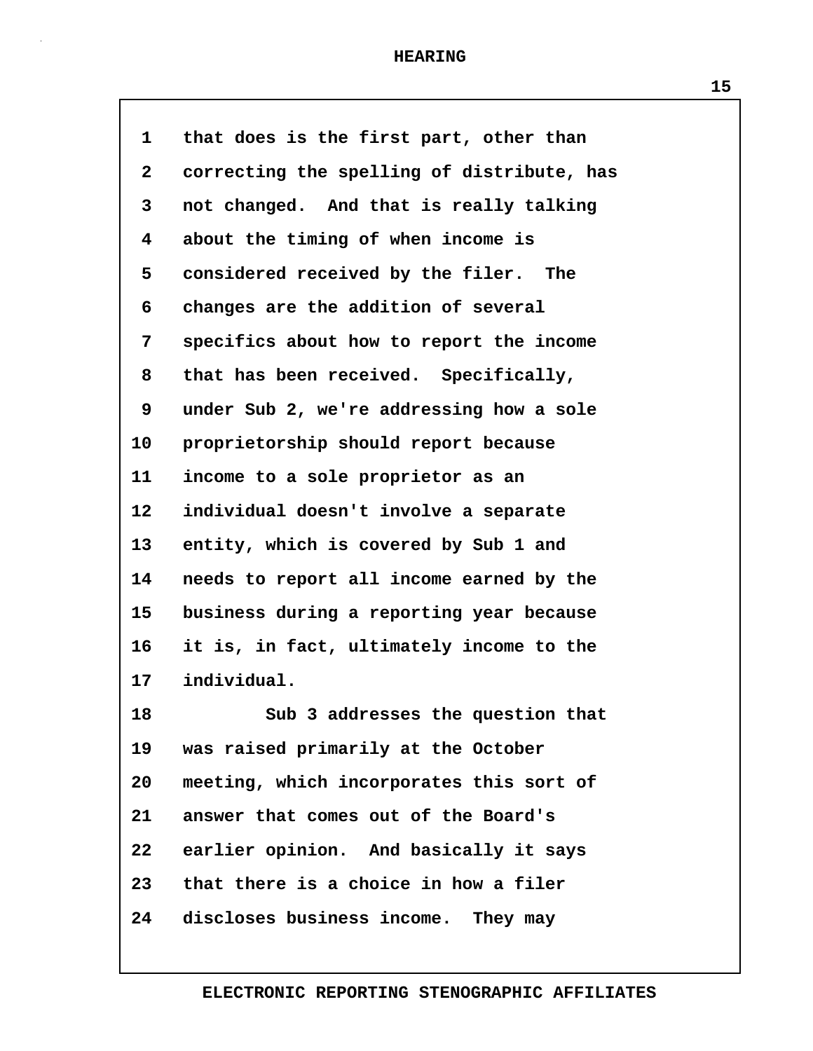that does is the first part, other than correcting the spelling of distribute, has not changed. And that is really talking about the timing of when income is considered received by the filer. The changes are the addition of several specifics about how to report the income that has been received. Specifically, under Sub 2, we're addressing how a sole proprietorship should report because income to a sole proprietor as an individual doesn't involve a separate entity, which is covered by Sub 1 and needs to report all income earned by the business during a reporting year because it is, in fact, ultimately income to the individual.

Sub 3 addresses the question that was raised primarily at the October meeting, which incorporates this sort of answer that comes out of the Board's earlier opinion. And basically it says that there is a choice in how a filer discloses business income. They may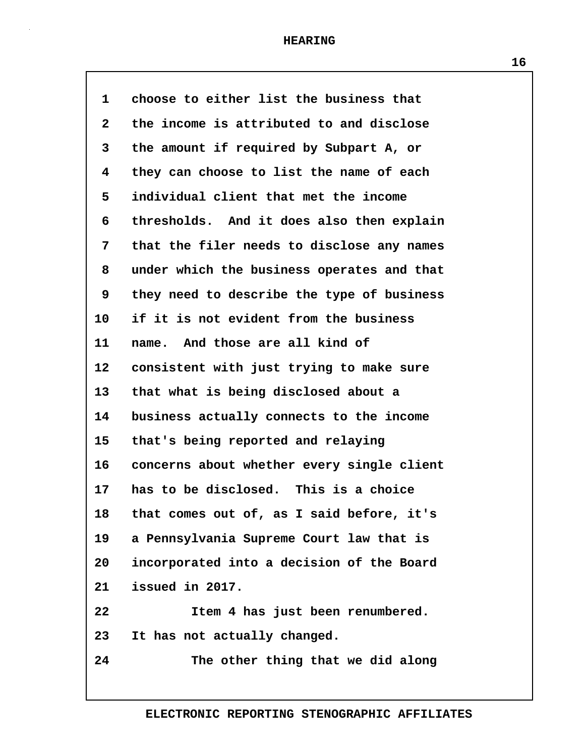choose to either list the business that the income is attributed to and disclose the amount if required by Subpart A, or they can choose to list the name of each individual client that met the income thresholds. And it does also then explain that the filer needs to disclose any names under which the business operates and that they need to describe the type of business if it is not evident from the business name. And those are all kind of consistent with just trying to make sure that what is being disclosed about a business actually connects to the income that's being reported and relaying concerns about whether every single client has to be disclosed. This is a choice that comes out of, as I said before, it's a Pennsylvania Supreme Court law that is incorporated into a decision of the Board issued in 2017.

Item 4 has just been renumbered. It has not actually changed.

The other thing that we did along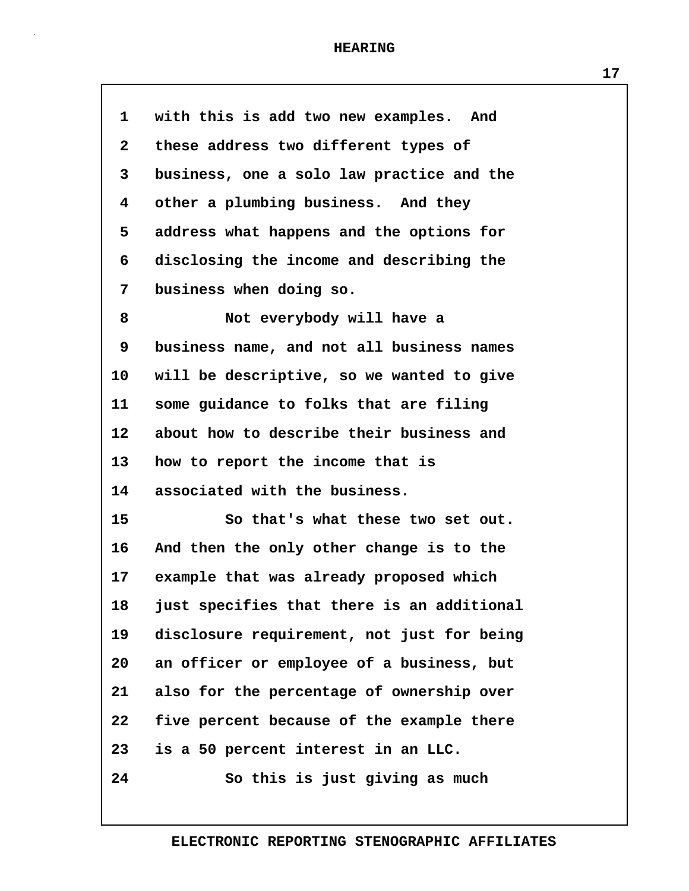with this is add two new examples. And these address two different types of business, one a solo law practice and the other a plumbing business. And they address what happens and the options for disclosing the income and describing the business when doing so.

Not everybody will have a business name, and not all business names will be descriptive, so we wanted to give some guidance to folks that are filing about how to describe their business and how to report the income that is associated with the business.

So that's what these two set out. And then the only other change is to the example that was already proposed which just specifies that there is an additional disclosure requirement, not just for being an officer or employee of a business, but also for the percentage of ownership over five percent because of the example there is a 50 percent interest in an LLC.

So this is just giving as much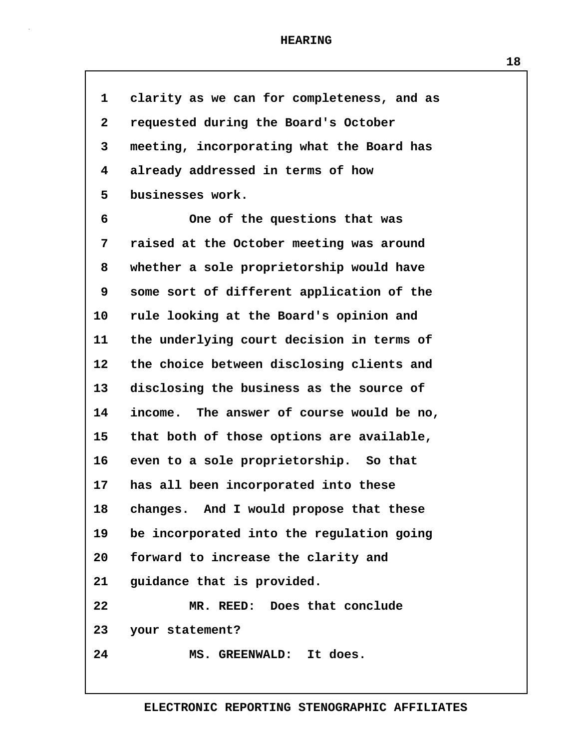clarity as we can for completeness, and as requested during the Board's October meeting, incorporating what the Board has already addressed in terms of how businesses work.

One of the questions that was raised at the October meeting was around whether a sole proprietorship would have some sort of different application of the rule looking at the Board's opinion and the underlying court decision in terms of the choice between disclosing clients and disclosing the business as the source of income. The answer of course would be no, that both of those options are available, even to a sole proprietorship. So that has all been incorporated into these changes. And I would propose that these be incorporated into the regulation going forward to increase the clarity and guidance that is provided.

MR. REED: Does that conclude your statement?

MS. GREENWALD: It does.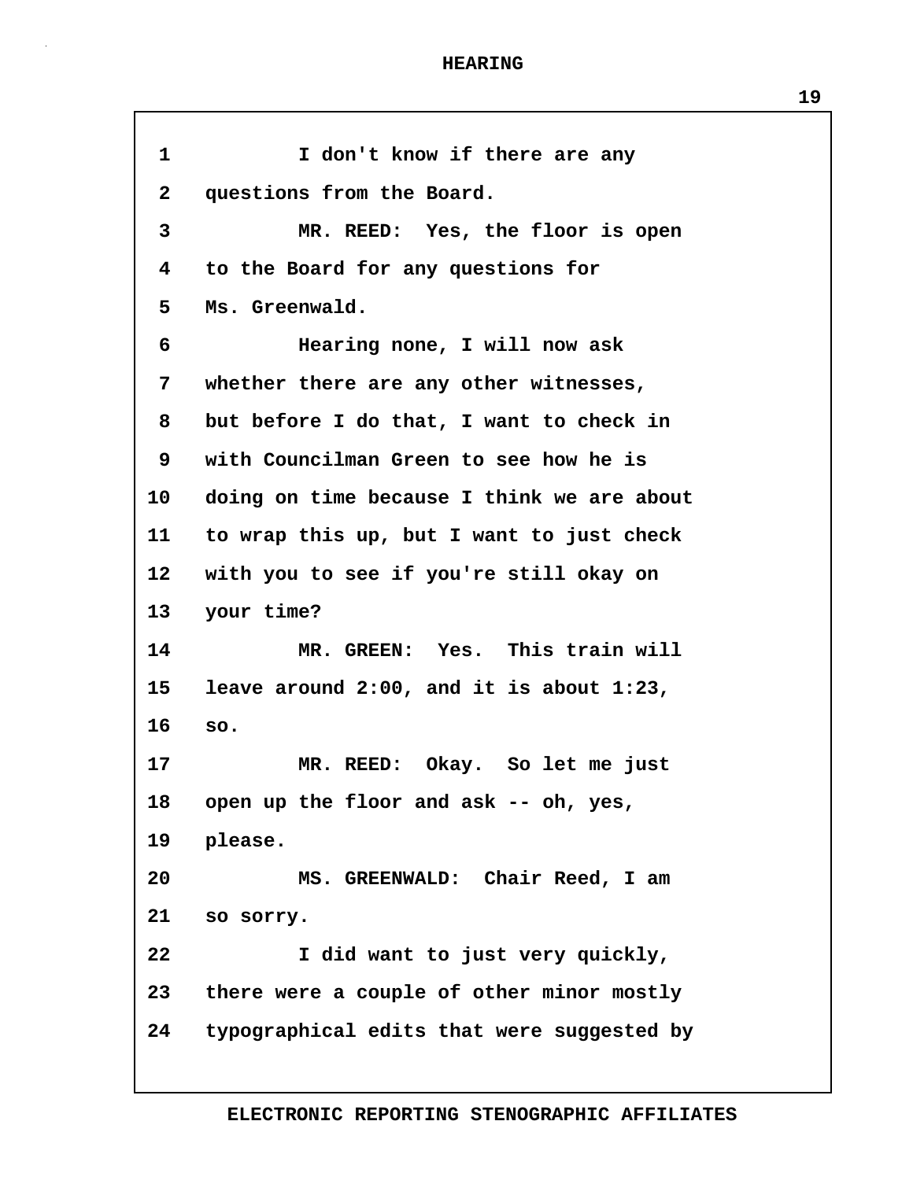1 I don't know if there are any
2 questions from the Board.
3 MR. REED: Yes, the floor is open
4 to the Board for any questions for
5 Ms. Greenwald.
6 Hearing none, I will now ask
7 whether there are any other witnesses,
8 but before I do that, I want to check in
9 with Councilman Green to see how he is
10 doing on time because I think we are about
11 to wrap this up, but I want to just check
12 with you to see if you're still okay on
13 your time?
14 MR. GREEN: Yes. This train will
15 leave around 2:00, and it is about 1:23,
16 so.
17 MR. REED: Okay. So let me just
18 open up the floor and ask -- oh, yes,
19 please.
20 MS. GREENWALD: Chair Reed, I am
21 so sorry.
22 I did want to just very quickly,
23 there were a couple of other minor mostly
24 typographical edits that were suggested by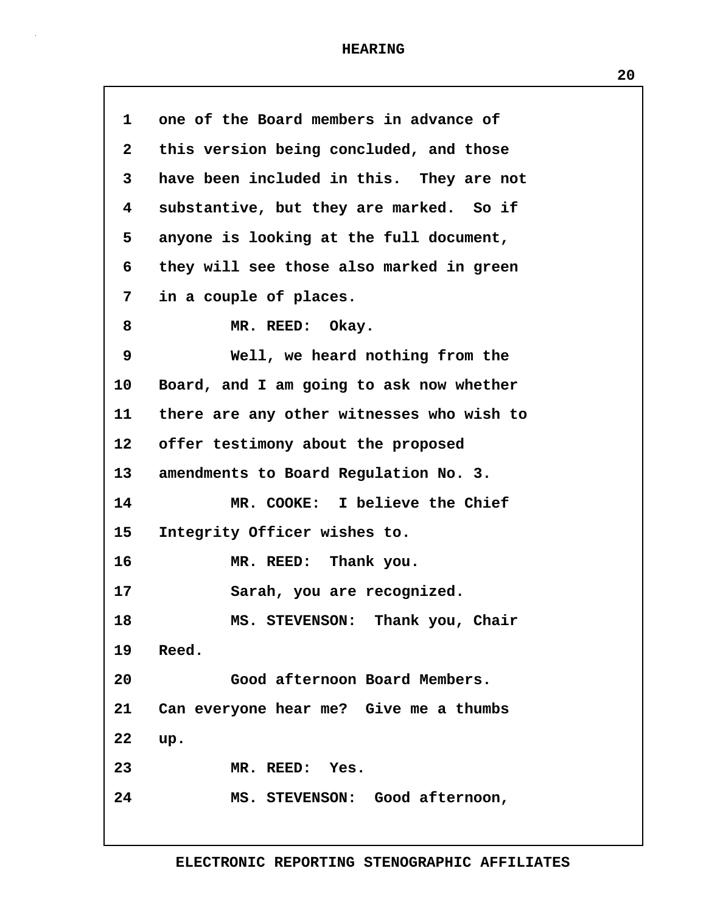1 one of the Board members in advance of
2 this version being concluded, and those
3 have been included in this. They are not
4 substantive, but they are marked. So if
5 anyone is looking at the full document,
6 they will see those also marked in green
7 in a couple of places.
8 MR. REED: Okay.
9 Well, we heard nothing from the
10 Board, and I am going to ask now whether
11 there are any other witnesses who wish to
12 offer testimony about the proposed
13 amendments to Board Regulation No. 3.
14 MR. COOKE: I believe the Chief
15 Integrity Officer wishes to.
16 MR. REED: Thank you.
17 Sarah, you are recognized.
18 MS. STEVENSON: Thank you, Chair
19 Reed.
20 Good afternoon Board Members.
21 Can everyone hear me? Give me a thumbs
22 up.
23 MR. REED: Yes.
24 MS. STEVENSON: Good afternoon,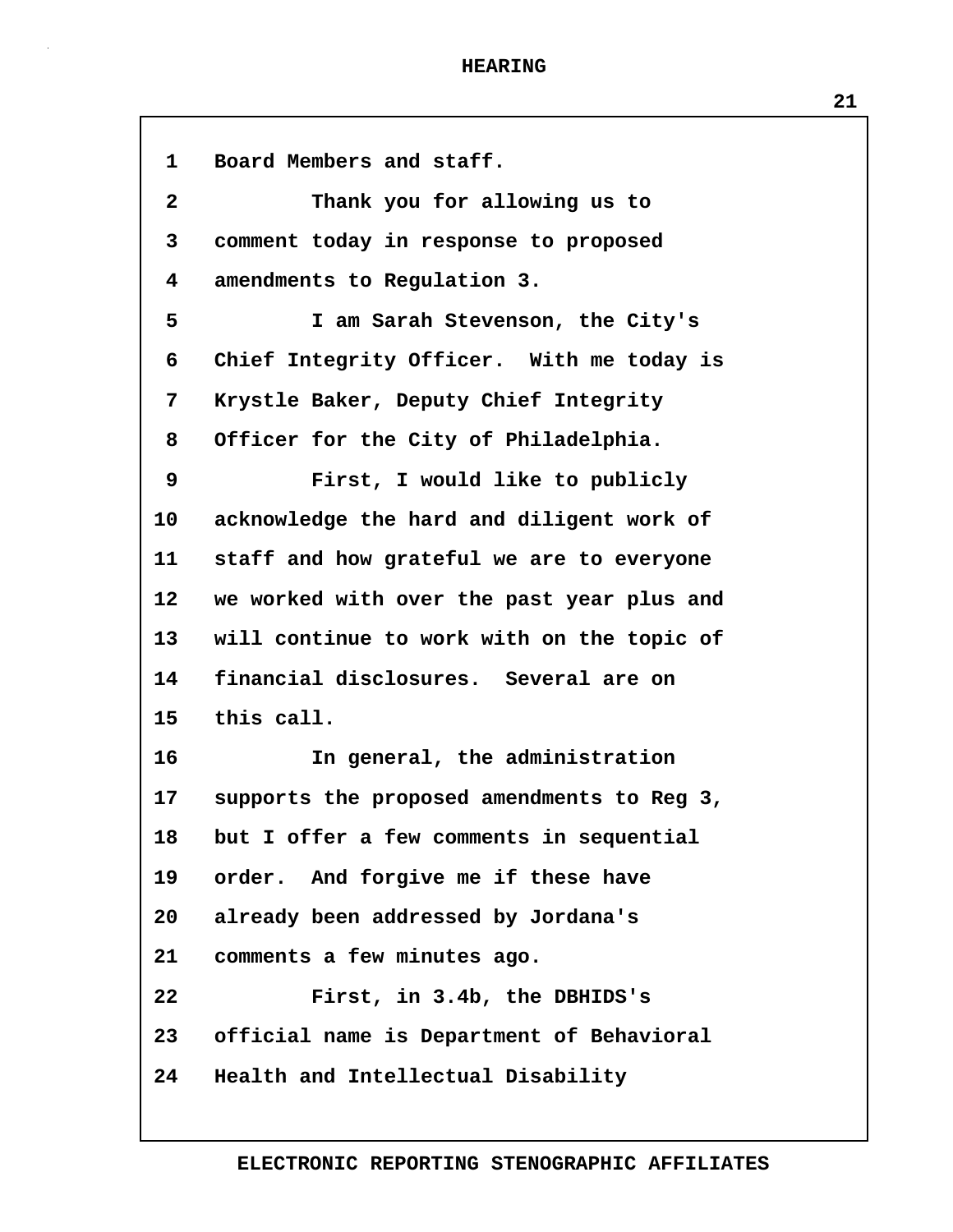Board Members and staff.

Thank you for allowing us to comment today in response to proposed amendments to Regulation 3.

I am Sarah Stevenson, the City's Chief Integrity Officer. With me today is Krystle Baker, Deputy Chief Integrity Officer for the City of Philadelphia.

First, I would like to publicly acknowledge the hard and diligent work of staff and how grateful we are to everyone we worked with over the past year plus and will continue to work with on the topic of financial disclosures. Several are on this call.

In general, the administration supports the proposed amendments to Reg 3, but I offer a few comments in sequential order. And forgive me if these have already been addressed by Jordana's comments a few minutes ago.

First, in 3.4b, the DBHIDS's official name is Department of Behavioral Health and Intellectual Disability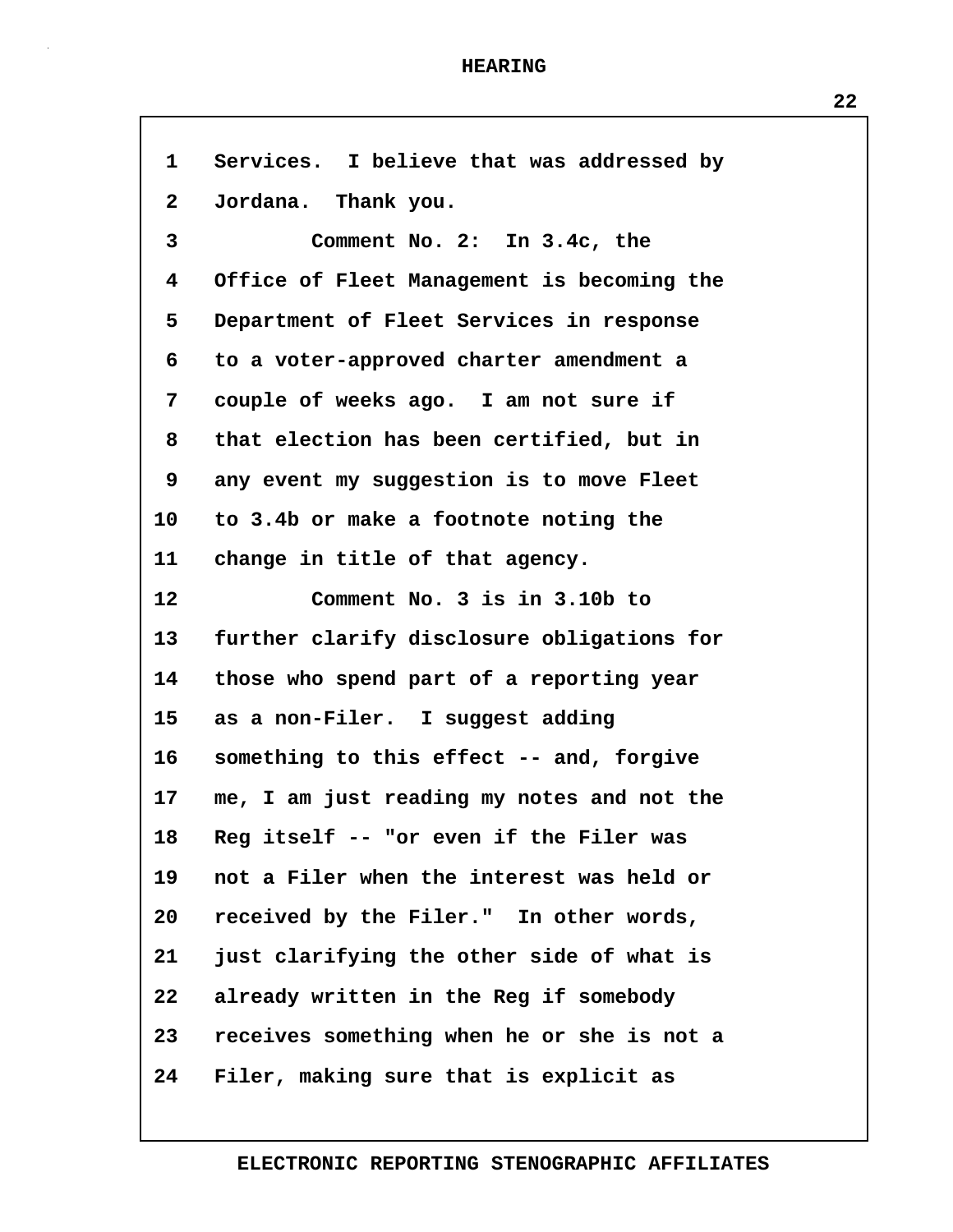Services. I believe that was addressed by Jordana. Thank you.

Comment No. 2: In 3.4c, the Office of Fleet Management is becoming the Department of Fleet Services in response to a voter-approved charter amendment a couple of weeks ago. I am not sure if that election has been certified, but in any event my suggestion is to move Fleet to 3.4b or make a footnote noting the change in title of that agency.

Comment No. 3 is in 3.10b to further clarify disclosure obligations for those who spend part of a reporting year as a non-Filer. I suggest adding something to this effect -- and, forgive me, I am just reading my notes and not the Reg itself -- "or even if the Filer was not a Filer when the interest was held or received by the Filer." In other words, just clarifying the other side of what is already written in the Reg if somebody receives something when he or she is not a Filer, making sure that is explicit as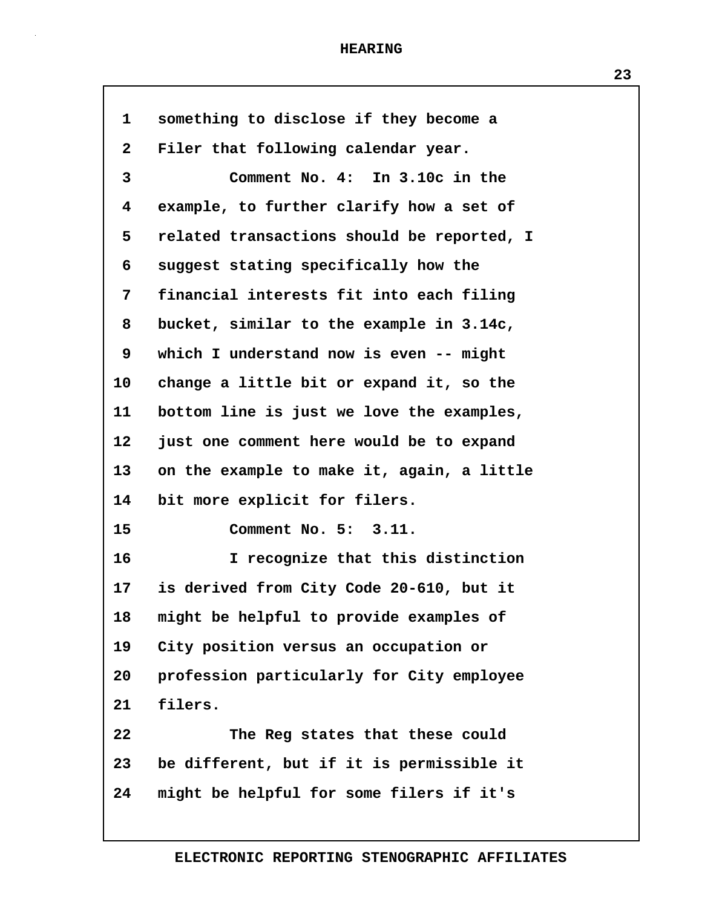something to disclose if they become a Filer that following calendar year.

Comment No. 4: In 3.10c in the example, to further clarify how a set of related transactions should be reported, I suggest stating specifically how the financial interests fit into each filing bucket, similar to the example in 3.14c, which I understand now is even -- might change a little bit or expand it, so the bottom line is just we love the examples, just one comment here would be to expand on the example to make it, again, a little bit more explicit for filers.

Comment No. 5: 3.11.

I recognize that this distinction is derived from City Code 20-610, but it might be helpful to provide examples of City position versus an occupation or profession particularly for City employee filers.

The Reg states that these could be different, but if it is permissible it might be helpful for some filers if it's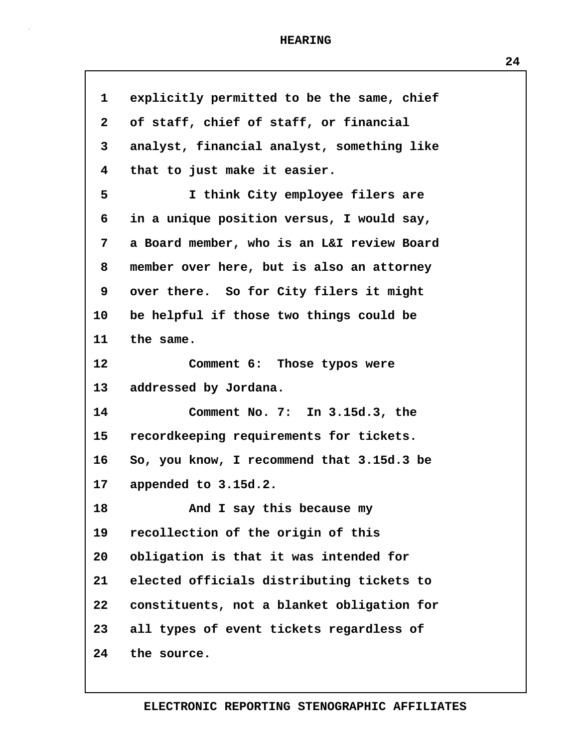1 explicitly permitted to be the same, chief
2 of staff, chief of staff, or financial
3 analyst, financial analyst, something like
4 that to just make it easier.
5 I think City employee filers are
6 in a unique position versus, I would say,
7 a Board member, who is an L&I review Board
8 member over here, but is also an attorney
9 over there. So for City filers it might
10 be helpful if those two things could be
11 the same.
12 Comment 6: Those typos were
13 addressed by Jordana.
14 Comment No. 7: In 3.15d.3, the
15 recordkeeping requirements for tickets.
16 So, you know, I recommend that 3.15d.3 be
17 appended to 3.15d.2.
18 And I say this because my
19 recollection of the origin of this
20 obligation is that it was intended for
21 elected officials distributing tickets to
22 constituents, not a blanket obligation for
23 all types of event tickets regardless of
24 the source.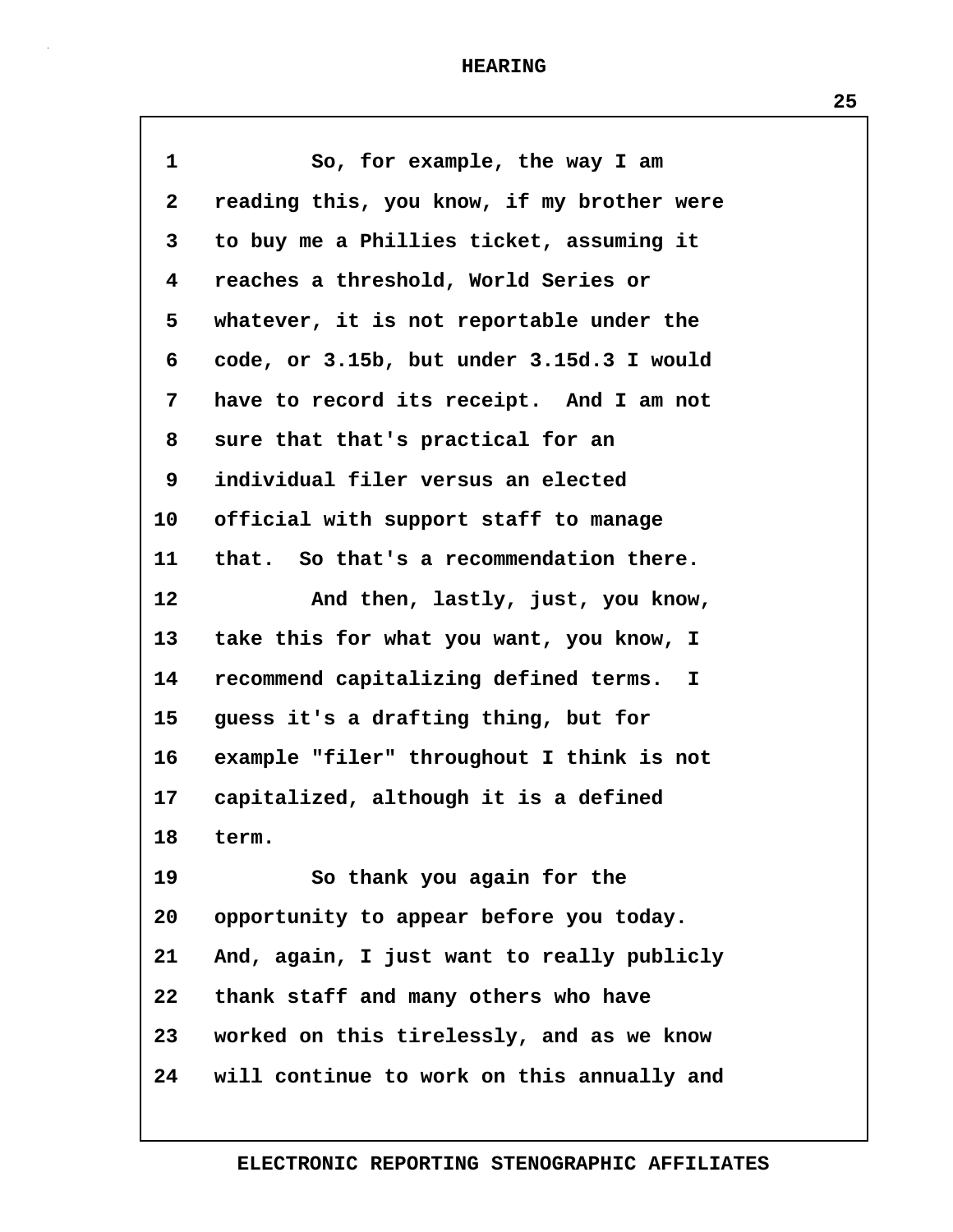So, for example, the way I am reading this, you know, if my brother were to buy me a Phillies ticket, assuming it reaches a threshold, World Series or whatever, it is not reportable under the code, or 3.15b, but under 3.15d.3 I would have to record its receipt. And I am not sure that that's practical for an individual filer versus an elected official with support staff to manage that. So that's a recommendation there.

And then, lastly, just, you know, take this for what you want, you know, I recommend capitalizing defined terms. I guess it's a drafting thing, but for example "filer" throughout I think is not capitalized, although it is a defined term.

So thank you again for the opportunity to appear before you today. And, again, I just want to really publicly thank staff and many others who have worked on this tirelessly, and as we know will continue to work on this annually and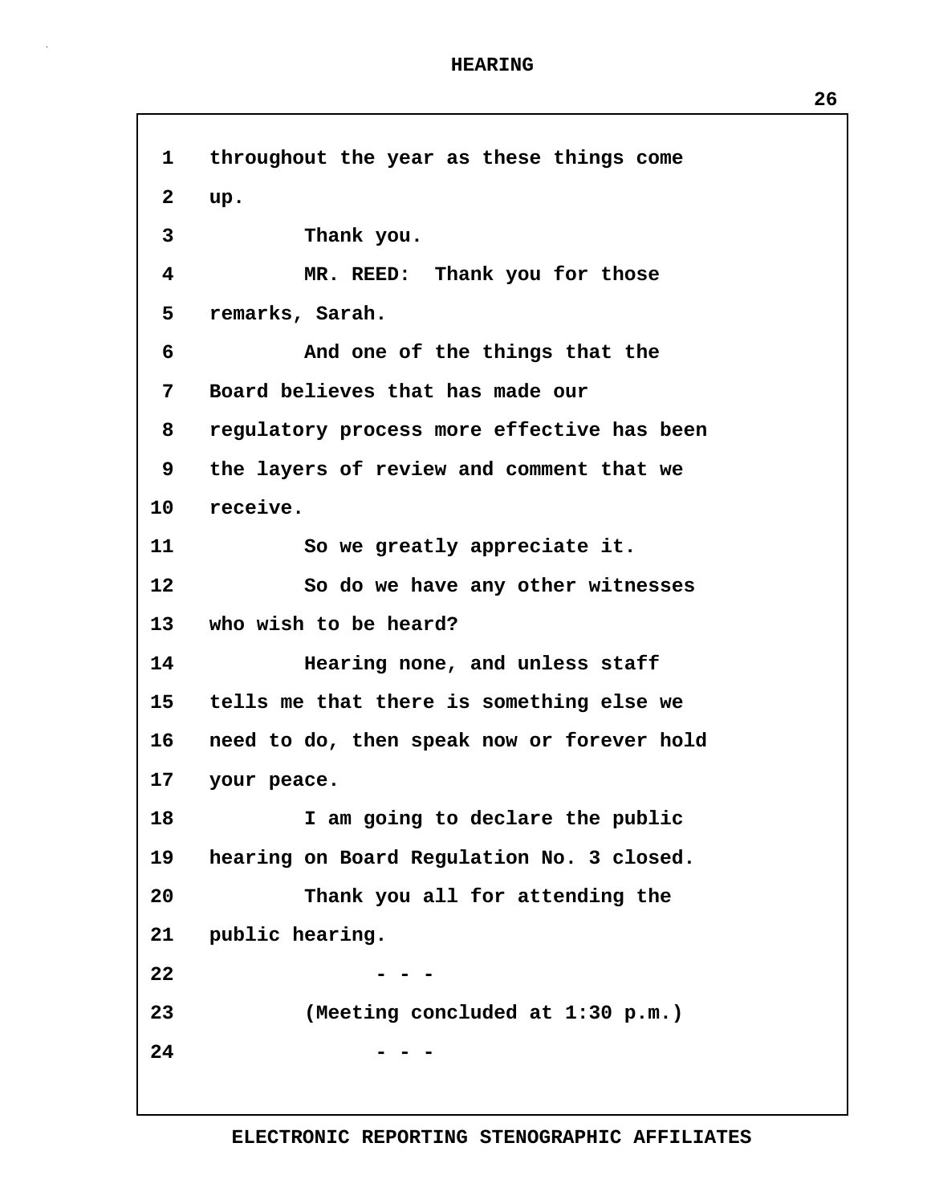throughout the year as these things come up.

Thank you.

MR. REED: Thank you for those remarks, Sarah.

And one of the things that the Board believes that has made our regulatory process more effective has been the layers of review and comment that we receive.

So we greatly appreciate it.

So do we have any other witnesses who wish to be heard?

Hearing none, and unless staff tells me that there is something else we need to do, then speak now or forever hold your peace.

I am going to declare the public hearing on Board Regulation No. 3 closed.

Thank you all for attending the public hearing.

- - -

(Meeting concluded at 1:30 p.m.)

- - -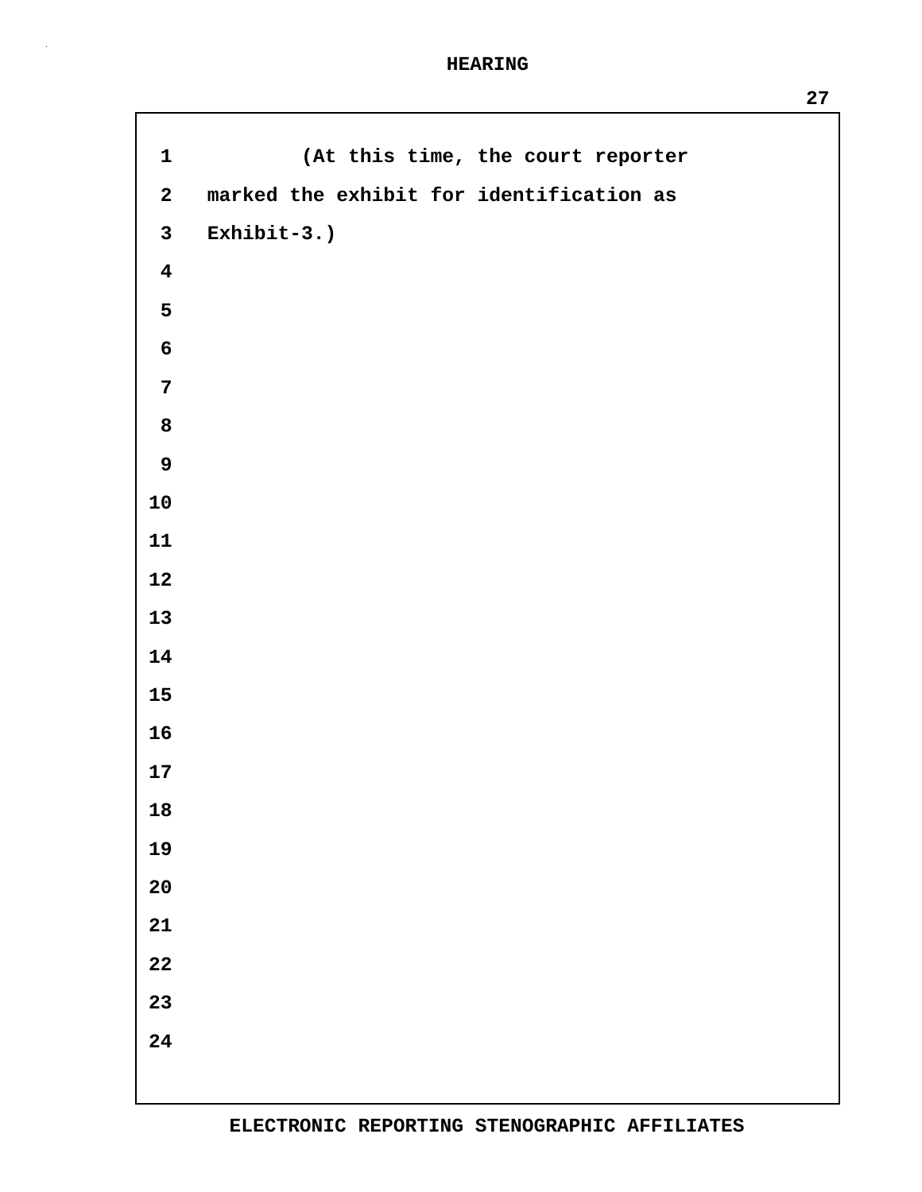(At this time, the court reporter marked the exhibit for identification as Exhibit-3.)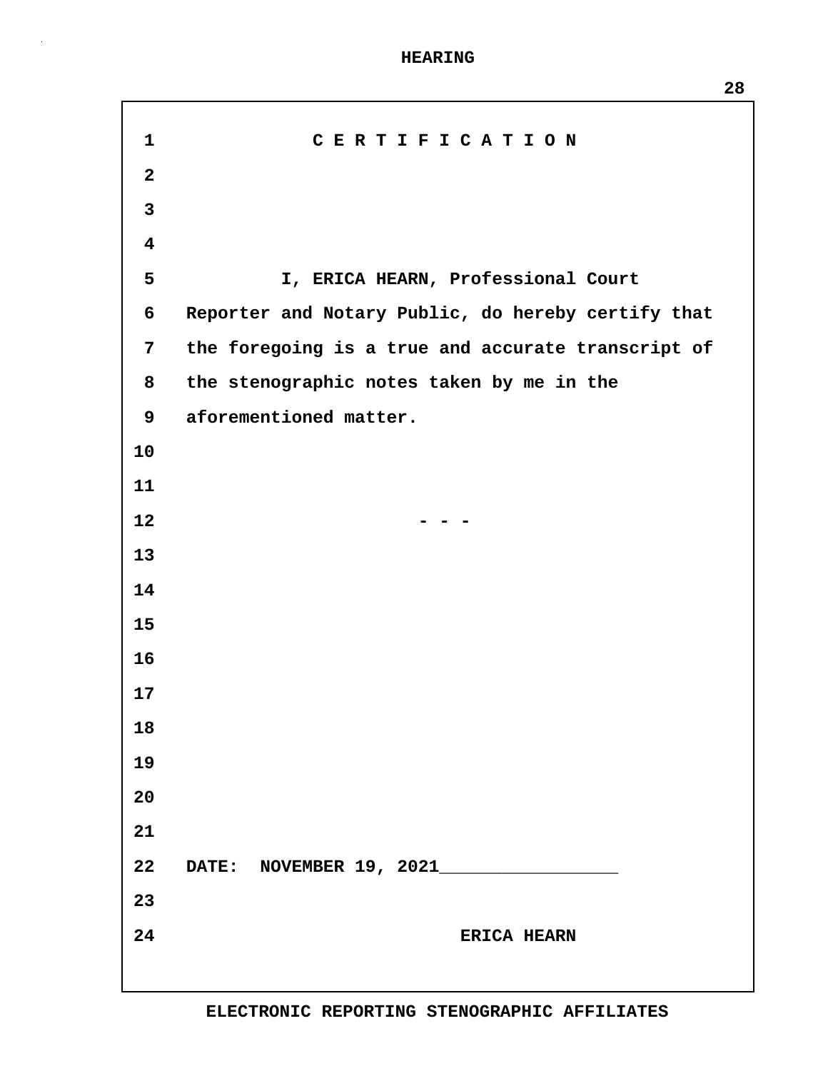# C E R T I F I C A T I O N

I, ERICA HEARN, Professional Court Reporter and Notary Public, do hereby certify that the foregoing is a true and accurate transcript of the stenographic notes taken by me in the aforementioned matter.

- - -

DATE: NOVEMBER 19, 2021_________________

ERICA HEARN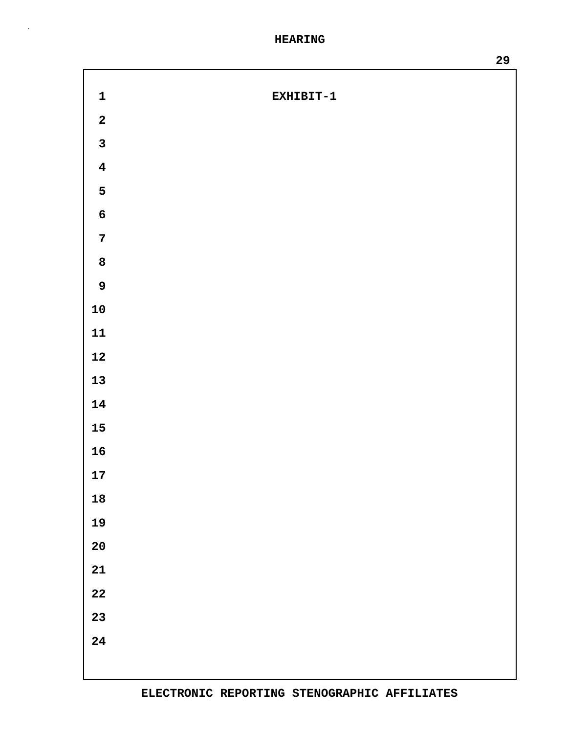EXHIBIT-1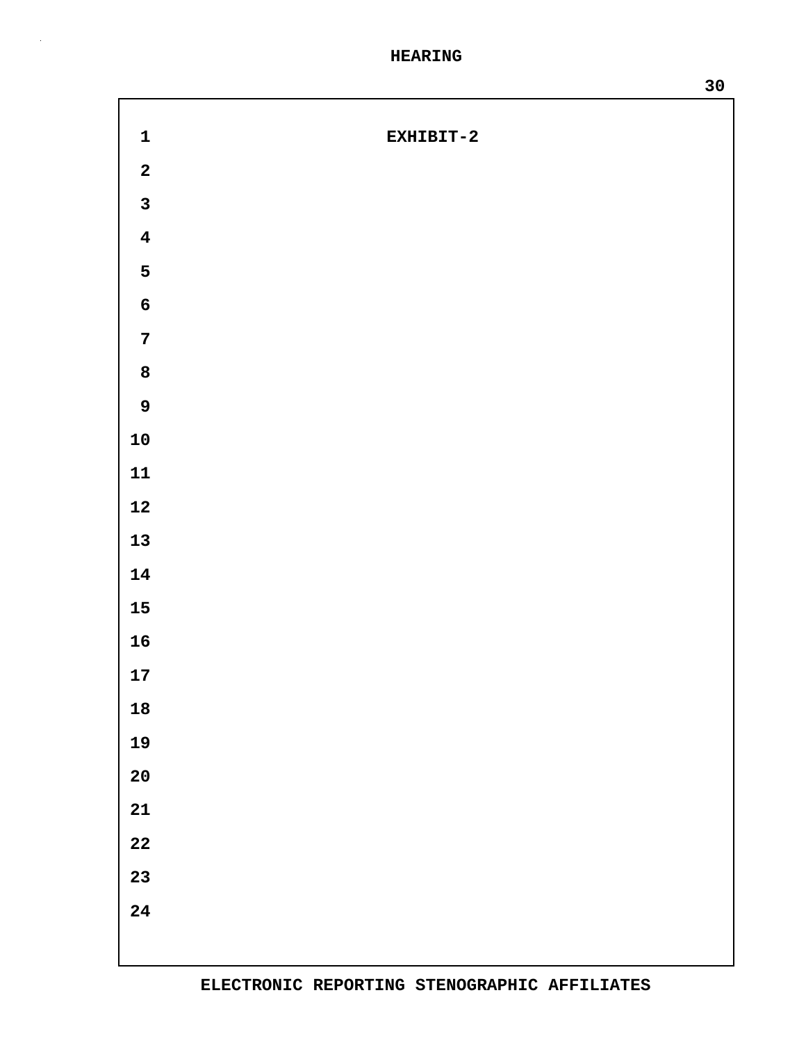EXHIBIT-2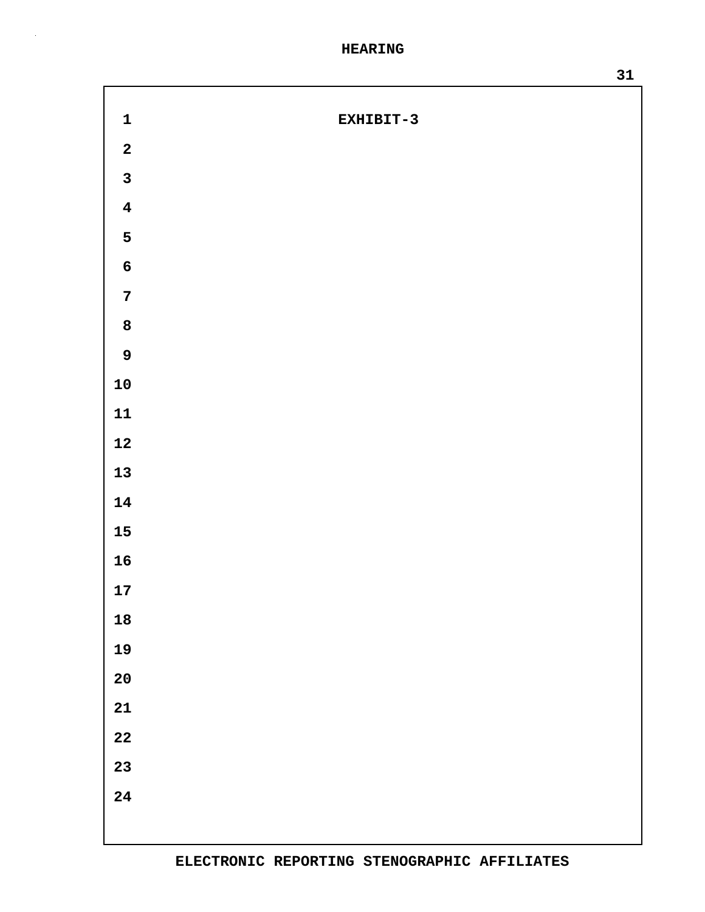EXHIBIT-3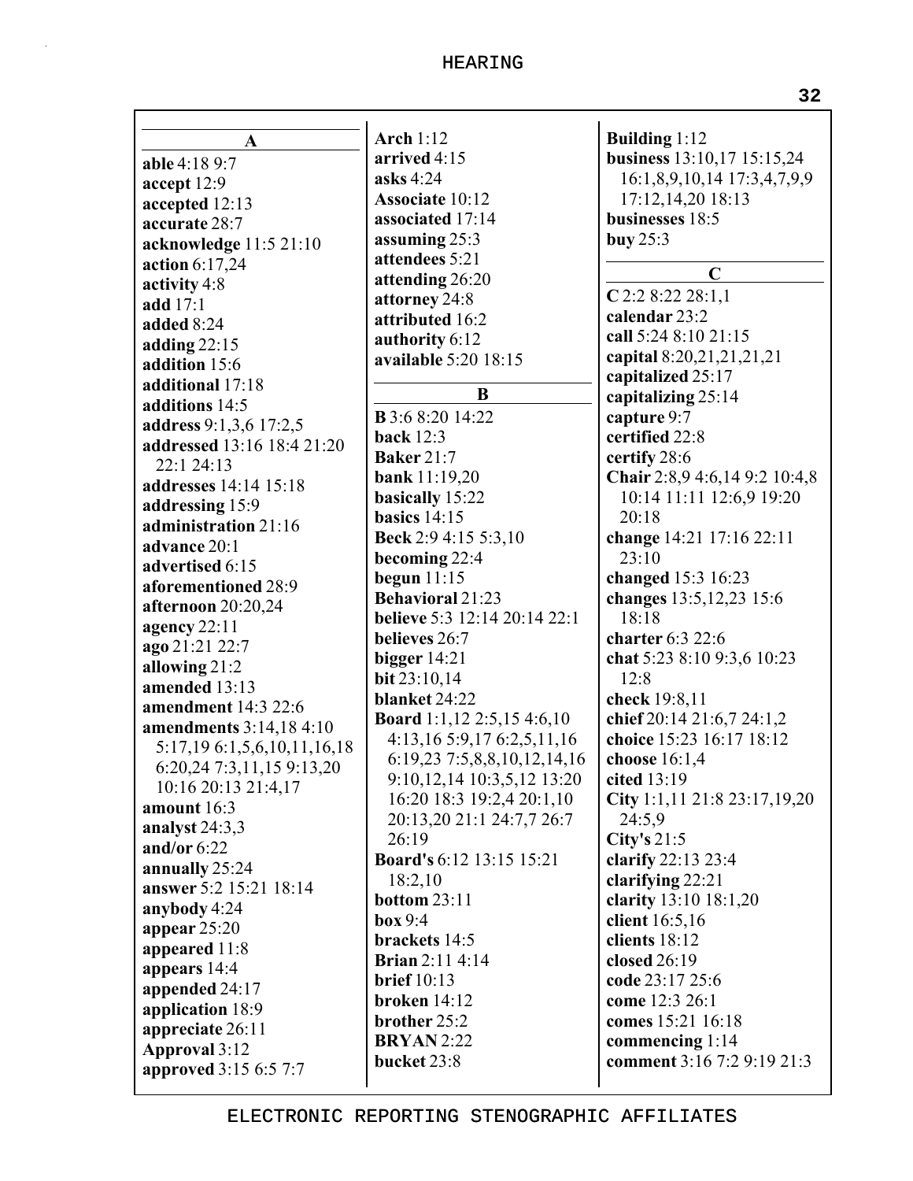## A

**able** 4:18 9:7
**accept** 12:9
**accepted** 12:13
**accurate** 28:7
**acknowledge** 11:5 21:10
**action** 6:17,24
**activity** 4:8
**add** 17:1
**added** 8:24
**adding** 22:15
**addition** 15:6
**additional** 17:18
**additions** 14:5
**address** 9:1,3,6 17:2,5
**addressed** 13:16 18:4 21:20 22:1 24:13
**addresses** 14:14 15:18
**addressing** 15:9
**administration** 21:16
**advance** 20:1
**advertised** 6:15
**aforementioned** 28:9
**afternoon** 20:20,24
**agency** 22:11
**ago** 21:21 22:7
**allowing** 21:2
**amended** 13:13
**amendment** 14:3 22:6
**amendments** 3:14,18 4:10 5:17,19 6:1,5,6,10,11,16,18 6:20,24 7:3,11,15 9:13,20 10:16 20:13 21:4,17
**amount** 16:3
**analyst** 24:3,3
**and/or** 6:22
**annually** 25:24
**answer** 5:2 15:21 18:14
**anybody** 4:24
**appear** 25:20
**appeared** 11:8
**appears** 14:4
**appended** 24:17
**application** 18:9
**appreciate** 26:11
**Approval** 3:12
**approved** 3:15 6:5 7:7
**Arch** 1:12
**arrived** 4:15
**asks** 4:24
**Associate** 10:12
**associated** 17:14
**assuming** 25:3
**attendees** 5:21
**attending** 26:20
**attorney** 24:8
**attributed** 16:2
**authority** 6:12
**available** 5:20 18:15

## B

**B** 3:6 8:20 14:22
**back** 12:3
**Baker** 21:7
**bank** 11:19,20
**basically** 15:22
**basics** 14:15
**Beck** 2:9 4:15 5:3,10
**becoming** 22:4
**begun** 11:15
**Behavioral** 21:23
**believe** 5:3 12:14 20:14 22:1
**believes** 26:7
**bigger** 14:21
**bit** 23:10,14
**blanket** 24:22
**Board** 1:1,12 2:5,15 4:6,10 4:13,16 5:9,17 6:2,5,11,16 6:19,23 7:5,8,8,10,12,14,16 9:10,12,14 10:3,5,12 13:20 16:20 18:3 19:2,4 20:1,10 20:13,20 21:1 24:7,7 26:7 26:19
**Board's** 6:12 13:15 15:21 18:2,10
**bottom** 23:11
**box** 9:4
**brackets** 14:5
**Brian** 2:11 4:14
**brief** 10:13
**broken** 14:12
**brother** 25:2
**BRYAN** 2:22
**bucket** 23:8
**Building** 1:12
**business** 13:10,17 15:15,24 16:1,8,9,10,14 17:3,4,7,9,9 17:12,14,20 18:13
**businesses** 18:5
**buy** 25:3

## C

**C** 2:2 8:22 28:1,1
**calendar** 23:2
**call** 5:24 8:10 21:15
**capital** 8:20,21,21,21,21
**capitalized** 25:17
**capitalizing** 25:14
**capture** 9:7
**certified** 22:8
**certify** 28:6
**Chair** 2:8,9 4:6,14 9:2 10:4,8 10:14 11:11 12:6,9 19:20 20:18
**change** 14:21 17:16 22:11 23:10
**changed** 15:3 16:23
**changes** 13:5,12,23 15:6 18:18
**charter** 6:3 22:6
**chat** 5:23 8:10 9:3,6 10:23 12:8
**check** 19:8,11
**chief** 20:14 21:6,7 24:1,2
**choice** 15:23 16:17 18:12
**choose** 16:1,4
**cited** 13:19
**City** 1:1,11 21:8 23:17,19,20 24:5,9
**City's** 21:5
**clarify** 22:13 23:4
**clarifying** 22:21
**clarity** 13:10 18:1,20
**client** 16:5,16
**clients** 18:12
**closed** 26:19
**code** 23:17 25:6
**come** 12:3 26:1
**comes** 15:21 16:18
**commencing** 1:14
**comment** 3:16 7:2 9:19 21:3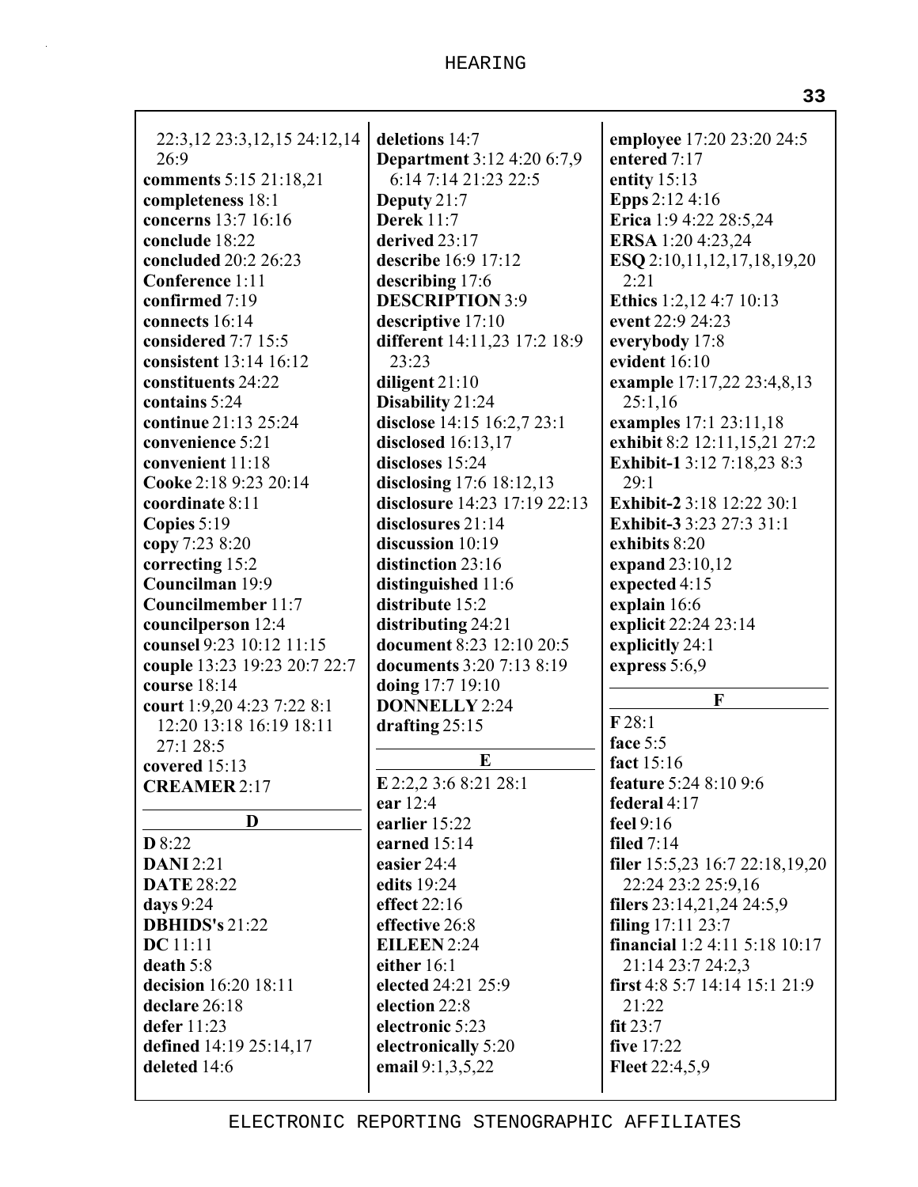22:3,12 23:3,12,15 24:12,14 26:9
**comments** 5:15 21:18,21
**completeness** 18:1
**concerns** 13:7 16:16
**conclude** 18:22
**concluded** 20:2 26:23
**Conference** 1:11
**confirmed** 7:19
**connects** 16:14
**considered** 7:7 15:5
**consistent** 13:14 16:12
**constituents** 24:22
**contains** 5:24
**continue** 21:13 25:24
**convenience** 5:21
**convenient** 11:18
**Cooke** 2:18 9:23 20:14
**coordinate** 8:11
**Copies** 5:19
**copy** 7:23 8:20
**correcting** 15:2
**Councilman** 19:9
**Councilmember** 11:7
**councilperson** 12:4
**counsel** 9:23 10:12 11:15
**couple** 13:23 19:23 20:7 22:7
**course** 18:14
**court** 1:9,20 4:23 7:22 8:1 12:20 13:18 16:19 18:11 27:1 28:5
**covered** 15:13
**CREAMER** 2:17

## D

**D** 8:22
**DANI** 2:21
**DATE** 28:22
**days** 9:24
**DBHIDS's** 21:22
**DC** 11:11
**death** 5:8
**decision** 16:20 18:11
**declare** 26:18
**defer** 11:23
**defined** 14:19 25:14,17
**deleted** 14:6
**deletions** 14:7
**Department** 3:12 4:20 6:7,9 6:14 7:14 21:23 22:5
**Deputy** 21:7
**Derek** 11:7
**derived** 23:17
**describe** 16:9 17:12
**describing** 17:6
**DESCRIPTION** 3:9
**descriptive** 17:10
**different** 14:11,23 17:2 18:9 23:23
**diligent** 21:10
**Disability** 21:24
**disclose** 14:15 16:2,7 23:1
**disclosed** 16:13,17
**discloses** 15:24
**disclosing** 17:6 18:12,13
**disclosure** 14:23 17:19 22:13
**disclosures** 21:14
**discussion** 10:19
**distinction** 23:16
**distinguished** 11:6
**distribute** 15:2
**distributing** 24:21
**document** 8:23 12:10 20:5
**documents** 3:20 7:13 8:19
**doing** 17:7 19:10
**DONNELLY** 2:24
**drafting** 25:15

## E

**E** 2:2,2 3:6 8:21 28:1
**ear** 12:4
**earlier** 15:22
**earned** 15:14
**easier** 24:4
**edits** 19:24
**effect** 22:16
**effective** 26:8
**EILEEN** 2:24
**either** 16:1
**elected** 24:21 25:9
**election** 22:8
**electronic** 5:23
**electronically** 5:20
**email** 9:1,3,5,22
**employee** 17:20 23:20 24:5
**entered** 7:17
**entity** 15:13
**Epps** 2:12 4:16
**Erica** 1:9 4:22 28:5,24
**ERSA** 1:20 4:23,24
**ESQ** 2:10,11,12,17,18,19,20 2:21
**Ethics** 1:2,12 4:7 10:13
**event** 22:9 24:23
**everybody** 17:8
**evident** 16:10
**example** 17:17,22 23:4,8,13 25:1,16
**examples** 17:1 23:11,18
**exhibit** 8:2 12:11,15,21 27:2
**Exhibit-1** 3:12 7:18,23 8:3 29:1
**Exhibit-2** 3:18 12:22 30:1
**Exhibit-3** 3:23 27:3 31:1
**exhibits** 8:20
**expand** 23:10,12
**expected** 4:15
**explain** 16:6
**explicit** 22:24 23:14
**explicitly** 24:1
**express** 5:6,9

## F

**F** 28:1
**face** 5:5
**fact** 15:16
**feature** 5:24 8:10 9:6
**federal** 4:17
**feel** 9:16
**filed** 7:14
**filer** 15:5,23 16:7 22:18,19,20 22:24 23:2 25:9,16
**filers** 23:14,21,24 24:5,9
**filing** 17:11 23:7
**financial** 1:2 4:11 5:18 10:17 21:14 23:7 24:2,3
**first** 4:8 5:7 14:14 15:1 21:9 21:22
**fit** 23:7
**five** 17:22
**Fleet** 22:4,5,9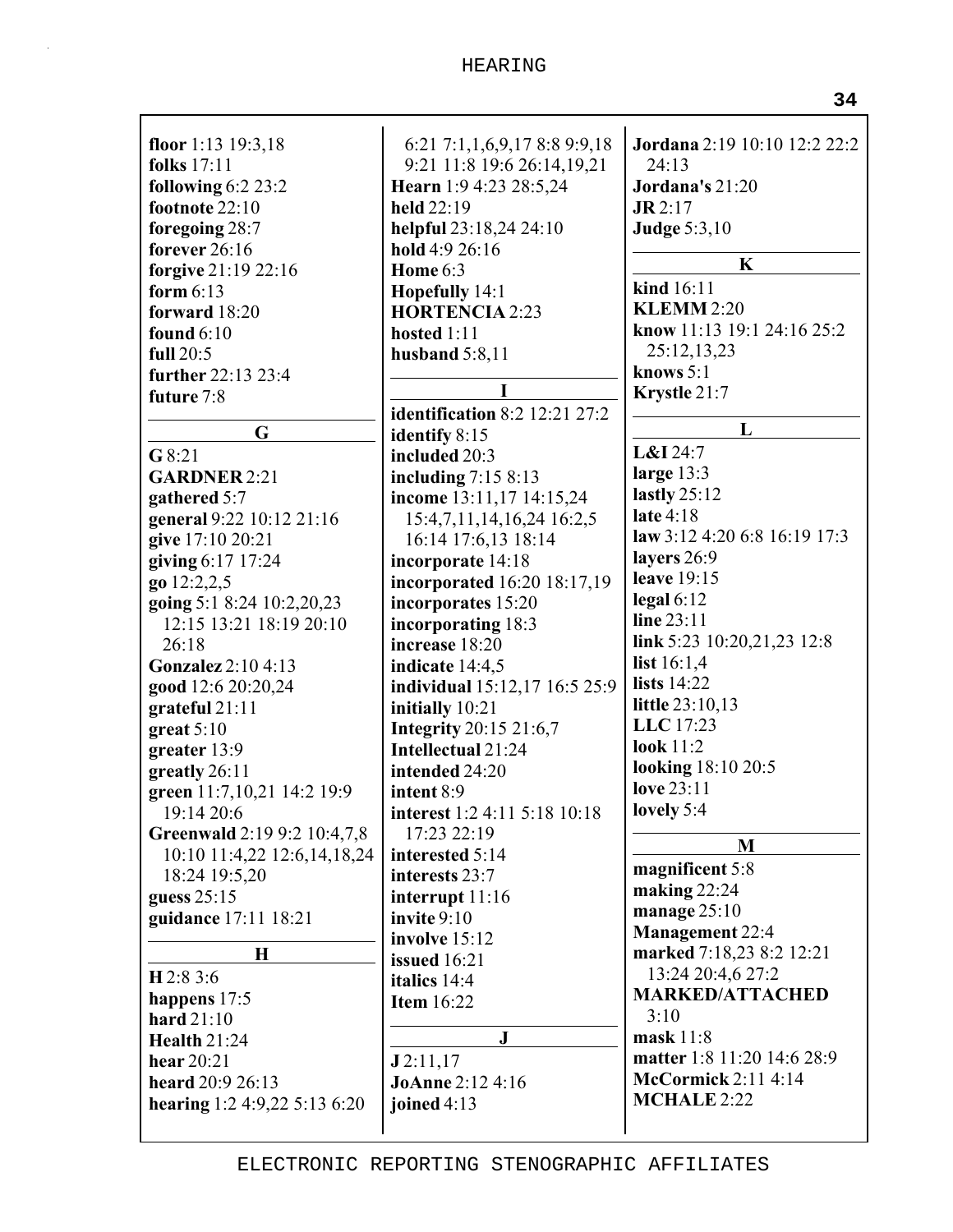**floor** 1:13 19:3,18
**folks** 17:11
**following** 6:2 23:2
**footnote** 22:10
**foregoing** 28:7
**forever** 26:16
**forgive** 21:19 22:16
**form** 6:13
**forward** 18:20
**found** 6:10
**full** 20:5
**further** 22:13 23:4
**future** 7:8

**G**

**G** 8:21
**GARDNER** 2:21
**gathered** 5:7
**general** 9:22 10:12 21:16
**give** 17:10 20:21
**giving** 6:17 17:24
**go** 12:2,2,5
**going** 5:1 8:24 10:2,20,23 12:15 13:21 18:19 20:10 26:18
**Gonzalez** 2:10 4:13
**good** 12:6 20:20,24
**grateful** 21:11
**great** 5:10
**greater** 13:9
**greatly** 26:11
**green** 11:7,10,21 14:2 19:9 19:14 20:6
**Greenwald** 2:19 9:2 10:4,7,8 10:10 11:4,22 12:6,14,18,24 18:24 19:5,20
**guess** 25:15
**guidance** 17:11 18:21

**H**

**H** 2:8 3:6
**happens** 17:5
**hard** 21:10
**Health** 21:24
**hear** 20:21
**heard** 20:9 26:13
**hearing** 1:2 4:9,22 5:13 6:20 6:21 7:1,1,6,9,17 8:8 9:9,18 9:21 11:8 19:6 26:14,19,21
**Hearn** 1:9 4:23 28:5,24
**held** 22:19
**helpful** 23:18,24 24:10
**hold** 4:9 26:16
**Home** 6:3
**Hopefully** 14:1
**HORTENCIA** 2:23
**hosted** 1:11
**husband** 5:8,11

**I**

**identification** 8:2 12:21 27:2
**identify** 8:15
**included** 20:3
**including** 7:15 8:13
**income** 13:11,17 14:15,24 15:4,7,11,14,16,24 16:2,5 16:14 17:6,13 18:14
**incorporate** 14:18
**incorporated** 16:20 18:17,19
**incorporates** 15:20
**incorporating** 18:3
**increase** 18:20
**indicate** 14:4,5
**individual** 15:12,17 16:5 25:9
**initially** 10:21
**Integrity** 20:15 21:6,7
**Intellectual** 21:24
**intended** 24:20
**intent** 8:9
**interest** 1:2 4:11 5:18 10:18 17:23 22:19
**interested** 5:14
**interests** 23:7
**interrupt** 11:16
**invite** 9:10
**involve** 15:12
**issued** 16:21
**italics** 14:4
**Item** 16:22

**J**

**J** 2:11,17
**JoAnne** 2:12 4:16
**joined** 4:13
**Jordana** 2:19 10:10 12:2 22:2 24:13
**Jordana's** 21:20
**JR** 2:17
**Judge** 5:3,10

**K**

**kind** 16:11
**KLEMM** 2:20
**know** 11:13 19:1 24:16 25:2 25:12,13,23
**knows** 5:1
**Krystle** 21:7

**L**

**L&I** 24:7
**large** 13:3
**lastly** 25:12
**late** 4:18
**law** 3:12 4:20 6:8 16:19 17:3
**layers** 26:9
**leave** 19:15
**legal** 6:12
**line** 23:11
**link** 5:23 10:20,21,23 12:8
**list** 16:1,4
**lists** 14:22
**little** 23:10,13
**LLC** 17:23
**look** 11:2
**looking** 18:10 20:5
**love** 23:11
**lovely** 5:4

**M**

**magnificent** 5:8
**making** 22:24
**manage** 25:10
**Management** 22:4
**marked** 7:18,23 8:2 12:21 13:24 20:4,6 27:2
**MARKED/ATTACHED** 3:10
**mask** 11:8
**matter** 1:8 11:20 14:6 28:9
**McCormick** 2:11 4:14
**MCHALE** 2:22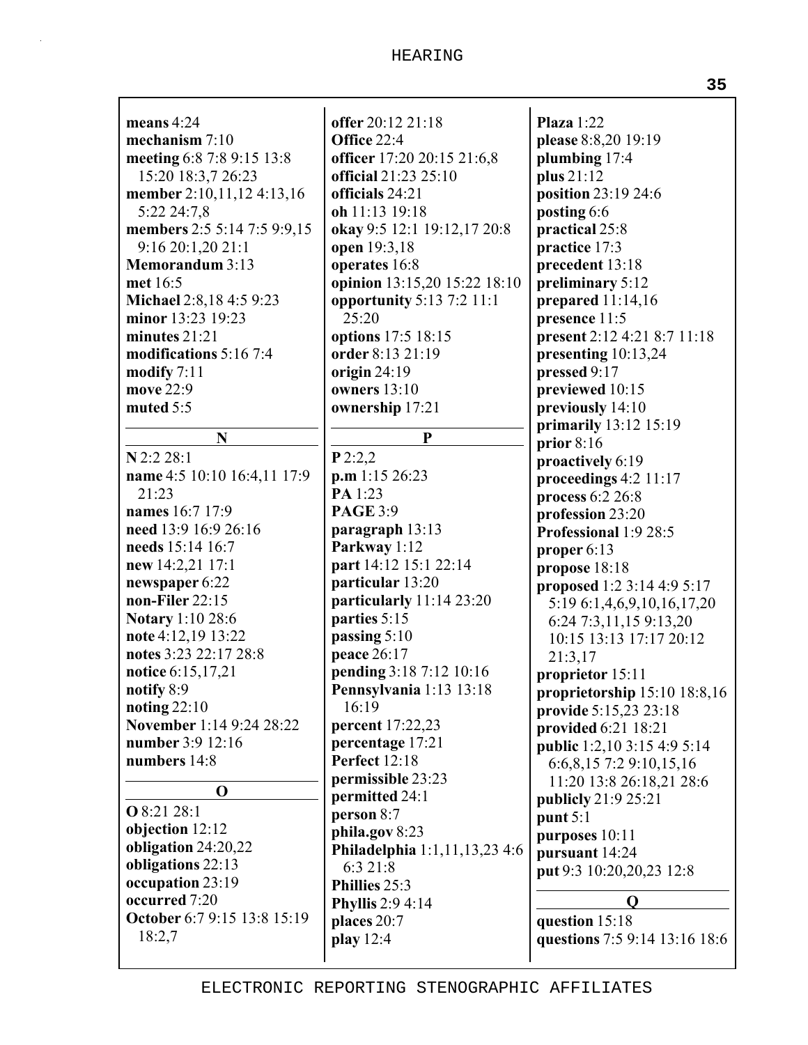**means** 4:24
**mechanism** 7:10
**meeting** 6:8 7:8 9:15 13:8 15:20 18:3,7 26:23
**member** 2:10,11,12 4:13,16 5:22 24:7,8
**members** 2:5 5:14 7:5 9:9,15 9:16 20:1,20 21:1
**Memorandum** 3:13
**met** 16:5
**Michael** 2:8,18 4:5 9:23
**minor** 13:23 19:23
**minutes** 21:21
**modifications** 5:16 7:4
**modify** 7:11
**move** 22:9
**muted** 5:5

## N

**N** 2:2 28:1
**name** 4:5 10:10 16:4,11 17:9 21:23
**names** 16:7 17:9
**need** 13:9 16:9 26:16
**needs** 15:14 16:7
**new** 14:2,21 17:1
**newspaper** 6:22
**non-Filer** 22:15
**Notary** 1:10 28:6
**note** 4:12,19 13:22
**notes** 3:23 22:17 28:8
**notice** 6:15,17,21
**notify** 8:9
**noting** 22:10
**November** 1:14 9:24 28:22
**number** 3:9 12:16
**numbers** 14:8

## O

**O** 8:21 28:1
**objection** 12:12
**obligation** 24:20,22
**obligations** 22:13
**occupation** 23:19
**occurred** 7:20
**October** 6:7 9:15 13:8 15:19 18:2,7
**offer** 20:12 21:18
**Office** 22:4
**officer** 17:20 20:15 21:6,8
**official** 21:23 25:10
**officials** 24:21
**oh** 11:13 19:18
**okay** 9:5 12:1 19:12,17 20:8
**open** 19:3,18
**operates** 16:8
**opinion** 13:15,20 15:22 18:10
**opportunity** 5:13 7:2 11:1 25:20
**options** 17:5 18:15
**order** 8:13 21:19
**origin** 24:19
**owners** 13:10
**ownership** 17:21

## P

**P** 2:2,2
**p.m** 1:15 26:23
**PA** 1:23
**PAGE** 3:9
**paragraph** 13:13
**Parkway** 1:12
**part** 14:12 15:1 22:14
**particular** 13:20
**particularly** 11:14 23:20
**parties** 5:15
**passing** 5:10
**peace** 26:17
**pending** 3:18 7:12 10:16
**Pennsylvania** 1:13 13:18 16:19
**percent** 17:22,23
**percentage** 17:21
**Perfect** 12:18
**permissible** 23:23
**permitted** 24:1
**person** 8:7
**phila.gov** 8:23
**Philadelphia** 1:1,11,13,23 4:6 6:3 21:8
**Phillies** 25:3
**Phyllis** 2:9 4:14
**places** 20:7
**play** 12:4
**Plaza** 1:22
**please** 8:8,20 19:19
**plumbing** 17:4
**plus** 21:12
**position** 23:19 24:6
**posting** 6:6
**practical** 25:8
**practice** 17:3
**precedent** 13:18
**preliminary** 5:12
**prepared** 11:14,16
**presence** 11:5
**present** 2:12 4:21 8:7 11:18
**presenting** 10:13,24
**pressed** 9:17
**previewed** 10:15
**previously** 14:10
**primarily** 13:12 15:19
**prior** 8:16
**proactively** 6:19
**proceedings** 4:2 11:17
**process** 6:2 26:8
**profession** 23:20
**Professional** 1:9 28:5
**proper** 6:13
**propose** 18:18
**proposed** 1:2 3:14 4:9 5:17 5:19 6:1,4,6,9,10,16,17,20 6:24 7:3,11,15 9:13,20 10:15 13:13 17:17 20:12 21:3,17
**proprietor** 15:11
**proprietorship** 15:10 18:8,16
**provide** 5:15,23 23:18
**provided** 6:21 18:21
**public** 1:2,10 3:15 4:9 5:14 6:6,8,15 7:2 9:10,15,16 11:20 13:8 26:18,21 28:6
**publicly** 21:9 25:21
**punt** 5:1
**purposes** 10:11
**pursuant** 14:24
**put** 9:3 10:20,20,23 12:8

## Q

**question** 15:18
**questions** 7:5 9:14 13:16 18:6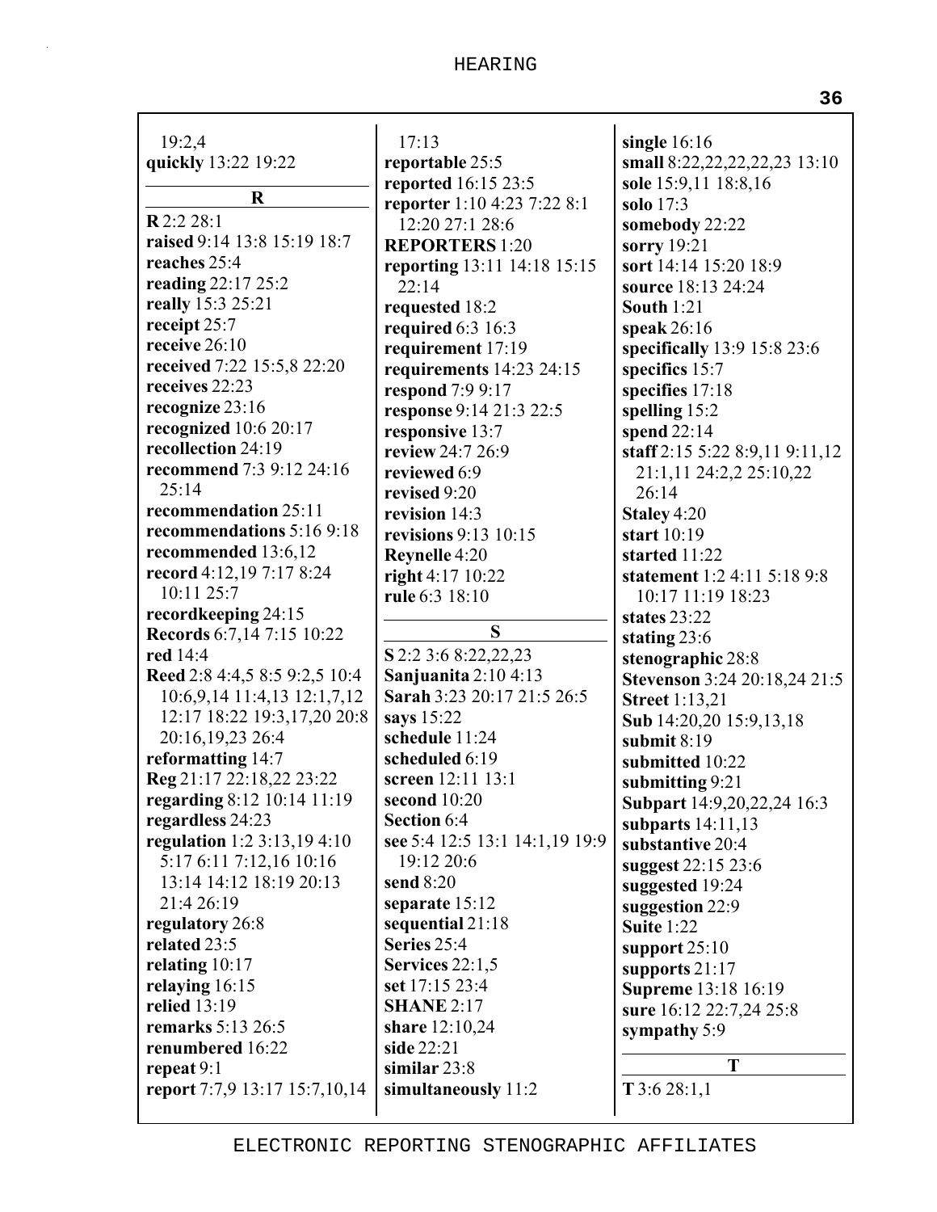19:2,4
**quickly** 13:22 19:22

**R**

**R** 2:2 28:1
**raised** 9:14 13:8 15:19 18:7
**reaches** 25:4
**reading** 22:17 25:2
**really** 15:3 25:21
**receipt** 25:7
**receive** 26:10
**received** 7:22 15:5,8 22:20
**receives** 22:23
**recognize** 23:16
**recognized** 10:6 20:17
**recollection** 24:19
**recommend** 7:3 9:12 24:16 25:14
**recommendation** 25:11
**recommendations** 5:16 9:18
**recommended** 13:6,12
**record** 4:12,19 7:17 8:24 10:11 25:7
**recordkeeping** 24:15
**Records** 6:7,14 7:15 10:22
**red** 14:4
**Reed** 2:8 4:4,5 8:5 9:2,5 10:4 10:6,9,14 11:4,13 12:1,7,12 12:17 18:22 19:3,17,20 20:8 20:16,19,23 26:4
**reformatting** 14:7
**Reg** 21:17 22:18,22 23:22
**regarding** 8:12 10:14 11:19
**regardless** 24:23
**regulation** 1:2 3:13,19 4:10 5:17 6:11 7:12,16 10:16 13:14 14:12 18:19 20:13 21:4 26:19
**regulatory** 26:8
**related** 23:5
**relating** 10:17
**relaying** 16:15
**relied** 13:19
**remarks** 5:13 26:5
**renumbered** 16:22
**repeat** 9:1
**report** 7:7,9 13:17 15:7,10,14 17:13
**reportable** 25:5
**reported** 16:15 23:5
**reporter** 1:10 4:23 7:22 8:1 12:20 27:1 28:6
**REPORTERS** 1:20
**reporting** 13:11 14:18 15:15 22:14
**requested** 18:2
**required** 6:3 16:3
**requirement** 17:19
**requirements** 14:23 24:15
**respond** 7:9 9:17
**response** 9:14 21:3 22:5
**responsive** 13:7
**review** 24:7 26:9
**reviewed** 6:9
**revised** 9:20
**revision** 14:3
**revisions** 9:13 10:15
**Reynelle** 4:20
**right** 4:17 10:22
**rule** 6:3 18:10

**S**

**S** 2:2 3:6 8:22,22,23
**Sanjuanita** 2:10 4:13
**Sarah** 3:23 20:17 21:5 26:5
**says** 15:22
**schedule** 11:24
**scheduled** 6:19
**screen** 12:11 13:1
**second** 10:20
**Section** 6:4
**see** 5:4 12:5 13:1 14:1,19 19:9 19:12 20:6
**send** 8:20
**separate** 15:12
**sequential** 21:18
**Series** 25:4
**Services** 22:1,5
**set** 17:15 23:4
**SHANE** 2:17
**share** 12:10,24
**side** 22:21
**similar** 23:8
**simultaneously** 11:2
**single** 16:16
**small** 8:22,22,22,22,23 13:10
**sole** 15:9,11 18:8,16
**solo** 17:3
**somebody** 22:22
**sorry** 19:21
**sort** 14:14 15:20 18:9
**source** 18:13 24:24
**South** 1:21
**speak** 26:16
**specifically** 13:9 15:8 23:6
**specifics** 15:7
**specifies** 17:18
**spelling** 15:2
**spend** 22:14
**staff** 2:15 5:22 8:9,11 9:11,12 21:1,11 24:2,2 25:10,22 26:14
**Staley** 4:20
**start** 10:19
**started** 11:22
**statement** 1:2 4:11 5:18 9:8 10:17 11:19 18:23
**states** 23:22
**stating** 23:6
**stenographic** 28:8
**Stevenson** 3:24 20:18,24 21:5
**Street** 1:13,21
**Sub** 14:20,20 15:9,13,18
**submit** 8:19
**submitted** 10:22
**submitting** 9:21
**Subpart** 14:9,20,22,24 16:3
**subparts** 14:11,13
**substantive** 20:4
**suggest** 22:15 23:6
**suggested** 19:24
**suggestion** 22:9
**Suite** 1:22
**support** 25:10
**supports** 21:17
**Supreme** 13:18 16:19
**sure** 16:12 22:7,24 25:8
**sympathy** 5:9

**T**

**T** 3:6 28:1,1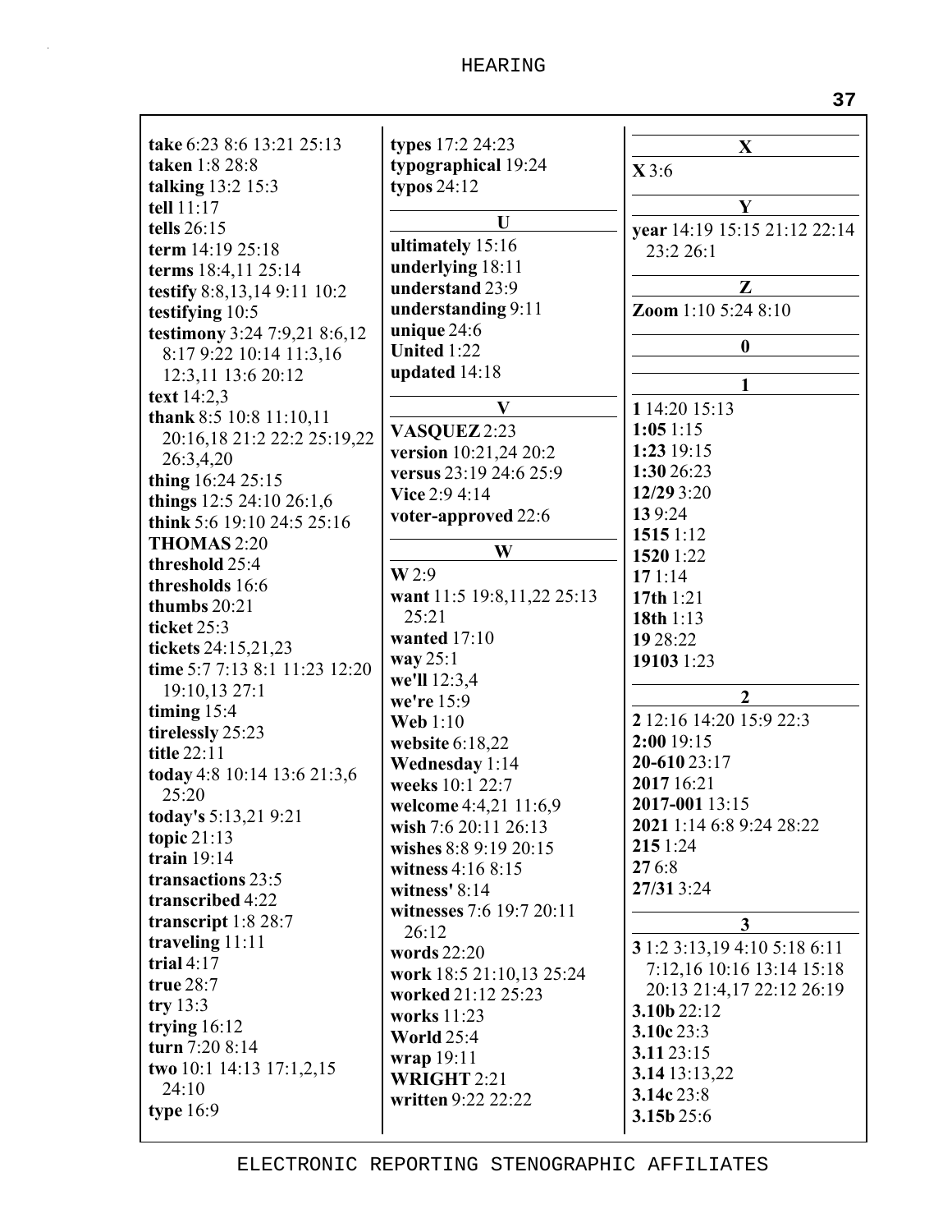**take** 6:23 8:6 13:21 25:13
**taken** 1:8 28:8
**talking** 13:2 15:3
**tell** 11:17
**tells** 26:15
**term** 14:19 25:18
**terms** 18:4,11 25:14
**testify** 8:8,13,14 9:11 10:2
**testifying** 10:5
**testimony** 3:24 7:9,21 8:6,12 8:17 9:22 10:14 11:3,16 12:3,11 13:6 20:12
**text** 14:2,3
**thank** 8:5 10:8 11:10,11 20:16,18 21:2 22:2 25:19,22 26:3,4,20
**thing** 16:24 25:15
**things** 12:5 24:10 26:1,6
**think** 5:6 19:10 24:5 25:16
**THOMAS** 2:20
**threshold** 25:4
**thresholds** 16:6
**thumbs** 20:21
**ticket** 25:3
**tickets** 24:15,21,23
**time** 5:7 7:13 8:1 11:23 12:20 19:10,13 27:1
**timing** 15:4
**tirelessly** 25:23
**title** 22:11
**today** 4:8 10:14 13:6 21:3,6 25:20
**today's** 5:13,21 9:21
**topic** 21:13
**train** 19:14
**transactions** 23:5
**transcribed** 4:22
**transcript** 1:8 28:7
**traveling** 11:11
**trial** 4:17
**true** 28:7
**try** 13:3
**trying** 16:12
**turn** 7:20 8:14
**two** 10:1 14:13 17:1,2,15 24:10
**type** 16:9
**types** 17:2 24:23
**typographical** 19:24
**typos** 24:12

**U**

**ultimately** 15:16
**underlying** 18:11
**understand** 23:9
**understanding** 9:11
**unique** 24:6
**United** 1:22
**updated** 14:18

**V**

**VASQUEZ** 2:23
**version** 10:21,24 20:2
**versus** 23:19 24:6 25:9
**Vice** 2:9 4:14
**voter-approved** 22:6

**W**

**W** 2:9
**want** 11:5 19:8,11,22 25:13 25:21
**wanted** 17:10
**way** 25:1
**we'll** 12:3,4
**we're** 15:9
**Web** 1:10
**website** 6:18,22
**Wednesday** 1:14
**weeks** 10:1 22:7
**welcome** 4:4,21 11:6,9
**wish** 7:6 20:11 26:13
**wishes** 8:8 9:19 20:15
**witness** 4:16 8:15
**witness'** 8:14
**witnesses** 7:6 19:7 20:11 26:12
**words** 22:20
**work** 18:5 21:10,13 25:24
**worked** 21:12 25:23
**works** 11:23
**World** 25:4
**wrap** 19:11
**WRIGHT** 2:21
**written** 9:22 22:22

**X**

**X** 3:6

**Y**

**year** 14:19 15:15 21:12 22:14 23:2 26:1

**Z**

**Zoom** 1:10 5:24 8:10

**0**

**1**

**1** 14:20 15:13
**1:05** 1:15
**1:23** 19:15
**1:30** 26:23
**12/29** 3:20
**13** 9:24
**1515** 1:12
**1520** 1:22
**17** 1:14
**17th** 1:21
**18th** 1:13
**19** 28:22
**19103** 1:23

**2**

**2** 12:16 14:20 15:9 22:3
**2:00** 19:15
**20-610** 23:17
**2017** 16:21
**2017-001** 13:15
**2021** 1:14 6:8 9:24 28:22
**215** 1:24
**27** 6:8
**27/31** 3:24

**3**

**3** 1:2 3:13,19 4:10 5:18 6:11 7:12,16 10:16 13:14 15:18 20:13 21:4,17 22:12 26:19
**3.10b** 22:12
**3.10c** 23:3
**3.11** 23:15
**3.14** 13:13,22
**3.14c** 23:8
**3.15b** 25:6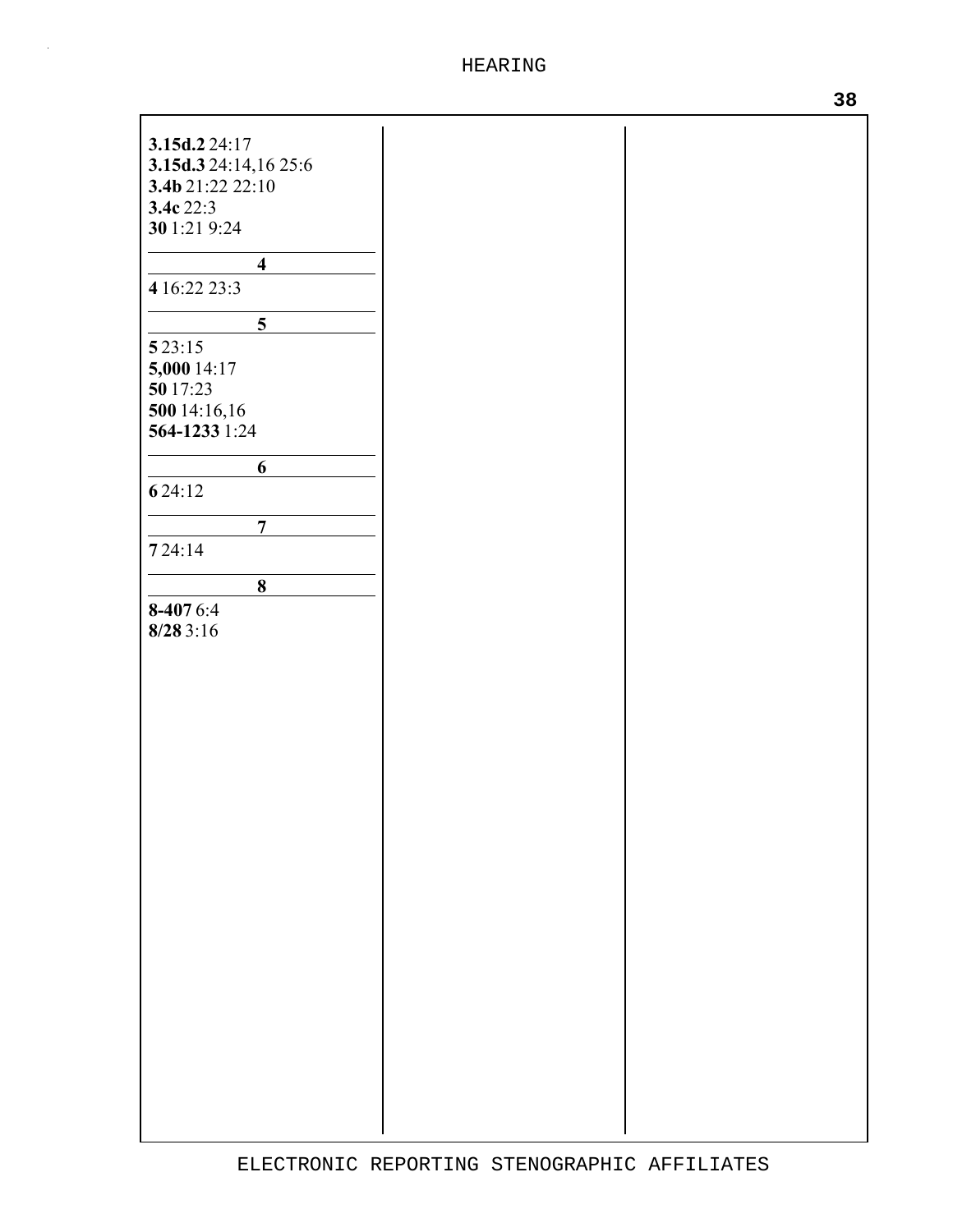**3.15d.2** 24:17
**3.15d.3** 24:14,16 25:6
**3.4b** 21:22 22:10
**3.4c** 22:3
**30** 1:21 9:24

### 4

**4** 16:22 23:3

### 5

**5** 23:15
**5,000** 14:17
**50** 17:23
**500** 14:16,16
**564-1233** 1:24

### 6

**6** 24:12

### 7

**7** 24:14

### 8

**8-407** 6:4
**8/28** 3:16